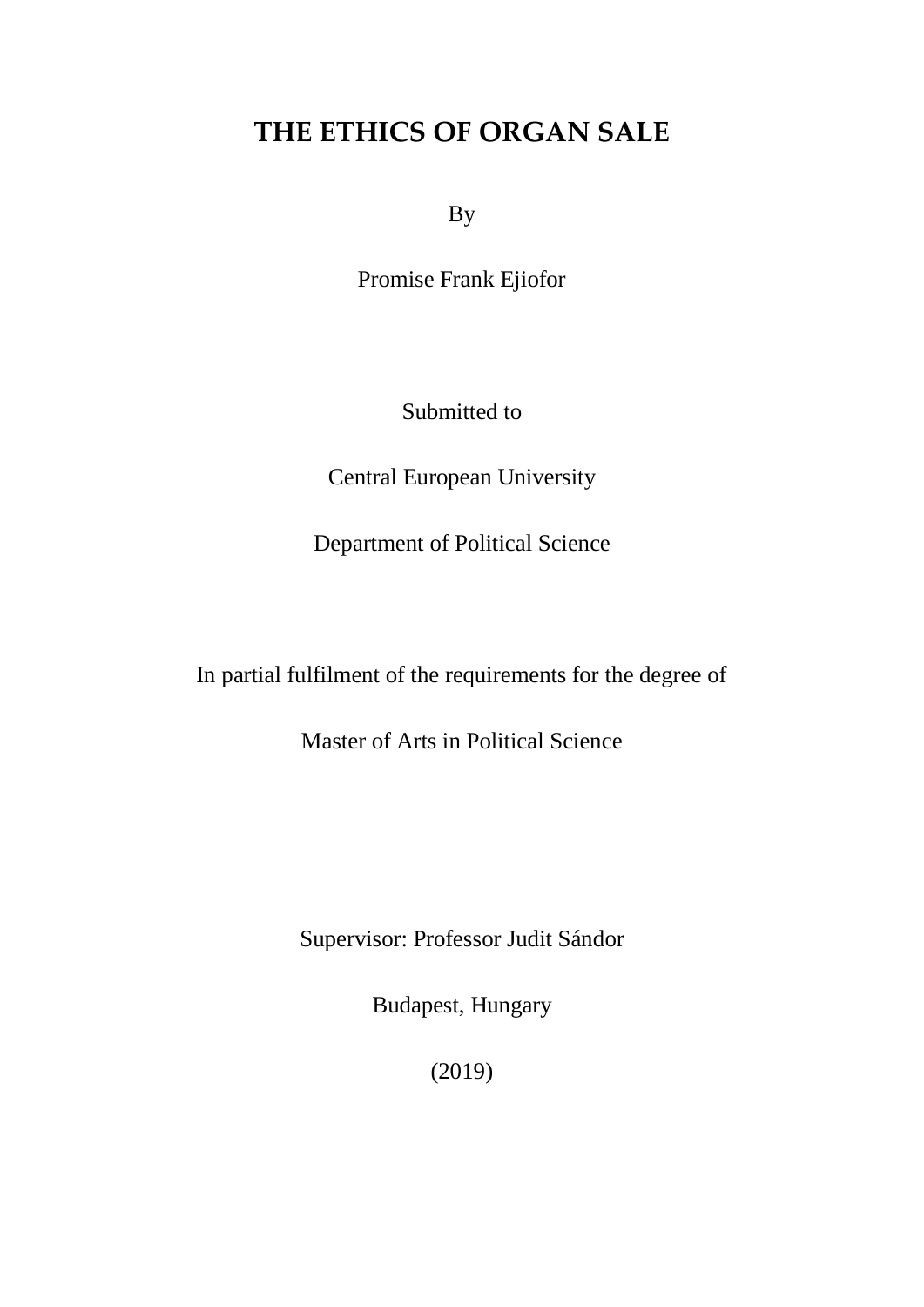# THE ETHICS OF ORGAN SALE

By

Promise Frank Ejiofor

Submitted to

Central European University

Department of Political Science

In partial fulfilment of the requirements for the degree of

Master of Arts in Political Science

Supervisor: Professor Judit Sándor

Budapest, Hungary

(2019)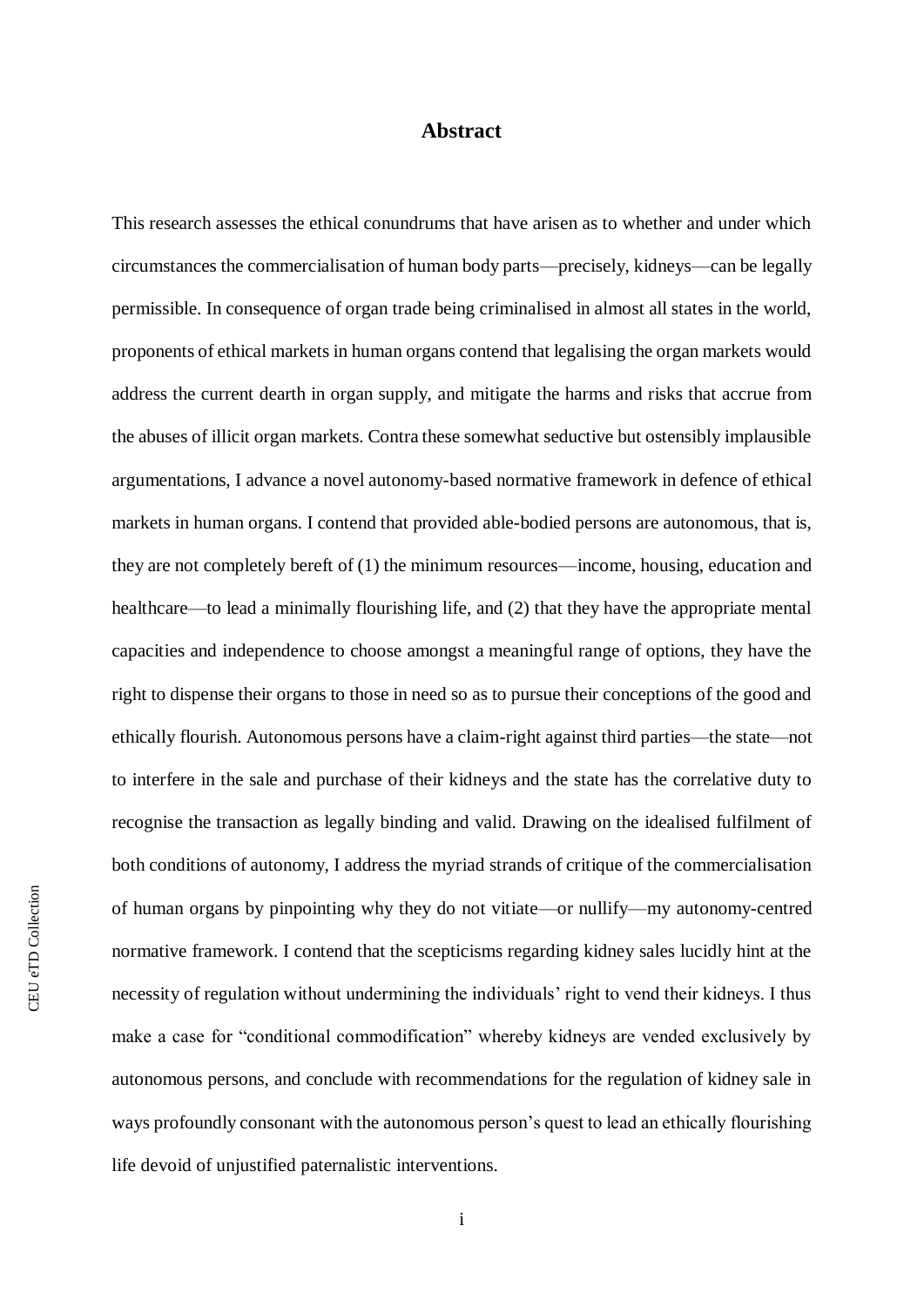# Abstract

This research assesses the ethical conundrums that have arisen as to whether and under which circumstances the commercialisation of human body parts—precisely, kidneys—can be legally permissible. In consequence of organ trade being criminalised in almost all states in the world, proponents of ethical markets in human organs contend that legalising the organ markets would address the current dearth in organ supply, and mitigate the harms and risks that accrue from the abuses of illicit organ markets. Contra these somewhat seductive but ostensibly implausible argumentations, I advance a novel autonomy-based normative framework in defence of ethical markets in human organs. I contend that provided able-bodied persons are autonomous, that is, they are not completely bereft of (1) the minimum resources—income, housing, education and healthcare—to lead a minimally flourishing life, and (2) that they have the appropriate mental capacities and independence to choose amongst a meaningful range of options, they have the right to dispense their organs to those in need so as to pursue their conceptions of the good and ethically flourish. Autonomous persons have a claim-right against third parties—the state—not to interfere in the sale and purchase of their kidneys and the state has the correlative duty to recognise the transaction as legally binding and valid. Drawing on the idealised fulfilment of both conditions of autonomy, I address the myriad strands of critique of the commercialisation of human organs by pinpointing why they do not vitiate—or nullify—my autonomy-centred normative framework. I contend that the scepticisms regarding kidney sales lucidly hint at the necessity of regulation without undermining the individuals' right to vend their kidneys. I thus make a case for "conditional commodification" whereby kidneys are vended exclusively by autonomous persons, and conclude with recommendations for the regulation of kidney sale in ways profoundly consonant with the autonomous person's quest to lead an ethically flourishing life devoid of unjustified paternalistic interventions.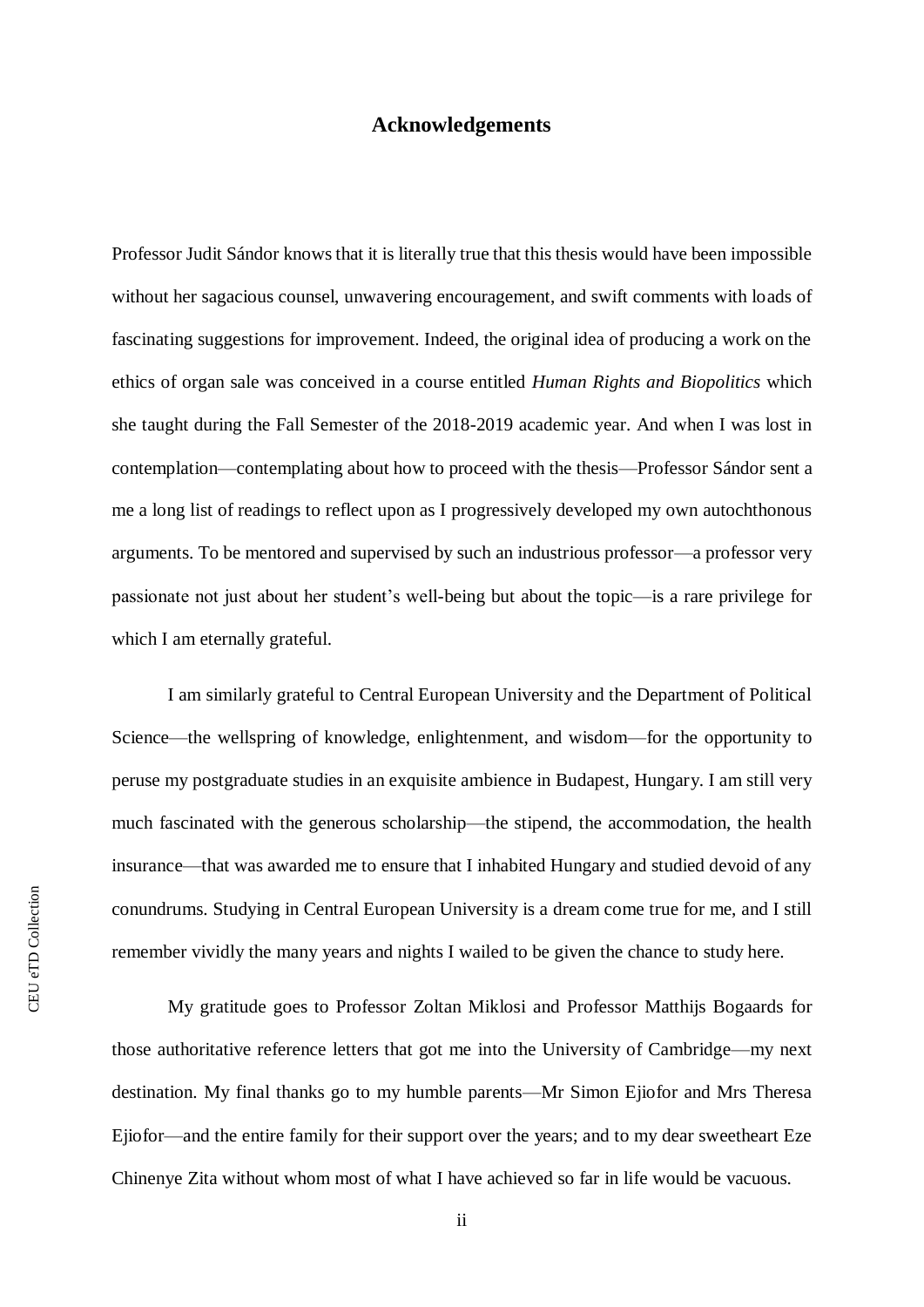## Acknowledgements

Professor Judit Sándor knows that it is literally true that this thesis would have been impossible without her sagacious counsel, unwavering encouragement, and swift comments with loads of fascinating suggestions for improvement. Indeed, the original idea of producing a work on the ethics of organ sale was conceived in a course entitled *Human Rights and Biopolitics* which she taught during the Fall Semester of the 2018-2019 academic year. And when I was lost in contemplation—contemplating about how to proceed with the thesis—Professor Sándor sent a me a long list of readings to reflect upon as I progressively developed my own autochthonous arguments. To be mentored and supervised by such an industrious professor—a professor very passionate not just about her student's well-being but about the topic—is a rare privilege for which I am eternally grateful.

I am similarly grateful to Central European University and the Department of Political Science—the wellspring of knowledge, enlightenment, and wisdom—for the opportunity to peruse my postgraduate studies in an exquisite ambience in Budapest, Hungary. I am still very much fascinated with the generous scholarship—the stipend, the accommodation, the health insurance—that was awarded me to ensure that I inhabited Hungary and studied devoid of any conundrums. Studying in Central European University is a dream come true for me, and I still remember vividly the many years and nights I wailed to be given the chance to study here.

My gratitude goes to Professor Zoltan Miklosi and Professor Matthijs Bogaards for those authoritative reference letters that got me into the University of Cambridge—my next destination. My final thanks go to my humble parents—Mr Simon Ejiofor and Mrs Theresa Ejiofor—and the entire family for their support over the years; and to my dear sweetheart Eze Chinenye Zita without whom most of what I have achieved so far in life would be vacuous.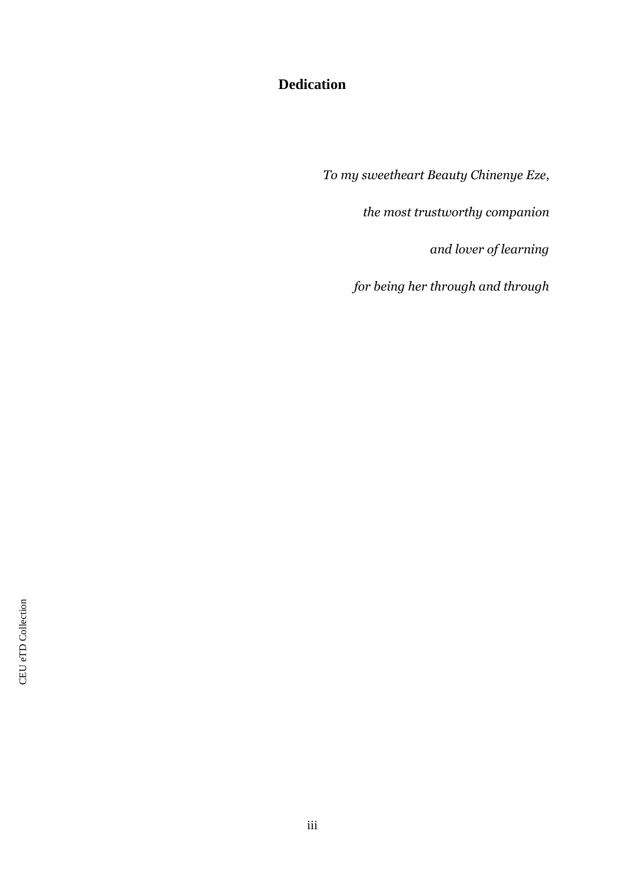# Dedication

*To my sweetheart Beauty Chinenye Eze,*

*the most trustworthy companion*

*and lover of learning*

*for being her through and through*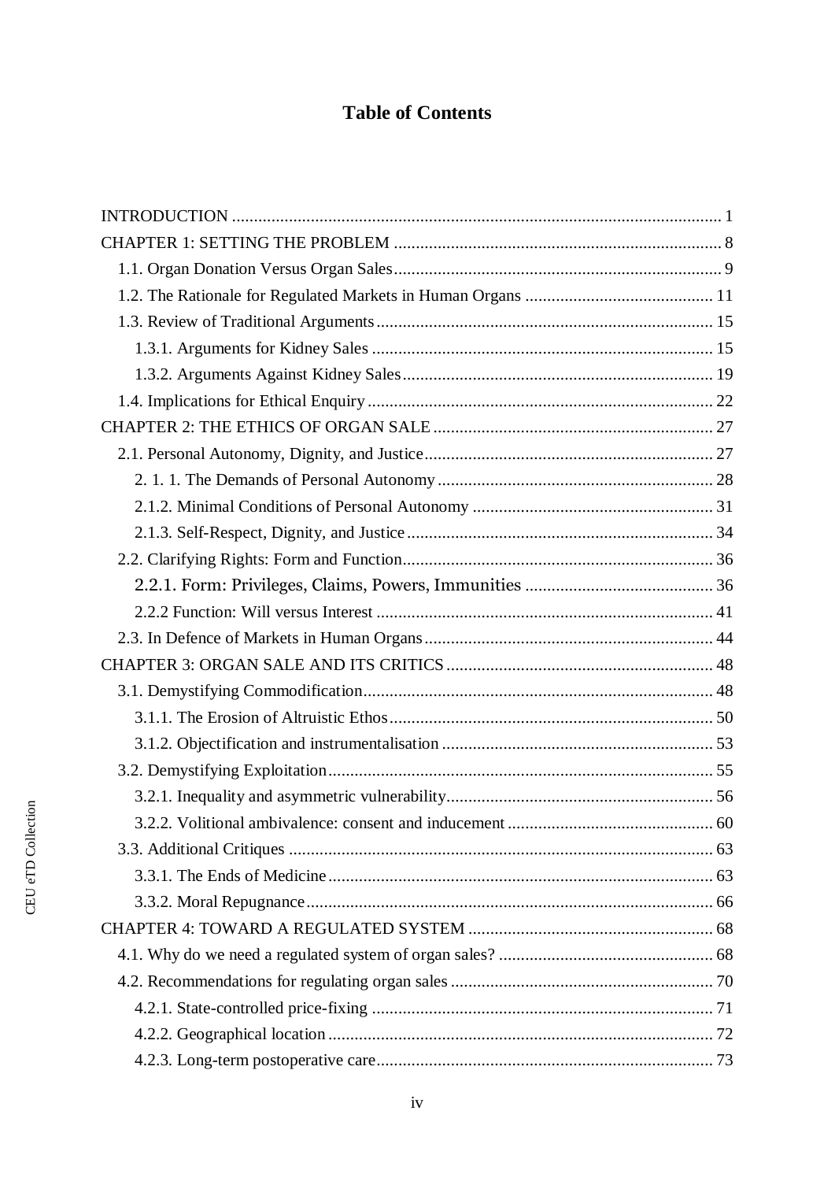# Table of Contents

INTRODUCTION ..... 1

CHAPTER 1: SETTING THE PROBLEM ..... 8

- 1.1. Organ Donation Versus Organ Sales ..... 9
- 1.2. The Rationale for Regulated Markets in Human Organs ..... 11
- 1.3. Review of Traditional Arguments ..... 15
  - 1.3.1. Arguments for Kidney Sales ..... 15
  - 1.3.2. Arguments Against Kidney Sales ..... 19
- 1.4. Implications for Ethical Enquiry ..... 22

CHAPTER 2: THE ETHICS OF ORGAN SALE ..... 27

- 2.1. Personal Autonomy, Dignity, and Justice ..... 27
  - 2. 1. 1. The Demands of Personal Autonomy ..... 28
  - 2.1.2. Minimal Conditions of Personal Autonomy ..... 31
  - 2.1.3. Self-Respect, Dignity, and Justice ..... 34
- 2.2. Clarifying Rights: Form and Function ..... 36
  - 2.2.1. Form: Privileges, Claims, Powers, Immunities ..... 36
  - 2.2.2 Function: Will versus Interest ..... 41
- 2.3. In Defence of Markets in Human Organs ..... 44

CHAPTER 3: ORGAN SALE AND ITS CRITICS ..... 48

- 3.1. Demystifying Commodification ..... 48
  - 3.1.1. The Erosion of Altruistic Ethos ..... 50
  - 3.1.2. Objectification and instrumentalisation ..... 53
- 3.2. Demystifying Exploitation ..... 55
  - 3.2.1. Inequality and asymmetric vulnerability ..... 56
  - 3.2.2. Volitional ambivalence: consent and inducement ..... 60
- 3.3. Additional Critiques ..... 63
  - 3.3.1. The Ends of Medicine ..... 63
  - 3.3.2. Moral Repugnance ..... 66

CHAPTER 4: TOWARD A REGULATED SYSTEM ..... 68

- 4.1. Why do we need a regulated system of organ sales? ..... 68
- 4.2. Recommendations for regulating organ sales ..... 70
  - 4.2.1. State-controlled price-fixing ..... 71
  - 4.2.2. Geographical location ..... 72
  - 4.2.3. Long-term postoperative care ..... 73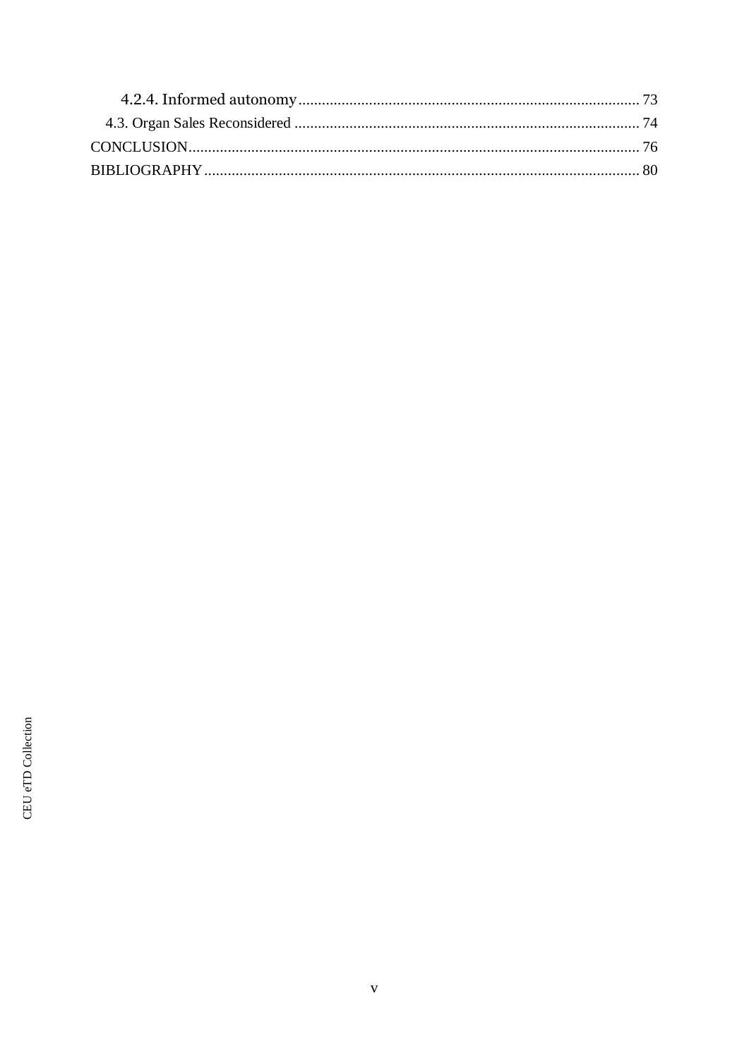4.2.4. Informed autonomy ........ 73

4.3. Organ Sales Reconsidered ........ 74

CONCLUSION ........ 76

BIBLIOGRAPHY ........ 80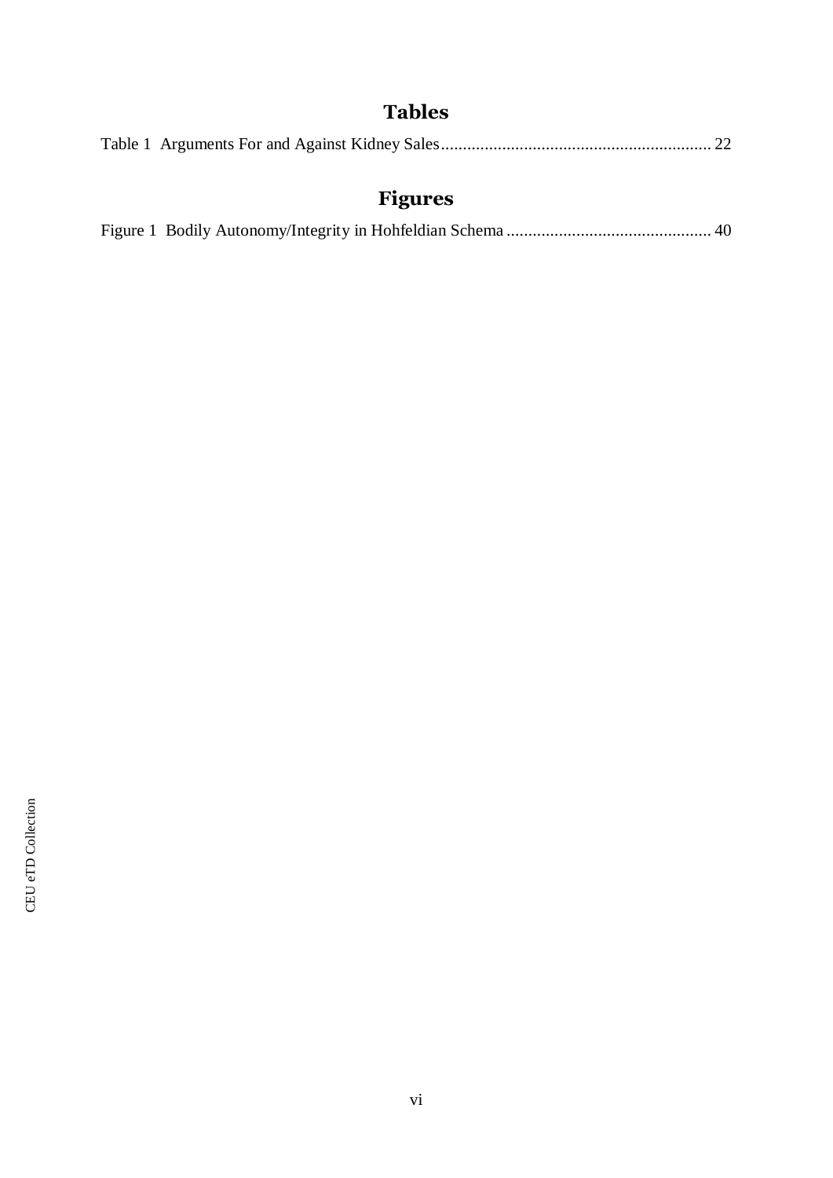# Tables

Table 1 Arguments For and Against Kidney Sales ............................................................. 22

# Figures

Figure 1 Bodily Autonomy/Integrity in Hohfeldian Schema .............................................. 40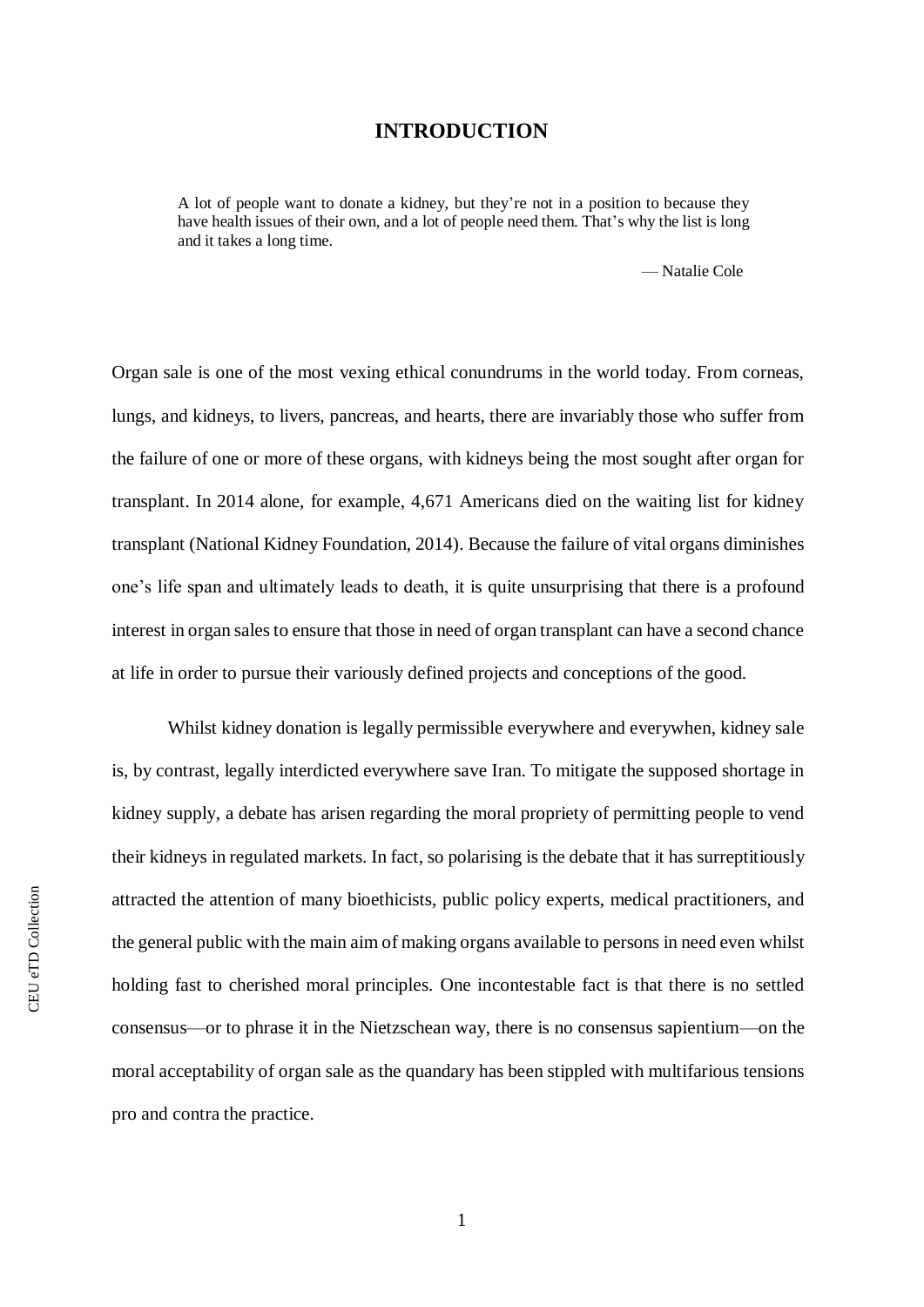# INTRODUCTION

> A lot of people want to donate a kidney, but they're not in a position to because they have health issues of their own, and a lot of people need them. That's why the list is long and it takes a long time.
>
> — Natalie Cole

Organ sale is one of the most vexing ethical conundrums in the world today. From corneas, lungs, and kidneys, to livers, pancreas, and hearts, there are invariably those who suffer from the failure of one or more of these organs, with kidneys being the most sought after organ for transplant. In 2014 alone, for example, 4,671 Americans died on the waiting list for kidney transplant (National Kidney Foundation, 2014). Because the failure of vital organs diminishes one's life span and ultimately leads to death, it is quite unsurprising that there is a profound interest in organ sales to ensure that those in need of organ transplant can have a second chance at life in order to pursue their variously defined projects and conceptions of the good.

Whilst kidney donation is legally permissible everywhere and everywhen, kidney sale is, by contrast, legally interdicted everywhere save Iran. To mitigate the supposed shortage in kidney supply, a debate has arisen regarding the moral propriety of permitting people to vend their kidneys in regulated markets. In fact, so polarising is the debate that it has surreptitiously attracted the attention of many bioethicists, public policy experts, medical practitioners, and the general public with the main aim of making organs available to persons in need even whilst holding fast to cherished moral principles. One incontestable fact is that there is no settled consensus—or to phrase it in the Nietzschean way, there is no consensus sapientium—on the moral acceptability of organ sale as the quandary has been stippled with multifarious tensions pro and contra the practice.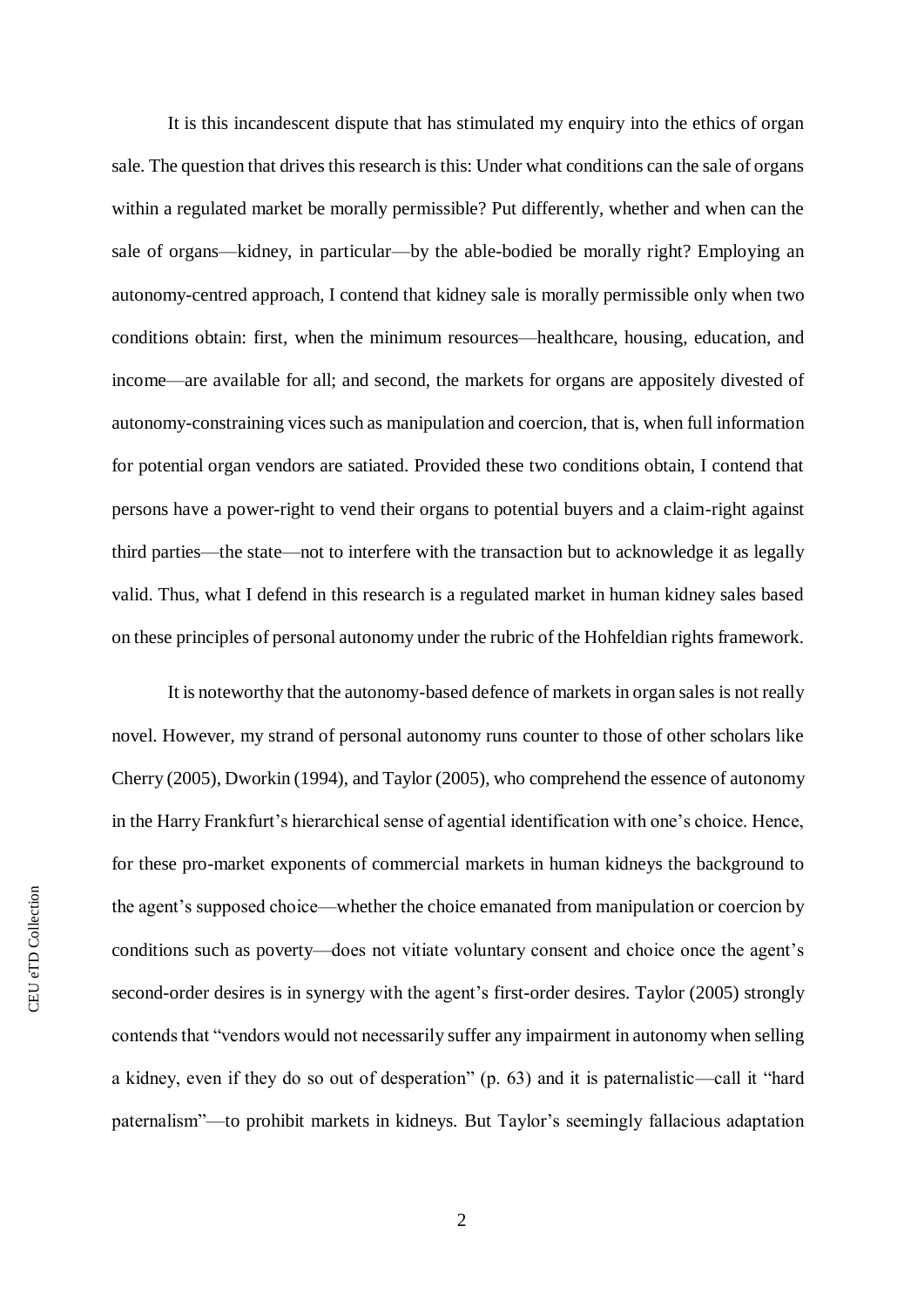It is this incandescent dispute that has stimulated my enquiry into the ethics of organ sale. The question that drives this research is this: Under what conditions can the sale of organs within a regulated market be morally permissible? Put differently, whether and when can the sale of organs—kidney, in particular—by the able-bodied be morally right? Employing an autonomy-centred approach, I contend that kidney sale is morally permissible only when two conditions obtain: first, when the minimum resources—healthcare, housing, education, and income—are available for all; and second, the markets for organs are appositely divested of autonomy-constraining vices such as manipulation and coercion, that is, when full information for potential organ vendors are satiated. Provided these two conditions obtain, I contend that persons have a power-right to vend their organs to potential buyers and a claim-right against third parties—the state—not to interfere with the transaction but to acknowledge it as legally valid. Thus, what I defend in this research is a regulated market in human kidney sales based on these principles of personal autonomy under the rubric of the Hohfeldian rights framework.

It is noteworthy that the autonomy-based defence of markets in organ sales is not really novel. However, my strand of personal autonomy runs counter to those of other scholars like Cherry (2005), Dworkin (1994), and Taylor (2005), who comprehend the essence of autonomy in the Harry Frankfurt's hierarchical sense of agential identification with one's choice. Hence, for these pro-market exponents of commercial markets in human kidneys the background to the agent's supposed choice—whether the choice emanated from manipulation or coercion by conditions such as poverty—does not vitiate voluntary consent and choice once the agent's second-order desires is in synergy with the agent's first-order desires. Taylor (2005) strongly contends that "vendors would not necessarily suffer any impairment in autonomy when selling a kidney, even if they do so out of desperation" (p. 63) and it is paternalistic—call it "hard paternalism"—to prohibit markets in kidneys. But Taylor's seemingly fallacious adaptation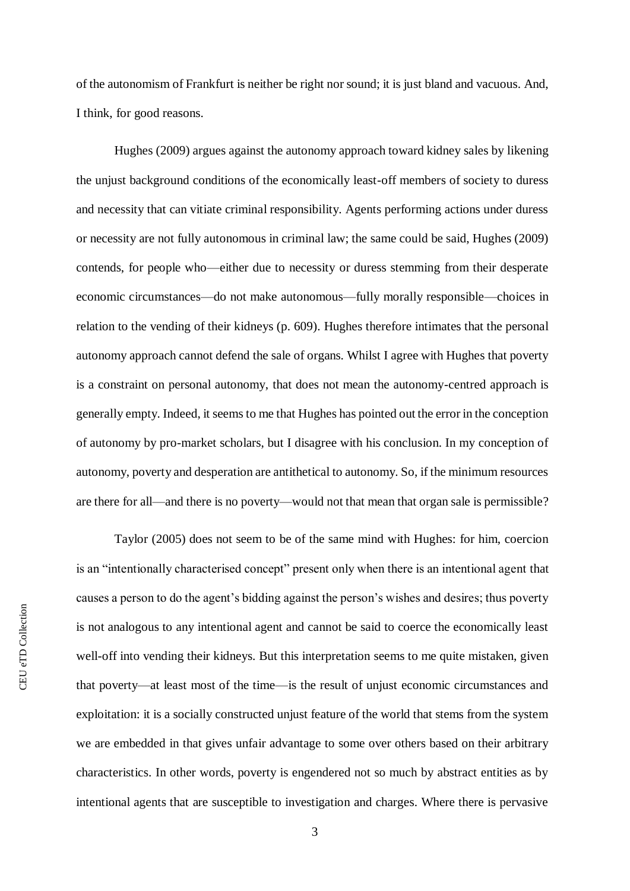of the autonomism of Frankfurt is neither be right nor sound; it is just bland and vacuous. And, I think, for good reasons.

Hughes (2009) argues against the autonomy approach toward kidney sales by likening the unjust background conditions of the economically least-off members of society to duress and necessity that can vitiate criminal responsibility. Agents performing actions under duress or necessity are not fully autonomous in criminal law; the same could be said, Hughes (2009) contends, for people who—either due to necessity or duress stemming from their desperate economic circumstances—do not make autonomous—fully morally responsible—choices in relation to the vending of their kidneys (p. 609). Hughes therefore intimates that the personal autonomy approach cannot defend the sale of organs. Whilst I agree with Hughes that poverty is a constraint on personal autonomy, that does not mean the autonomy-centred approach is generally empty. Indeed, it seems to me that Hughes has pointed out the error in the conception of autonomy by pro-market scholars, but I disagree with his conclusion. In my conception of autonomy, poverty and desperation are antithetical to autonomy. So, if the minimum resources are there for all—and there is no poverty—would not that mean that organ sale is permissible?

Taylor (2005) does not seem to be of the same mind with Hughes: for him, coercion is an "intentionally characterised concept" present only when there is an intentional agent that causes a person to do the agent's bidding against the person's wishes and desires; thus poverty is not analogous to any intentional agent and cannot be said to coerce the economically least well-off into vending their kidneys. But this interpretation seems to me quite mistaken, given that poverty—at least most of the time—is the result of unjust economic circumstances and exploitation: it is a socially constructed unjust feature of the world that stems from the system we are embedded in that gives unfair advantage to some over others based on their arbitrary characteristics. In other words, poverty is engendered not so much by abstract entities as by intentional agents that are susceptible to investigation and charges. Where there is pervasive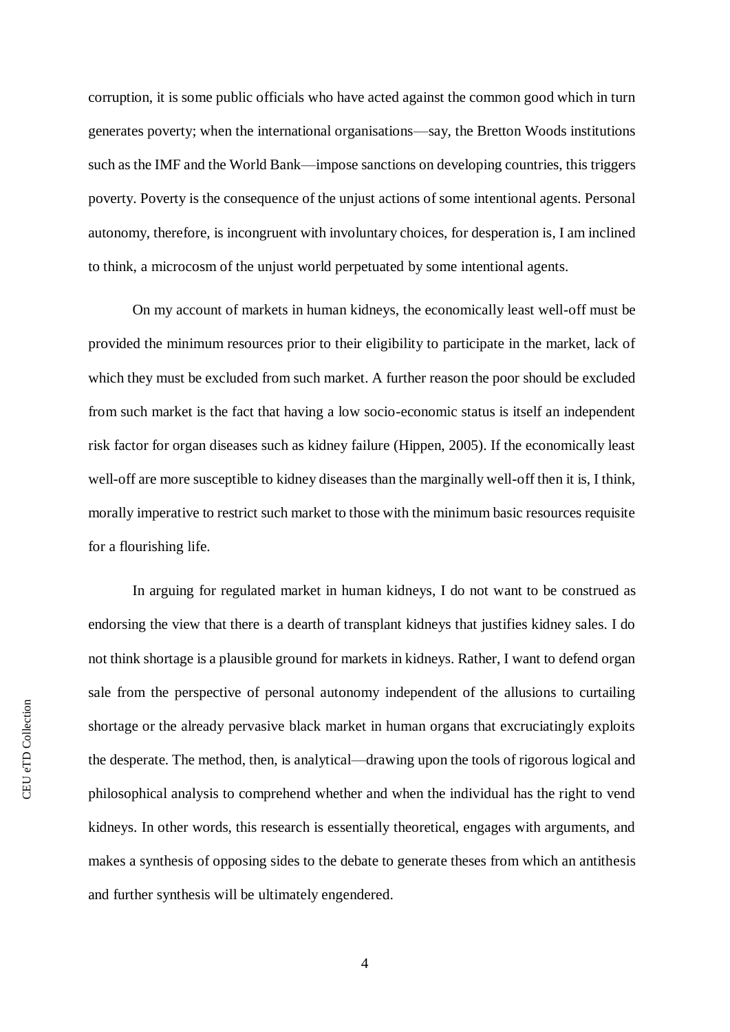corruption, it is some public officials who have acted against the common good which in turn generates poverty; when the international organisations—say, the Bretton Woods institutions such as the IMF and the World Bank—impose sanctions on developing countries, this triggers poverty. Poverty is the consequence of the unjust actions of some intentional agents. Personal autonomy, therefore, is incongruent with involuntary choices, for desperation is, I am inclined to think, a microcosm of the unjust world perpetuated by some intentional agents.

On my account of markets in human kidneys, the economically least well-off must be provided the minimum resources prior to their eligibility to participate in the market, lack of which they must be excluded from such market. A further reason the poor should be excluded from such market is the fact that having a low socio-economic status is itself an independent risk factor for organ diseases such as kidney failure (Hippen, 2005). If the economically least well-off are more susceptible to kidney diseases than the marginally well-off then it is, I think, morally imperative to restrict such market to those with the minimum basic resources requisite for a flourishing life.

In arguing for regulated market in human kidneys, I do not want to be construed as endorsing the view that there is a dearth of transplant kidneys that justifies kidney sales. I do not think shortage is a plausible ground for markets in kidneys. Rather, I want to defend organ sale from the perspective of personal autonomy independent of the allusions to curtailing shortage or the already pervasive black market in human organs that excruciatingly exploits the desperate. The method, then, is analytical—drawing upon the tools of rigorous logical and philosophical analysis to comprehend whether and when the individual has the right to vend kidneys. In other words, this research is essentially theoretical, engages with arguments, and makes a synthesis of opposing sides to the debate to generate theses from which an antithesis and further synthesis will be ultimately engendered.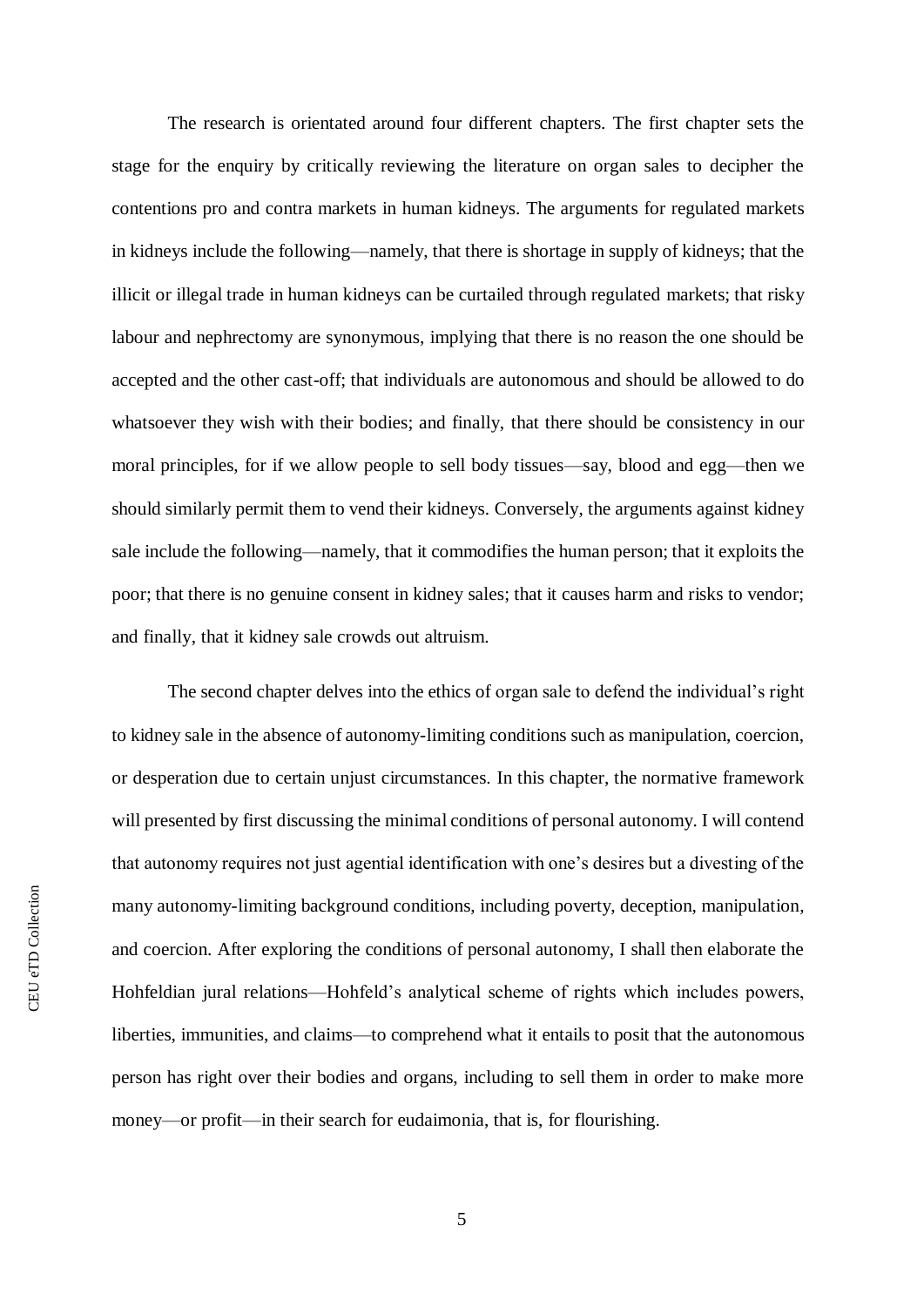The research is orientated around four different chapters. The first chapter sets the stage for the enquiry by critically reviewing the literature on organ sales to decipher the contentions pro and contra markets in human kidneys. The arguments for regulated markets in kidneys include the following—namely, that there is shortage in supply of kidneys; that the illicit or illegal trade in human kidneys can be curtailed through regulated markets; that risky labour and nephrectomy are synonymous, implying that there is no reason the one should be accepted and the other cast-off; that individuals are autonomous and should be allowed to do whatsoever they wish with their bodies; and finally, that there should be consistency in our moral principles, for if we allow people to sell body tissues—say, blood and egg—then we should similarly permit them to vend their kidneys. Conversely, the arguments against kidney sale include the following—namely, that it commodifies the human person; that it exploits the poor; that there is no genuine consent in kidney sales; that it causes harm and risks to vendor; and finally, that it kidney sale crowds out altruism.

The second chapter delves into the ethics of organ sale to defend the individual's right to kidney sale in the absence of autonomy-limiting conditions such as manipulation, coercion, or desperation due to certain unjust circumstances. In this chapter, the normative framework will presented by first discussing the minimal conditions of personal autonomy. I will contend that autonomy requires not just agential identification with one's desires but a divesting of the many autonomy-limiting background conditions, including poverty, deception, manipulation, and coercion. After exploring the conditions of personal autonomy, I shall then elaborate the Hohfeldian jural relations—Hohfeld's analytical scheme of rights which includes powers, liberties, immunities, and claims—to comprehend what it entails to posit that the autonomous person has right over their bodies and organs, including to sell them in order to make more money—or profit—in their search for eudaimonia, that is, for flourishing.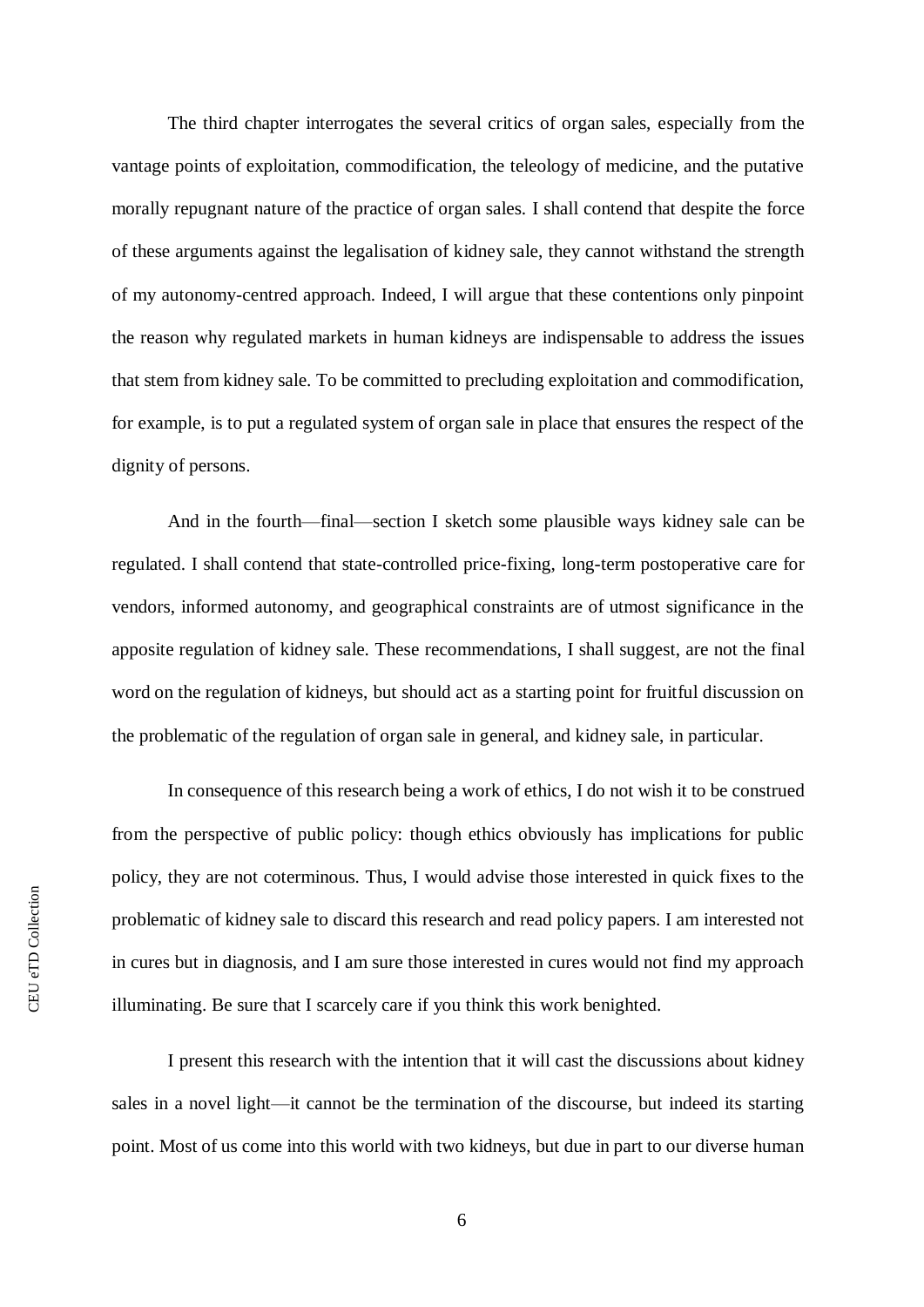The third chapter interrogates the several critics of organ sales, especially from the vantage points of exploitation, commodification, the teleology of medicine, and the putative morally repugnant nature of the practice of organ sales. I shall contend that despite the force of these arguments against the legalisation of kidney sale, they cannot withstand the strength of my autonomy-centred approach. Indeed, I will argue that these contentions only pinpoint the reason why regulated markets in human kidneys are indispensable to address the issues that stem from kidney sale. To be committed to precluding exploitation and commodification, for example, is to put a regulated system of organ sale in place that ensures the respect of the dignity of persons.

And in the fourth—final—section I sketch some plausible ways kidney sale can be regulated. I shall contend that state-controlled price-fixing, long-term postoperative care for vendors, informed autonomy, and geographical constraints are of utmost significance in the apposite regulation of kidney sale. These recommendations, I shall suggest, are not the final word on the regulation of kidneys, but should act as a starting point for fruitful discussion on the problematic of the regulation of organ sale in general, and kidney sale, in particular.

In consequence of this research being a work of ethics, I do not wish it to be construed from the perspective of public policy: though ethics obviously has implications for public policy, they are not coterminous. Thus, I would advise those interested in quick fixes to the problematic of kidney sale to discard this research and read policy papers. I am interested not in cures but in diagnosis, and I am sure those interested in cures would not find my approach illuminating. Be sure that I scarcely care if you think this work benighted.

I present this research with the intention that it will cast the discussions about kidney sales in a novel light—it cannot be the termination of the discourse, but indeed its starting point. Most of us come into this world with two kidneys, but due in part to our diverse human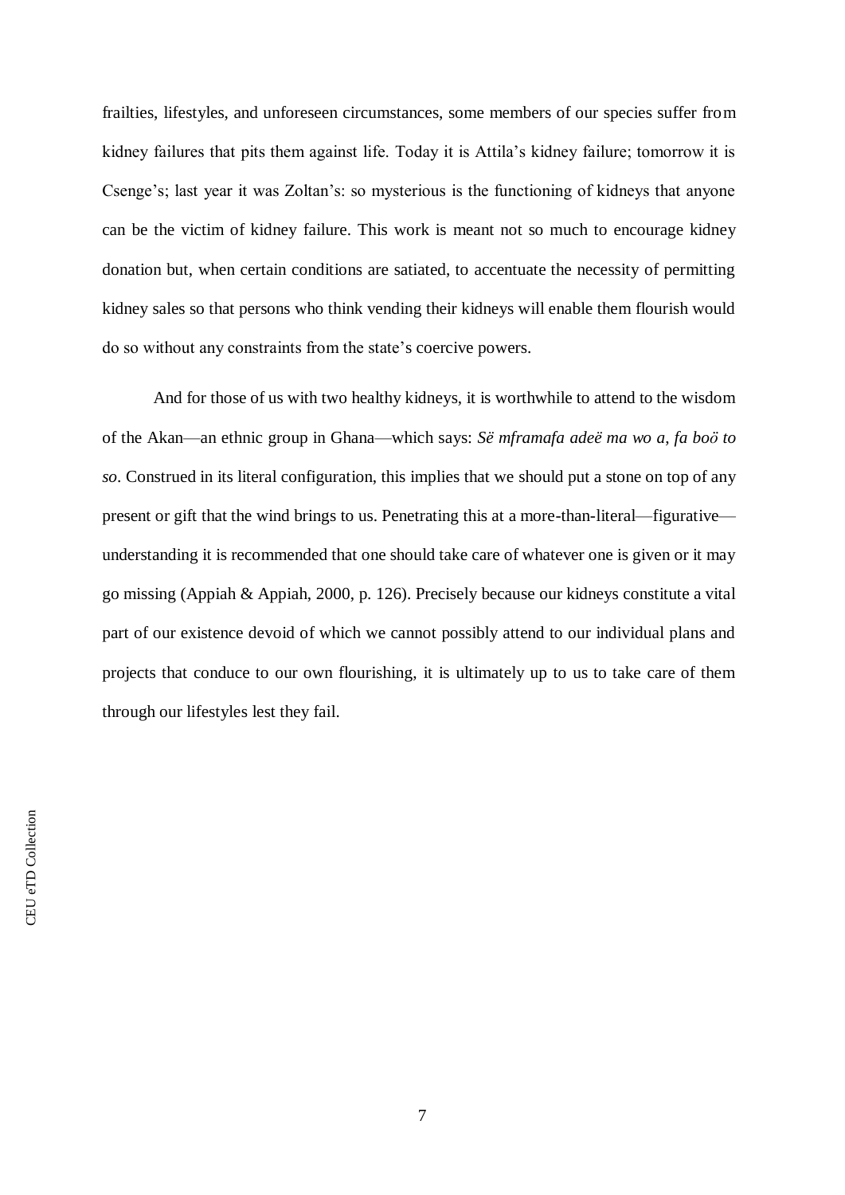frailties, lifestyles, and unforeseen circumstances, some members of our species suffer from kidney failures that pits them against life. Today it is Attila's kidney failure; tomorrow it is Csenge's; last year it was Zoltan's: so mysterious is the functioning of kidneys that anyone can be the victim of kidney failure. This work is meant not so much to encourage kidney donation but, when certain conditions are satiated, to accentuate the necessity of permitting kidney sales so that persons who think vending their kidneys will enable them flourish would do so without any constraints from the state's coercive powers.

And for those of us with two healthy kidneys, it is worthwhile to attend to the wisdom of the Akan—an ethnic group in Ghana—which says: *Së mframafa adeë ma wo a, fa boö to so*. Construed in its literal configuration, this implies that we should put a stone on top of any present or gift that the wind brings to us. Penetrating this at a more-than-literal—figurative—understanding it is recommended that one should take care of whatever one is given or it may go missing (Appiah & Appiah, 2000, p. 126). Precisely because our kidneys constitute a vital part of our existence devoid of which we cannot possibly attend to our individual plans and projects that conduce to our own flourishing, it is ultimately up to us to take care of them through our lifestyles lest they fail.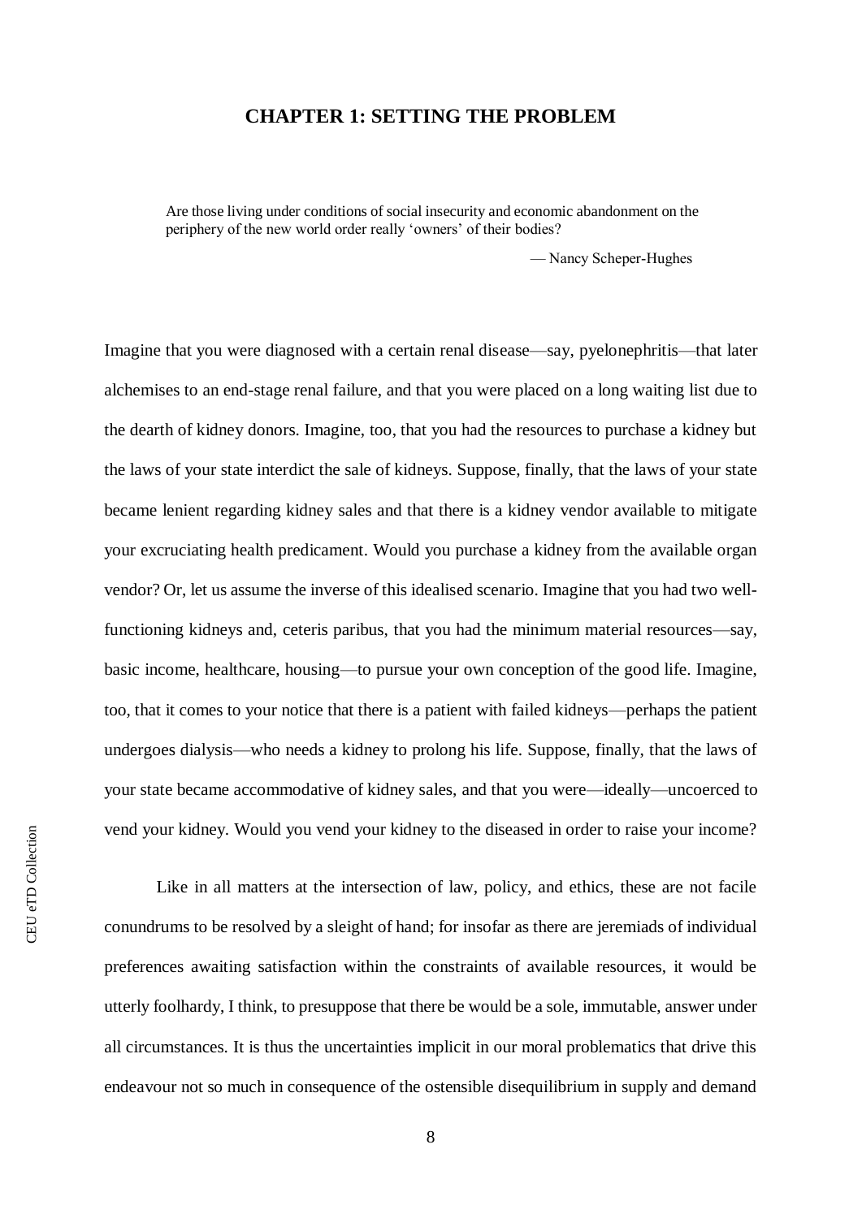# CHAPTER 1: SETTING THE PROBLEM

> Are those living under conditions of social insecurity and economic abandonment on the periphery of the new world order really 'owners' of their bodies?
>
> — Nancy Scheper-Hughes

Imagine that you were diagnosed with a certain renal disease—say, pyelonephritis—that later alchemises to an end-stage renal failure, and that you were placed on a long waiting list due to the dearth of kidney donors. Imagine, too, that you had the resources to purchase a kidney but the laws of your state interdict the sale of kidneys. Suppose, finally, that the laws of your state became lenient regarding kidney sales and that there is a kidney vendor available to mitigate your excruciating health predicament. Would you purchase a kidney from the available organ vendor? Or, let us assume the inverse of this idealised scenario. Imagine that you had two well-functioning kidneys and, ceteris paribus, that you had the minimum material resources—say, basic income, healthcare, housing—to pursue your own conception of the good life. Imagine, too, that it comes to your notice that there is a patient with failed kidneys—perhaps the patient undergoes dialysis—who needs a kidney to prolong his life. Suppose, finally, that the laws of your state became accommodative of kidney sales, and that you were—ideally—uncoerced to vend your kidney. Would you vend your kidney to the diseased in order to raise your income?

Like in all matters at the intersection of law, policy, and ethics, these are not facile conundrums to be resolved by a sleight of hand; for insofar as there are jeremiads of individual preferences awaiting satisfaction within the constraints of available resources, it would be utterly foolhardy, I think, to presuppose that there be would be a sole, immutable, answer under all circumstances. It is thus the uncertainties implicit in our moral problematics that drive this endeavour not so much in consequence of the ostensible disequilibrium in supply and demand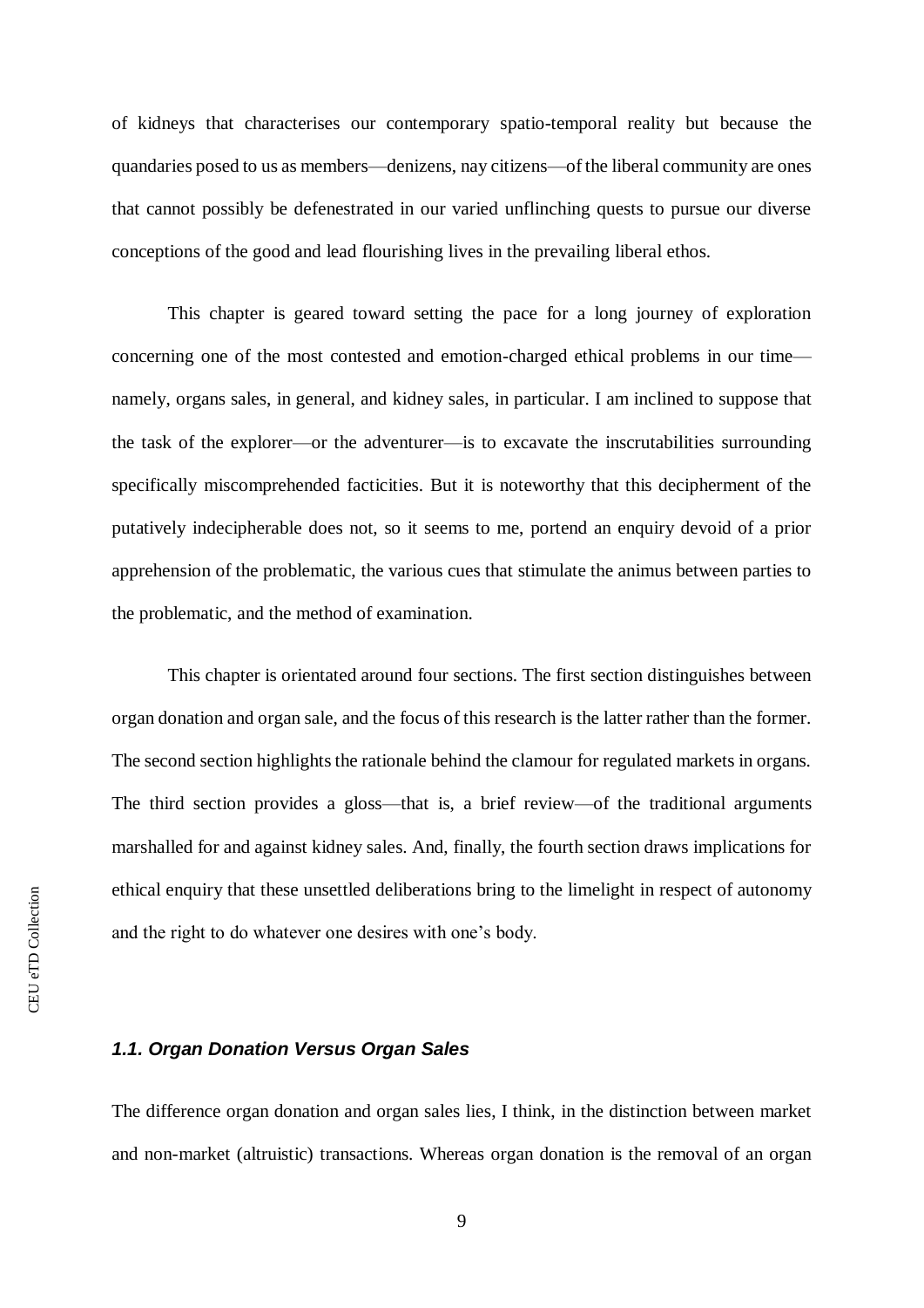of kidneys that characterises our contemporary spatio-temporal reality but because the quandaries posed to us as members—denizens, nay citizens—of the liberal community are ones that cannot possibly be defenestrated in our varied unflinching quests to pursue our diverse conceptions of the good and lead flourishing lives in the prevailing liberal ethos.

This chapter is geared toward setting the pace for a long journey of exploration concerning one of the most contested and emotion-charged ethical problems in our time—namely, organs sales, in general, and kidney sales, in particular. I am inclined to suppose that the task of the explorer—or the adventurer—is to excavate the inscrutabilities surrounding specifically miscomprehended facticities. But it is noteworthy that this decipherment of the putatively indecipherable does not, so it seems to me, portend an enquiry devoid of a prior apprehension of the problematic, the various cues that stimulate the animus between parties to the problematic, and the method of examination.

This chapter is orientated around four sections. The first section distinguishes between organ donation and organ sale, and the focus of this research is the latter rather than the former. The second section highlights the rationale behind the clamour for regulated markets in organs. The third section provides a gloss—that is, a brief review—of the traditional arguments marshalled for and against kidney sales. And, finally, the fourth section draws implications for ethical enquiry that these unsettled deliberations bring to the limelight in respect of autonomy and the right to do whatever one desires with one's body.

### *1.1. Organ Donation Versus Organ Sales*

The difference organ donation and organ sales lies, I think, in the distinction between market and non-market (altruistic) transactions. Whereas organ donation is the removal of an organ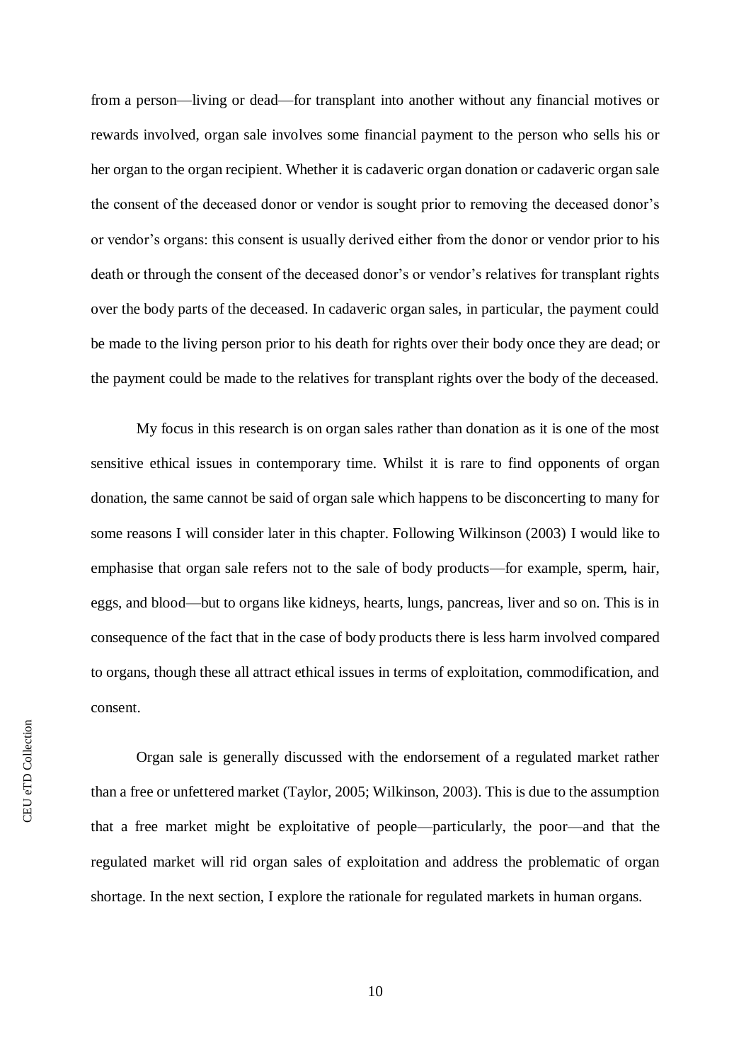from a person—living or dead—for transplant into another without any financial motives or rewards involved, organ sale involves some financial payment to the person who sells his or her organ to the organ recipient. Whether it is cadaveric organ donation or cadaveric organ sale the consent of the deceased donor or vendor is sought prior to removing the deceased donor's or vendor's organs: this consent is usually derived either from the donor or vendor prior to his death or through the consent of the deceased donor's or vendor's relatives for transplant rights over the body parts of the deceased. In cadaveric organ sales, in particular, the payment could be made to the living person prior to his death for rights over their body once they are dead; or the payment could be made to the relatives for transplant rights over the body of the deceased.

My focus in this research is on organ sales rather than donation as it is one of the most sensitive ethical issues in contemporary time. Whilst it is rare to find opponents of organ donation, the same cannot be said of organ sale which happens to be disconcerting to many for some reasons I will consider later in this chapter. Following Wilkinson (2003) I would like to emphasise that organ sale refers not to the sale of body products—for example, sperm, hair, eggs, and blood—but to organs like kidneys, hearts, lungs, pancreas, liver and so on. This is in consequence of the fact that in the case of body products there is less harm involved compared to organs, though these all attract ethical issues in terms of exploitation, commodification, and consent.

Organ sale is generally discussed with the endorsement of a regulated market rather than a free or unfettered market (Taylor, 2005; Wilkinson, 2003). This is due to the assumption that a free market might be exploitative of people—particularly, the poor—and that the regulated market will rid organ sales of exploitation and address the problematic of organ shortage. In the next section, I explore the rationale for regulated markets in human organs.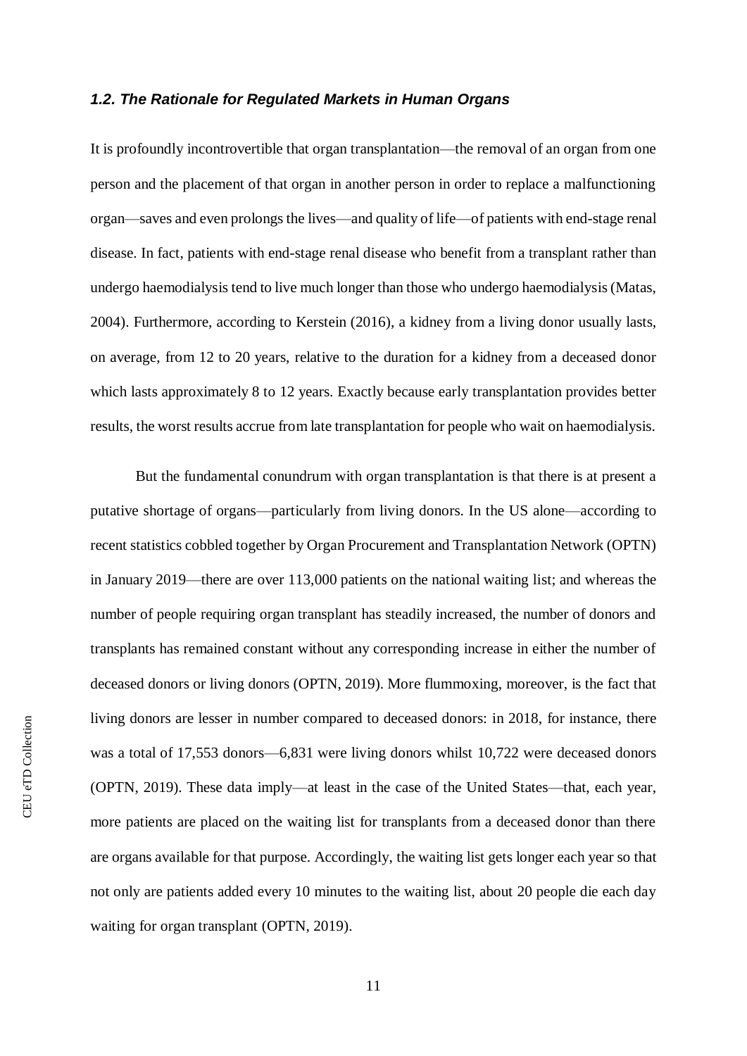### *1.2. The Rationale for Regulated Markets in Human Organs*

It is profoundly incontrovertible that organ transplantation—the removal of an organ from one person and the placement of that organ in another person in order to replace a malfunctioning organ—saves and even prolongs the lives—and quality of life—of patients with end-stage renal disease. In fact, patients with end-stage renal disease who benefit from a transplant rather than undergo haemodialysis tend to live much longer than those who undergo haemodialysis (Matas, 2004). Furthermore, according to Kerstein (2016), a kidney from a living donor usually lasts, on average, from 12 to 20 years, relative to the duration for a kidney from a deceased donor which lasts approximately 8 to 12 years. Exactly because early transplantation provides better results, the worst results accrue from late transplantation for people who wait on haemodialysis.

But the fundamental conundrum with organ transplantation is that there is at present a putative shortage of organs—particularly from living donors. In the US alone—according to recent statistics cobbled together by Organ Procurement and Transplantation Network (OPTN) in January 2019—there are over 113,000 patients on the national waiting list; and whereas the number of people requiring organ transplant has steadily increased, the number of donors and transplants has remained constant without any corresponding increase in either the number of deceased donors or living donors (OPTN, 2019). More flummoxing, moreover, is the fact that living donors are lesser in number compared to deceased donors: in 2018, for instance, there was a total of 17,553 donors—6,831 were living donors whilst 10,722 were deceased donors (OPTN, 2019). These data imply—at least in the case of the United States—that, each year, more patients are placed on the waiting list for transplants from a deceased donor than there are organs available for that purpose. Accordingly, the waiting list gets longer each year so that not only are patients added every 10 minutes to the waiting list, about 20 people die each day waiting for organ transplant (OPTN, 2019).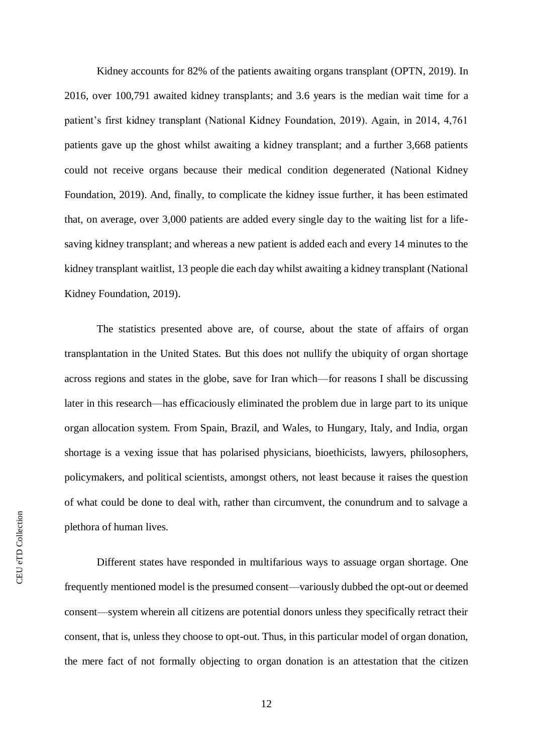Kidney accounts for 82% of the patients awaiting organs transplant (OPTN, 2019). In 2016, over 100,791 awaited kidney transplants; and 3.6 years is the median wait time for a patient's first kidney transplant (National Kidney Foundation, 2019). Again, in 2014, 4,761 patients gave up the ghost whilst awaiting a kidney transplant; and a further 3,668 patients could not receive organs because their medical condition degenerated (National Kidney Foundation, 2019). And, finally, to complicate the kidney issue further, it has been estimated that, on average, over 3,000 patients are added every single day to the waiting list for a life-saving kidney transplant; and whereas a new patient is added each and every 14 minutes to the kidney transplant waitlist, 13 people die each day whilst awaiting a kidney transplant (National Kidney Foundation, 2019).

The statistics presented above are, of course, about the state of affairs of organ transplantation in the United States. But this does not nullify the ubiquity of organ shortage across regions and states in the globe, save for Iran which—for reasons I shall be discussing later in this research—has efficaciously eliminated the problem due in large part to its unique organ allocation system. From Spain, Brazil, and Wales, to Hungary, Italy, and India, organ shortage is a vexing issue that has polarised physicians, bioethicists, lawyers, philosophers, policymakers, and political scientists, amongst others, not least because it raises the question of what could be done to deal with, rather than circumvent, the conundrum and to salvage a plethora of human lives.

Different states have responded in multifarious ways to assuage organ shortage. One frequently mentioned model is the presumed consent—variously dubbed the opt-out or deemed consent—system wherein all citizens are potential donors unless they specifically retract their consent, that is, unless they choose to opt-out. Thus, in this particular model of organ donation, the mere fact of not formally objecting to organ donation is an attestation that the citizen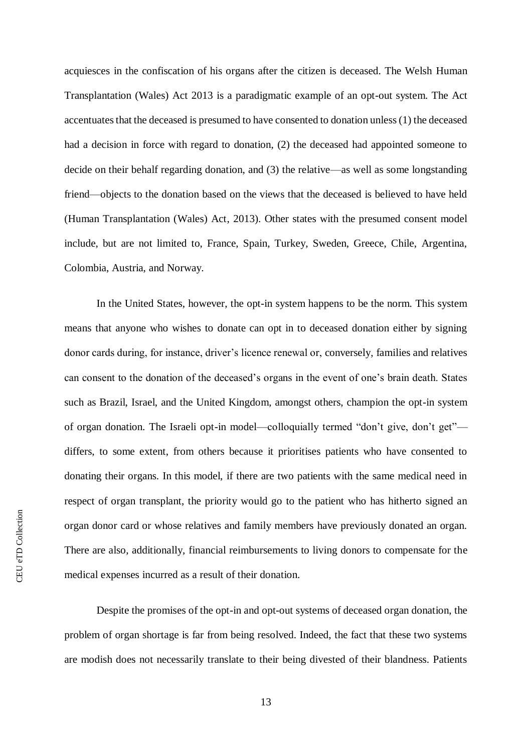acquiesces in the confiscation of his organs after the citizen is deceased. The Welsh Human Transplantation (Wales) Act 2013 is a paradigmatic example of an opt-out system. The Act accentuates that the deceased is presumed to have consented to donation unless (1) the deceased had a decision in force with regard to donation, (2) the deceased had appointed someone to decide on their behalf regarding donation, and (3) the relative—as well as some longstanding friend—objects to the donation based on the views that the deceased is believed to have held (Human Transplantation (Wales) Act, 2013). Other states with the presumed consent model include, but are not limited to, France, Spain, Turkey, Sweden, Greece, Chile, Argentina, Colombia, Austria, and Norway.

In the United States, however, the opt-in system happens to be the norm. This system means that anyone who wishes to donate can opt in to deceased donation either by signing donor cards during, for instance, driver's licence renewal or, conversely, families and relatives can consent to the donation of the deceased's organs in the event of one's brain death. States such as Brazil, Israel, and the United Kingdom, amongst others, champion the opt-in system of organ donation. The Israeli opt-in model—colloquially termed "don't give, don't get"—differs, to some extent, from others because it prioritises patients who have consented to donating their organs. In this model, if there are two patients with the same medical need in respect of organ transplant, the priority would go to the patient who has hitherto signed an organ donor card or whose relatives and family members have previously donated an organ. There are also, additionally, financial reimbursements to living donors to compensate for the medical expenses incurred as a result of their donation.

Despite the promises of the opt-in and opt-out systems of deceased organ donation, the problem of organ shortage is far from being resolved. Indeed, the fact that these two systems are modish does not necessarily translate to their being divested of their blandness. Patients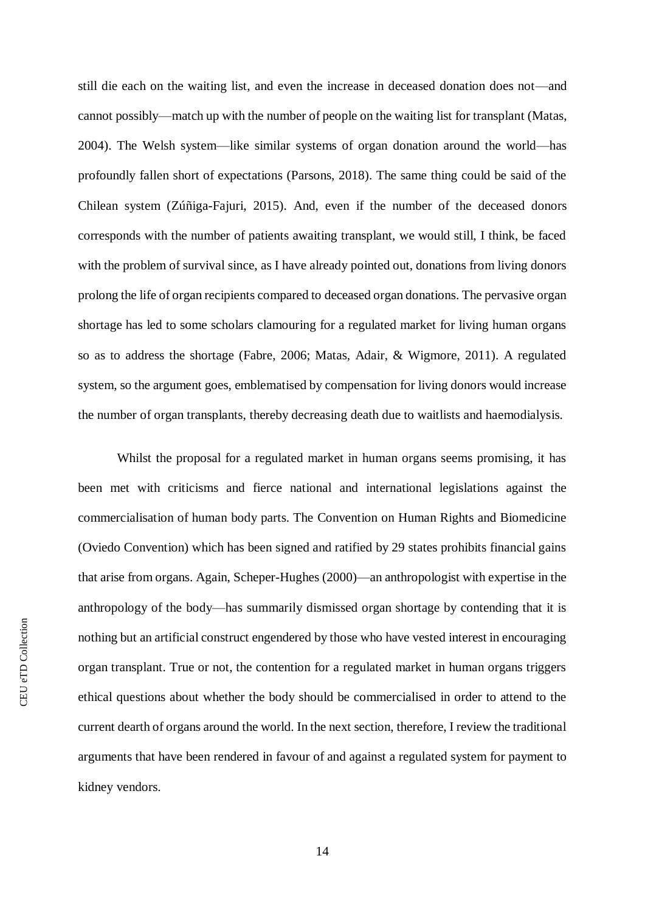still die each on the waiting list, and even the increase in deceased donation does not—and cannot possibly—match up with the number of people on the waiting list for transplant (Matas, 2004). The Welsh system—like similar systems of organ donation around the world—has profoundly fallen short of expectations (Parsons, 2018). The same thing could be said of the Chilean system (Zúñiga-Fajuri, 2015). And, even if the number of the deceased donors corresponds with the number of patients awaiting transplant, we would still, I think, be faced with the problem of survival since, as I have already pointed out, donations from living donors prolong the life of organ recipients compared to deceased organ donations. The pervasive organ shortage has led to some scholars clamouring for a regulated market for living human organs so as to address the shortage (Fabre, 2006; Matas, Adair, & Wigmore, 2011). A regulated system, so the argument goes, emblematised by compensation for living donors would increase the number of organ transplants, thereby decreasing death due to waitlists and haemodialysis.

Whilst the proposal for a regulated market in human organs seems promising, it has been met with criticisms and fierce national and international legislations against the commercialisation of human body parts. The Convention on Human Rights and Biomedicine (Oviedo Convention) which has been signed and ratified by 29 states prohibits financial gains that arise from organs. Again, Scheper-Hughes (2000)—an anthropologist with expertise in the anthropology of the body—has summarily dismissed organ shortage by contending that it is nothing but an artificial construct engendered by those who have vested interest in encouraging organ transplant. True or not, the contention for a regulated market in human organs triggers ethical questions about whether the body should be commercialised in order to attend to the current dearth of organs around the world. In the next section, therefore, I review the traditional arguments that have been rendered in favour of and against a regulated system for payment to kidney vendors.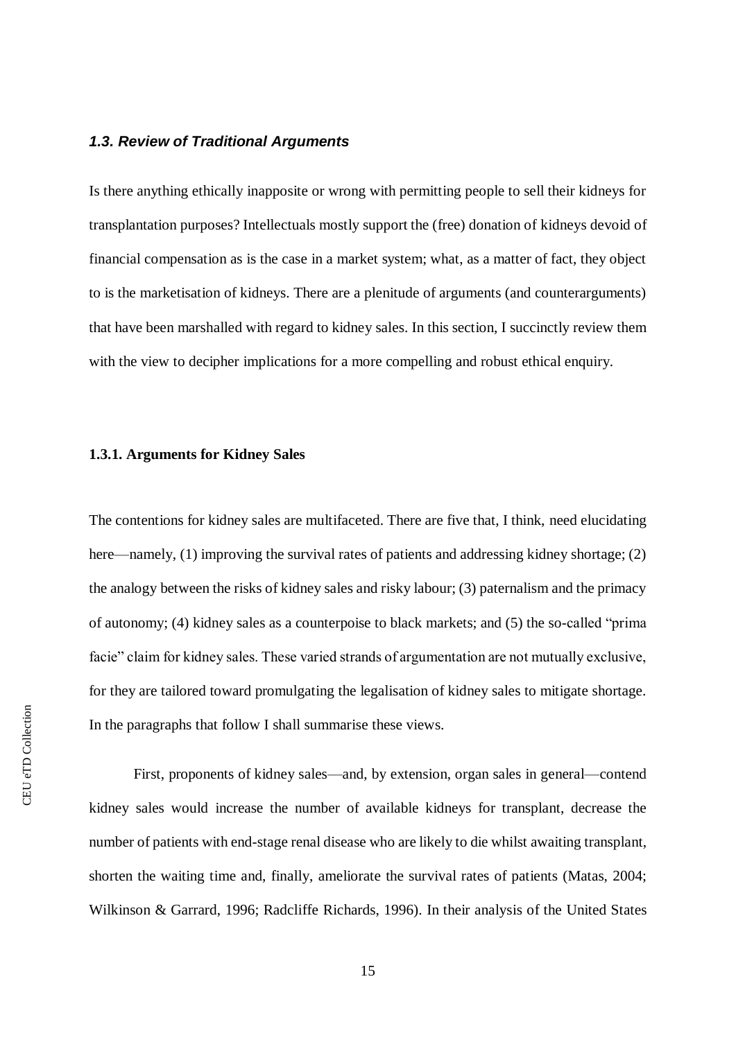### *1.3. Review of Traditional Arguments*

Is there anything ethically inapposite or wrong with permitting people to sell their kidneys for transplantation purposes? Intellectuals mostly support the (free) donation of kidneys devoid of financial compensation as is the case in a market system; what, as a matter of fact, they object to is the marketisation of kidneys. There are a plenitude of arguments (and counterarguments) that have been marshalled with regard to kidney sales. In this section, I succinctly review them with the view to decipher implications for a more compelling and robust ethical enquiry.

#### 1.3.1. Arguments for Kidney Sales

The contentions for kidney sales are multifaceted. There are five that, I think, need elucidating here—namely, (1) improving the survival rates of patients and addressing kidney shortage; (2) the analogy between the risks of kidney sales and risky labour; (3) paternalism and the primacy of autonomy; (4) kidney sales as a counterpoise to black markets; and (5) the so-called "prima facie" claim for kidney sales. These varied strands of argumentation are not mutually exclusive, for they are tailored toward promulgating the legalisation of kidney sales to mitigate shortage. In the paragraphs that follow I shall summarise these views.

First, proponents of kidney sales—and, by extension, organ sales in general—contend kidney sales would increase the number of available kidneys for transplant, decrease the number of patients with end-stage renal disease who are likely to die whilst awaiting transplant, shorten the waiting time and, finally, ameliorate the survival rates of patients (Matas, 2004; Wilkinson & Garrard, 1996; Radcliffe Richards, 1996). In their analysis of the United States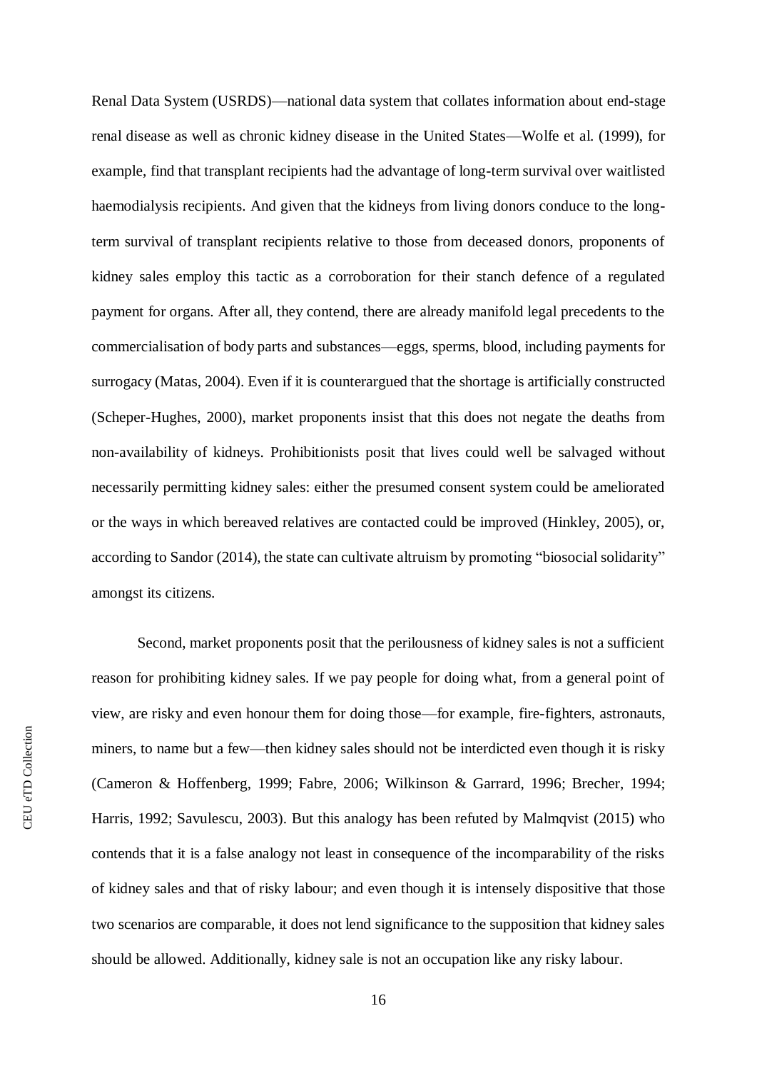Renal Data System (USRDS)—national data system that collates information about end-stage renal disease as well as chronic kidney disease in the United States—Wolfe et al. (1999), for example, find that transplant recipients had the advantage of long-term survival over waitlisted haemodialysis recipients. And given that the kidneys from living donors conduce to the long-term survival of transplant recipients relative to those from deceased donors, proponents of kidney sales employ this tactic as a corroboration for their stanch defence of a regulated payment for organs. After all, they contend, there are already manifold legal precedents to the commercialisation of body parts and substances—eggs, sperms, blood, including payments for surrogacy (Matas, 2004). Even if it is counterargued that the shortage is artificially constructed (Scheper-Hughes, 2000), market proponents insist that this does not negate the deaths from non-availability of kidneys. Prohibitionists posit that lives could well be salvaged without necessarily permitting kidney sales: either the presumed consent system could be ameliorated or the ways in which bereaved relatives are contacted could be improved (Hinkley, 2005), or, according to Sandor (2014), the state can cultivate altruism by promoting "biosocial solidarity" amongst its citizens.

Second, market proponents posit that the perilousness of kidney sales is not a sufficient reason for prohibiting kidney sales. If we pay people for doing what, from a general point of view, are risky and even honour them for doing those—for example, fire-fighters, astronauts, miners, to name but a few—then kidney sales should not be interdicted even though it is risky (Cameron & Hoffenberg, 1999; Fabre, 2006; Wilkinson & Garrard, 1996; Brecher, 1994; Harris, 1992; Savulescu, 2003). But this analogy has been refuted by Malmqvist (2015) who contends that it is a false analogy not least in consequence of the incomparability of the risks of kidney sales and that of risky labour; and even though it is intensely dispositive that those two scenarios are comparable, it does not lend significance to the supposition that kidney sales should be allowed. Additionally, kidney sale is not an occupation like any risky labour.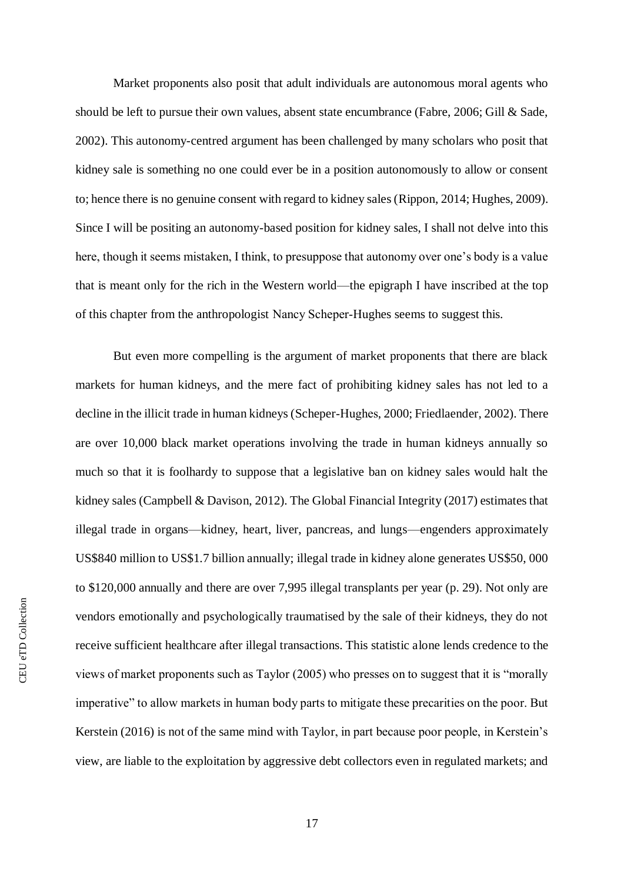Market proponents also posit that adult individuals are autonomous moral agents who should be left to pursue their own values, absent state encumbrance (Fabre, 2006; Gill & Sade, 2002). This autonomy-centred argument has been challenged by many scholars who posit that kidney sale is something no one could ever be in a position autonomously to allow or consent to; hence there is no genuine consent with regard to kidney sales (Rippon, 2014; Hughes, 2009). Since I will be positing an autonomy-based position for kidney sales, I shall not delve into this here, though it seems mistaken, I think, to presuppose that autonomy over one's body is a value that is meant only for the rich in the Western world—the epigraph I have inscribed at the top of this chapter from the anthropologist Nancy Scheper-Hughes seems to suggest this.

But even more compelling is the argument of market proponents that there are black markets for human kidneys, and the mere fact of prohibiting kidney sales has not led to a decline in the illicit trade in human kidneys (Scheper-Hughes, 2000; Friedlaender, 2002). There are over 10,000 black market operations involving the trade in human kidneys annually so much so that it is foolhardy to suppose that a legislative ban on kidney sales would halt the kidney sales (Campbell & Davison, 2012). The Global Financial Integrity (2017) estimates that illegal trade in organs—kidney, heart, liver, pancreas, and lungs—engenders approximately US$840 million to US$1.7 billion annually; illegal trade in kidney alone generates US$50, 000 to $120,000 annually and there are over 7,995 illegal transplants per year (p. 29). Not only are vendors emotionally and psychologically traumatised by the sale of their kidneys, they do not receive sufficient healthcare after illegal transactions. This statistic alone lends credence to the views of market proponents such as Taylor (2005) who presses on to suggest that it is "morally imperative" to allow markets in human body parts to mitigate these precarities on the poor. But Kerstein (2016) is not of the same mind with Taylor, in part because poor people, in Kerstein's view, are liable to the exploitation by aggressive debt collectors even in regulated markets; and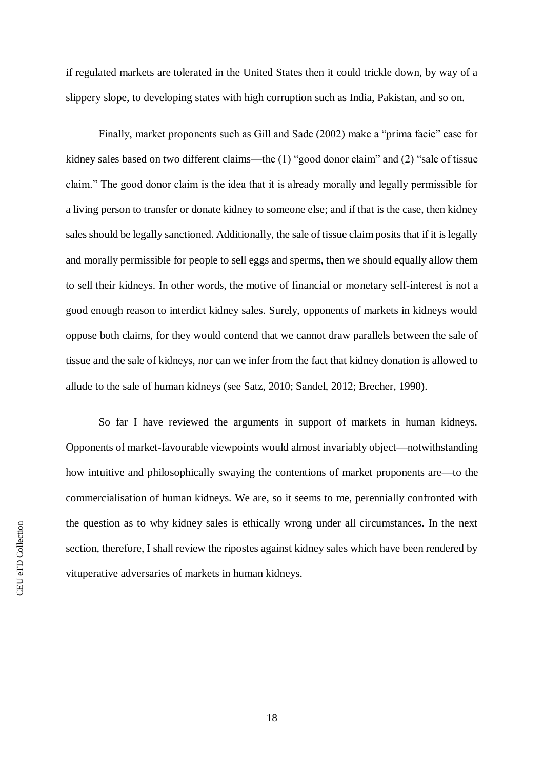if regulated markets are tolerated in the United States then it could trickle down, by way of a slippery slope, to developing states with high corruption such as India, Pakistan, and so on.

Finally, market proponents such as Gill and Sade (2002) make a "prima facie" case for kidney sales based on two different claims—the (1) "good donor claim" and (2) "sale of tissue claim." The good donor claim is the idea that it is already morally and legally permissible for a living person to transfer or donate kidney to someone else; and if that is the case, then kidney sales should be legally sanctioned. Additionally, the sale of tissue claim posits that if it is legally and morally permissible for people to sell eggs and sperms, then we should equally allow them to sell their kidneys. In other words, the motive of financial or monetary self-interest is not a good enough reason to interdict kidney sales. Surely, opponents of markets in kidneys would oppose both claims, for they would contend that we cannot draw parallels between the sale of tissue and the sale of kidneys, nor can we infer from the fact that kidney donation is allowed to allude to the sale of human kidneys (see Satz, 2010; Sandel, 2012; Brecher, 1990).

So far I have reviewed the arguments in support of markets in human kidneys. Opponents of market-favourable viewpoints would almost invariably object—notwithstanding how intuitive and philosophically swaying the contentions of market proponents are—to the commercialisation of human kidneys. We are, so it seems to me, perennially confronted with the question as to why kidney sales is ethically wrong under all circumstances. In the next section, therefore, I shall review the ripostes against kidney sales which have been rendered by vituperative adversaries of markets in human kidneys.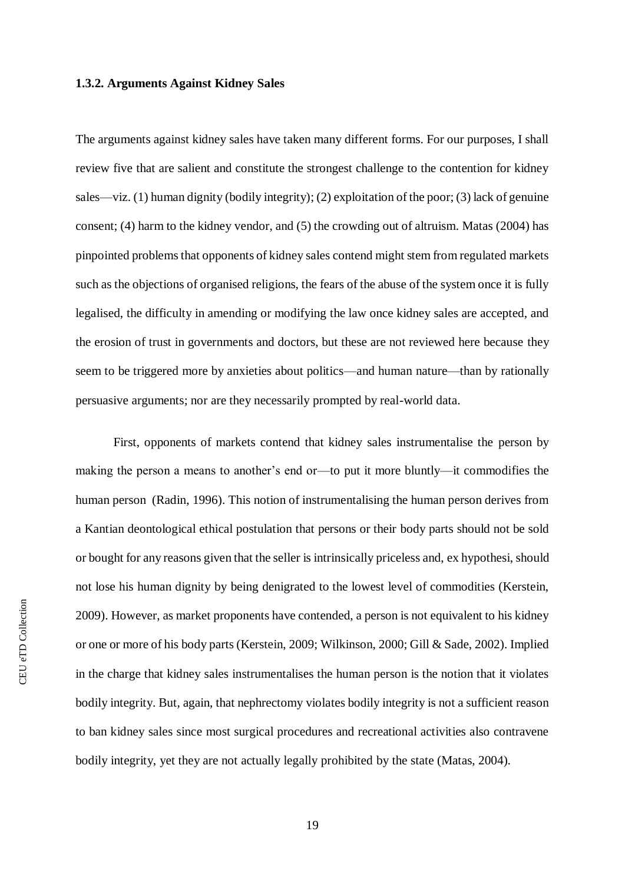### 1.3.2. Arguments Against Kidney Sales

The arguments against kidney sales have taken many different forms. For our purposes, I shall review five that are salient and constitute the strongest challenge to the contention for kidney sales—viz. (1) human dignity (bodily integrity); (2) exploitation of the poor; (3) lack of genuine consent; (4) harm to the kidney vendor, and (5) the crowding out of altruism. Matas (2004) has pinpointed problems that opponents of kidney sales contend might stem from regulated markets such as the objections of organised religions, the fears of the abuse of the system once it is fully legalised, the difficulty in amending or modifying the law once kidney sales are accepted, and the erosion of trust in governments and doctors, but these are not reviewed here because they seem to be triggered more by anxieties about politics—and human nature—than by rationally persuasive arguments; nor are they necessarily prompted by real-world data.

First, opponents of markets contend that kidney sales instrumentalise the person by making the person a means to another's end or—to put it more bluntly—it commodifies the human person (Radin, 1996). This notion of instrumentalising the human person derives from a Kantian deontological ethical postulation that persons or their body parts should not be sold or bought for any reasons given that the seller is intrinsically priceless and, ex hypothesi, should not lose his human dignity by being denigrated to the lowest level of commodities (Kerstein, 2009). However, as market proponents have contended, a person is not equivalent to his kidney or one or more of his body parts (Kerstein, 2009; Wilkinson, 2000; Gill & Sade, 2002). Implied in the charge that kidney sales instrumentalises the human person is the notion that it violates bodily integrity. But, again, that nephrectomy violates bodily integrity is not a sufficient reason to ban kidney sales since most surgical procedures and recreational activities also contravene bodily integrity, yet they are not actually legally prohibited by the state (Matas, 2004).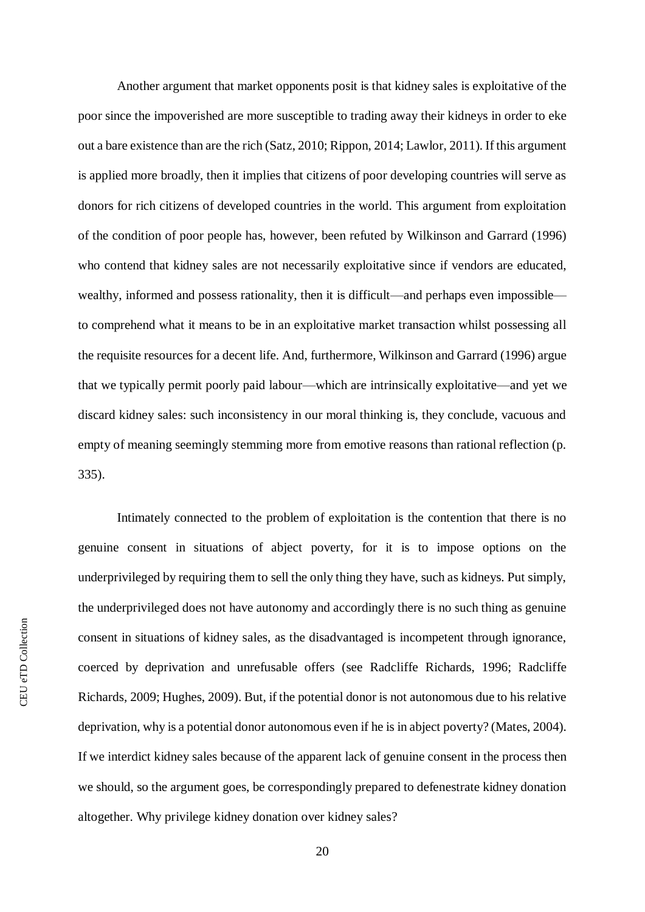Another argument that market opponents posit is that kidney sales is exploitative of the poor since the impoverished are more susceptible to trading away their kidneys in order to eke out a bare existence than are the rich (Satz, 2010; Rippon, 2014; Lawlor, 2011). If this argument is applied more broadly, then it implies that citizens of poor developing countries will serve as donors for rich citizens of developed countries in the world. This argument from exploitation of the condition of poor people has, however, been refuted by Wilkinson and Garrard (1996) who contend that kidney sales are not necessarily exploitative since if vendors are educated, wealthy, informed and possess rationality, then it is difficult—and perhaps even impossible—to comprehend what it means to be in an exploitative market transaction whilst possessing all the requisite resources for a decent life. And, furthermore, Wilkinson and Garrard (1996) argue that we typically permit poorly paid labour—which are intrinsically exploitative—and yet we discard kidney sales: such inconsistency in our moral thinking is, they conclude, vacuous and empty of meaning seemingly stemming more from emotive reasons than rational reflection (p. 335).

Intimately connected to the problem of exploitation is the contention that there is no genuine consent in situations of abject poverty, for it is to impose options on the underprivileged by requiring them to sell the only thing they have, such as kidneys. Put simply, the underprivileged does not have autonomy and accordingly there is no such thing as genuine consent in situations of kidney sales, as the disadvantaged is incompetent through ignorance, coerced by deprivation and unrefusable offers (see Radcliffe Richards, 1996; Radcliffe Richards, 2009; Hughes, 2009). But, if the potential donor is not autonomous due to his relative deprivation, why is a potential donor autonomous even if he is in abject poverty? (Mates, 2004). If we interdict kidney sales because of the apparent lack of genuine consent in the process then we should, so the argument goes, be correspondingly prepared to defenestrate kidney donation altogether. Why privilege kidney donation over kidney sales?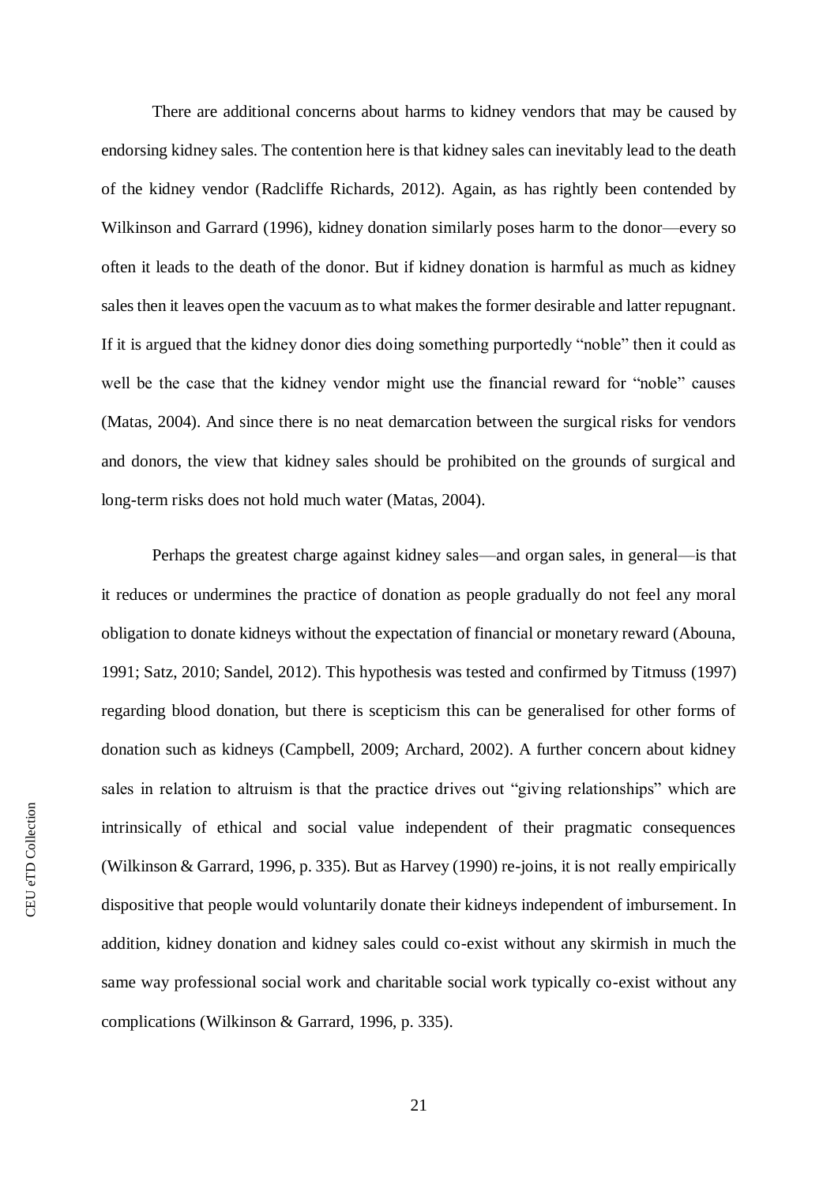There are additional concerns about harms to kidney vendors that may be caused by endorsing kidney sales. The contention here is that kidney sales can inevitably lead to the death of the kidney vendor (Radcliffe Richards, 2012). Again, as has rightly been contended by Wilkinson and Garrard (1996), kidney donation similarly poses harm to the donor—every so often it leads to the death of the donor. But if kidney donation is harmful as much as kidney sales then it leaves open the vacuum as to what makes the former desirable and latter repugnant. If it is argued that the kidney donor dies doing something purportedly "noble" then it could as well be the case that the kidney vendor might use the financial reward for "noble" causes (Matas, 2004). And since there is no neat demarcation between the surgical risks for vendors and donors, the view that kidney sales should be prohibited on the grounds of surgical and long-term risks does not hold much water (Matas, 2004).

Perhaps the greatest charge against kidney sales—and organ sales, in general—is that it reduces or undermines the practice of donation as people gradually do not feel any moral obligation to donate kidneys without the expectation of financial or monetary reward (Abouna, 1991; Satz, 2010; Sandel, 2012). This hypothesis was tested and confirmed by Titmuss (1997) regarding blood donation, but there is scepticism this can be generalised for other forms of donation such as kidneys (Campbell, 2009; Archard, 2002). A further concern about kidney sales in relation to altruism is that the practice drives out "giving relationships" which are intrinsically of ethical and social value independent of their pragmatic consequences (Wilkinson & Garrard, 1996, p. 335). But as Harvey (1990) re-joins, it is not really empirically dispositive that people would voluntarily donate their kidneys independent of imbursement. In addition, kidney donation and kidney sales could co-exist without any skirmish in much the same way professional social work and charitable social work typically co-exist without any complications (Wilkinson & Garrard, 1996, p. 335).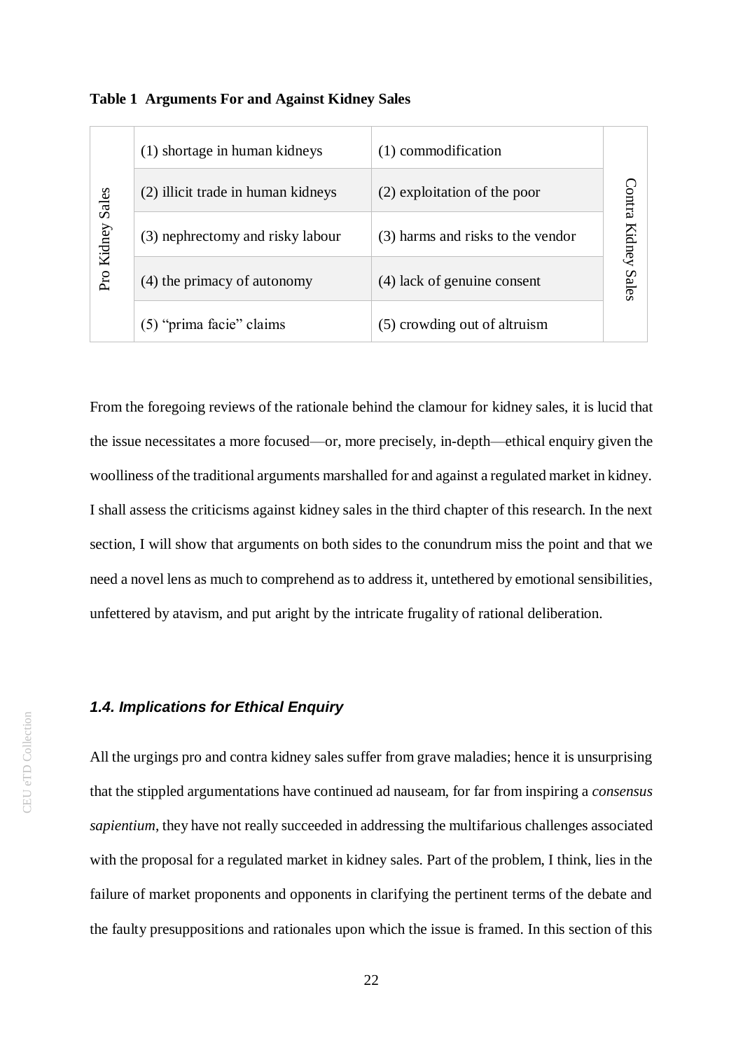**Table 1 Arguments For and Against Kidney Sales**

| Pro Kidney Sales | Contra Kidney Sales |
|---|---|
| (1) shortage in human kidneys | (1) commodification |
| (2) illicit trade in human kidneys | (2) exploitation of the poor |
| (3) nephrectomy and risky labour | (3) harms and risks to the vendor |
| (4) the primacy of autonomy | (4) lack of genuine consent |
| (5) “prima facie” claims | (5) crowding out of altruism |

From the foregoing reviews of the rationale behind the clamour for kidney sales, it is lucid that the issue necessitates a more focused—or, more precisely, in-depth—ethical enquiry given the woolliness of the traditional arguments marshalled for and against a regulated market in kidney. I shall assess the criticisms against kidney sales in the third chapter of this research. In the next section, I will show that arguments on both sides to the conundrum miss the point and that we need a novel lens as much to comprehend as to address it, untethered by emotional sensibilities, unfettered by atavism, and put aright by the intricate frugality of rational deliberation.

### *1.4. Implications for Ethical Enquiry*

All the urgings pro and contra kidney sales suffer from grave maladies; hence it is unsurprising that the stippled argumentations have continued ad nauseam, for far from inspiring a *consensus sapientium*, they have not really succeeded in addressing the multifarious challenges associated with the proposal for a regulated market in kidney sales. Part of the problem, I think, lies in the failure of market proponents and opponents in clarifying the pertinent terms of the debate and the faulty presuppositions and rationales upon which the issue is framed. In this section of this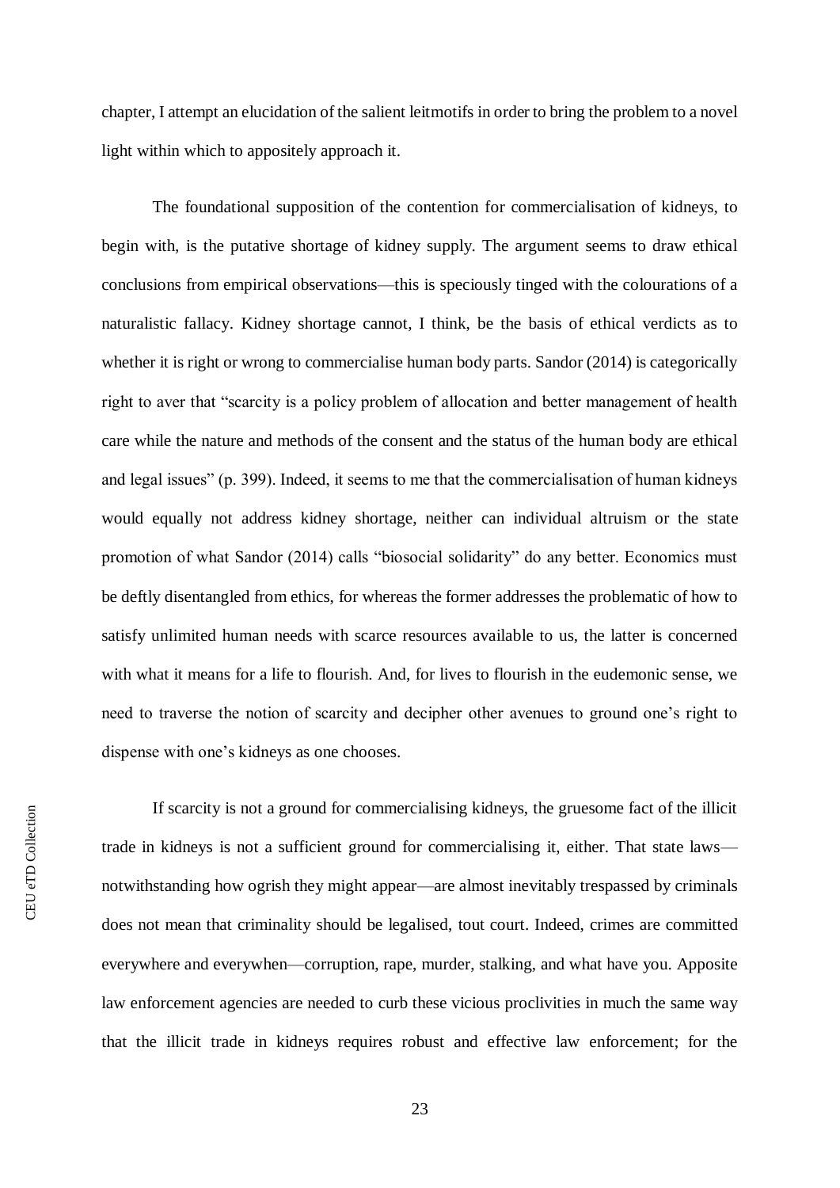chapter, I attempt an elucidation of the salient leitmotifs in order to bring the problem to a novel light within which to appositely approach it.

The foundational supposition of the contention for commercialisation of kidneys, to begin with, is the putative shortage of kidney supply. The argument seems to draw ethical conclusions from empirical observations—this is speciously tinged with the colourations of a naturalistic fallacy. Kidney shortage cannot, I think, be the basis of ethical verdicts as to whether it is right or wrong to commercialise human body parts. Sandor (2014) is categorically right to aver that "scarcity is a policy problem of allocation and better management of health care while the nature and methods of the consent and the status of the human body are ethical and legal issues" (p. 399). Indeed, it seems to me that the commercialisation of human kidneys would equally not address kidney shortage, neither can individual altruism or the state promotion of what Sandor (2014) calls "biosocial solidarity" do any better. Economics must be deftly disentangled from ethics, for whereas the former addresses the problematic of how to satisfy unlimited human needs with scarce resources available to us, the latter is concerned with what it means for a life to flourish. And, for lives to flourish in the eudemonic sense, we need to traverse the notion of scarcity and decipher other avenues to ground one's right to dispense with one's kidneys as one chooses.

If scarcity is not a ground for commercialising kidneys, the gruesome fact of the illicit trade in kidneys is not a sufficient ground for commercialising it, either. That state laws—notwithstanding how ogrish they might appear—are almost inevitably trespassed by criminals does not mean that criminality should be legalised, tout court. Indeed, crimes are committed everywhere and everywhen—corruption, rape, murder, stalking, and what have you. Apposite law enforcement agencies are needed to curb these vicious proclivities in much the same way that the illicit trade in kidneys requires robust and effective law enforcement; for the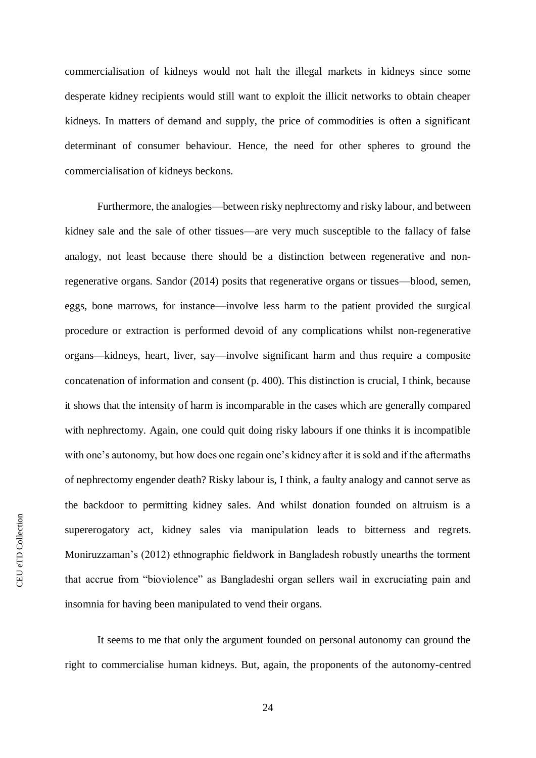commercialisation of kidneys would not halt the illegal markets in kidneys since some desperate kidney recipients would still want to exploit the illicit networks to obtain cheaper kidneys. In matters of demand and supply, the price of commodities is often a significant determinant of consumer behaviour. Hence, the need for other spheres to ground the commercialisation of kidneys beckons.

Furthermore, the analogies—between risky nephrectomy and risky labour, and between kidney sale and the sale of other tissues—are very much susceptible to the fallacy of false analogy, not least because there should be a distinction between regenerative and non-regenerative organs. Sandor (2014) posits that regenerative organs or tissues—blood, semen, eggs, bone marrows, for instance—involve less harm to the patient provided the surgical procedure or extraction is performed devoid of any complications whilst non-regenerative organs—kidneys, heart, liver, say—involve significant harm and thus require a composite concatenation of information and consent (p. 400). This distinction is crucial, I think, because it shows that the intensity of harm is incomparable in the cases which are generally compared with nephrectomy. Again, one could quit doing risky labours if one thinks it is incompatible with one's autonomy, but how does one regain one's kidney after it is sold and if the aftermaths of nephrectomy engender death? Risky labour is, I think, a faulty analogy and cannot serve as the backdoor to permitting kidney sales. And whilst donation founded on altruism is a supererogatory act, kidney sales via manipulation leads to bitterness and regrets. Moniruzzaman's (2012) ethnographic fieldwork in Bangladesh robustly unearths the torment that accrue from "bioviolence" as Bangladeshi organ sellers wail in excruciating pain and insomnia for having been manipulated to vend their organs.

It seems to me that only the argument founded on personal autonomy can ground the right to commercialise human kidneys. But, again, the proponents of the autonomy-centred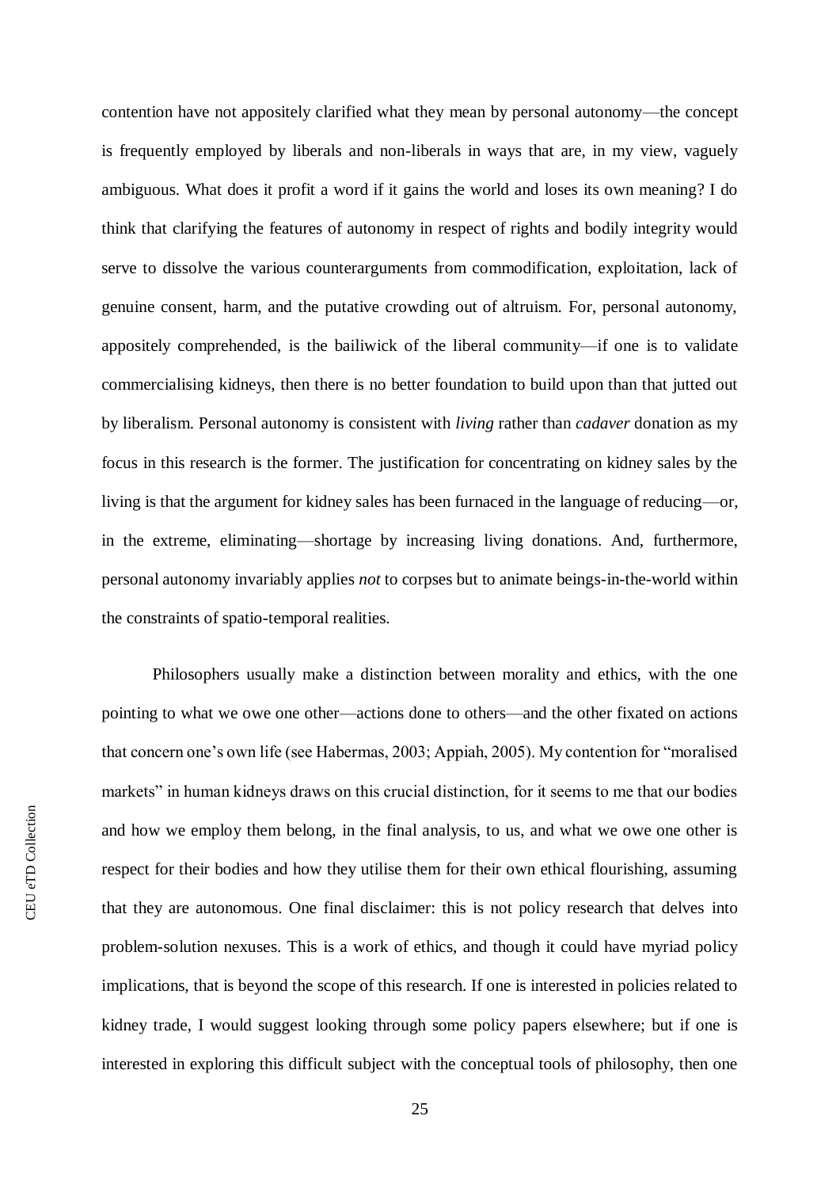contention have not appositely clarified what they mean by personal autonomy—the concept is frequently employed by liberals and non-liberals in ways that are, in my view, vaguely ambiguous. What does it profit a word if it gains the world and loses its own meaning? I do think that clarifying the features of autonomy in respect of rights and bodily integrity would serve to dissolve the various counterarguments from commodification, exploitation, lack of genuine consent, harm, and the putative crowding out of altruism. For, personal autonomy, appositely comprehended, is the bailiwick of the liberal community—if one is to validate commercialising kidneys, then there is no better foundation to build upon than that jutted out by liberalism. Personal autonomy is consistent with *living* rather than *cadaver* donation as my focus in this research is the former. The justification for concentrating on kidney sales by the living is that the argument for kidney sales has been furnaced in the language of reducing—or, in the extreme, eliminating—shortage by increasing living donations. And, furthermore, personal autonomy invariably applies *not* to corpses but to animate beings-in-the-world within the constraints of spatio-temporal realities.

Philosophers usually make a distinction between morality and ethics, with the one pointing to what we owe one other—actions done to others—and the other fixated on actions that concern one's own life (see Habermas, 2003; Appiah, 2005). My contention for "moralised markets" in human kidneys draws on this crucial distinction, for it seems to me that our bodies and how we employ them belong, in the final analysis, to us, and what we owe one other is respect for their bodies and how they utilise them for their own ethical flourishing, assuming that they are autonomous. One final disclaimer: this is not policy research that delves into problem-solution nexuses. This is a work of ethics, and though it could have myriad policy implications, that is beyond the scope of this research. If one is interested in policies related to kidney trade, I would suggest looking through some policy papers elsewhere; but if one is interested in exploring this difficult subject with the conceptual tools of philosophy, then one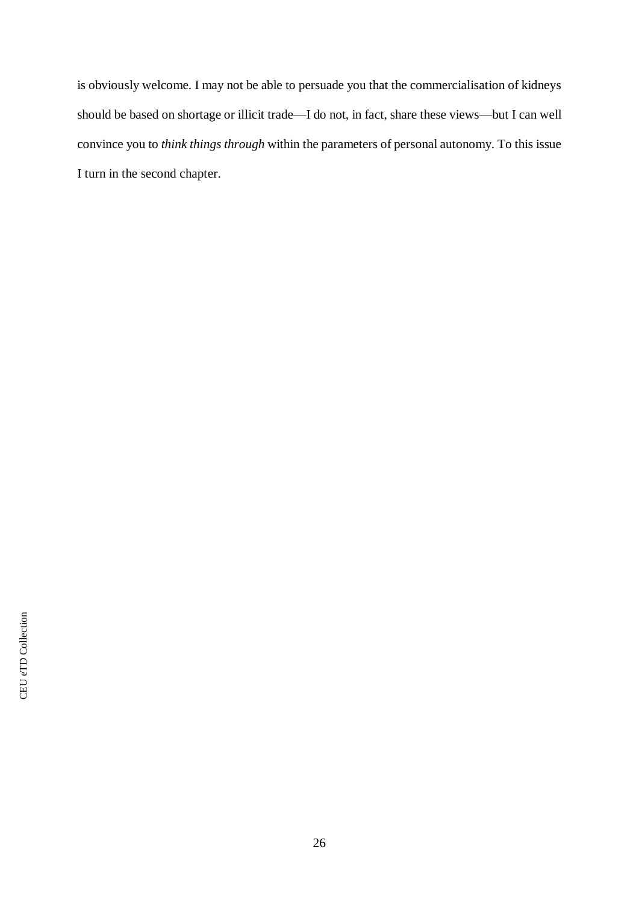is obviously welcome. I may not be able to persuade you that the commercialisation of kidneys should be based on shortage or illicit trade—I do not, in fact, share these views—but I can well convince you to *think things through* within the parameters of personal autonomy. To this issue I turn in the second chapter.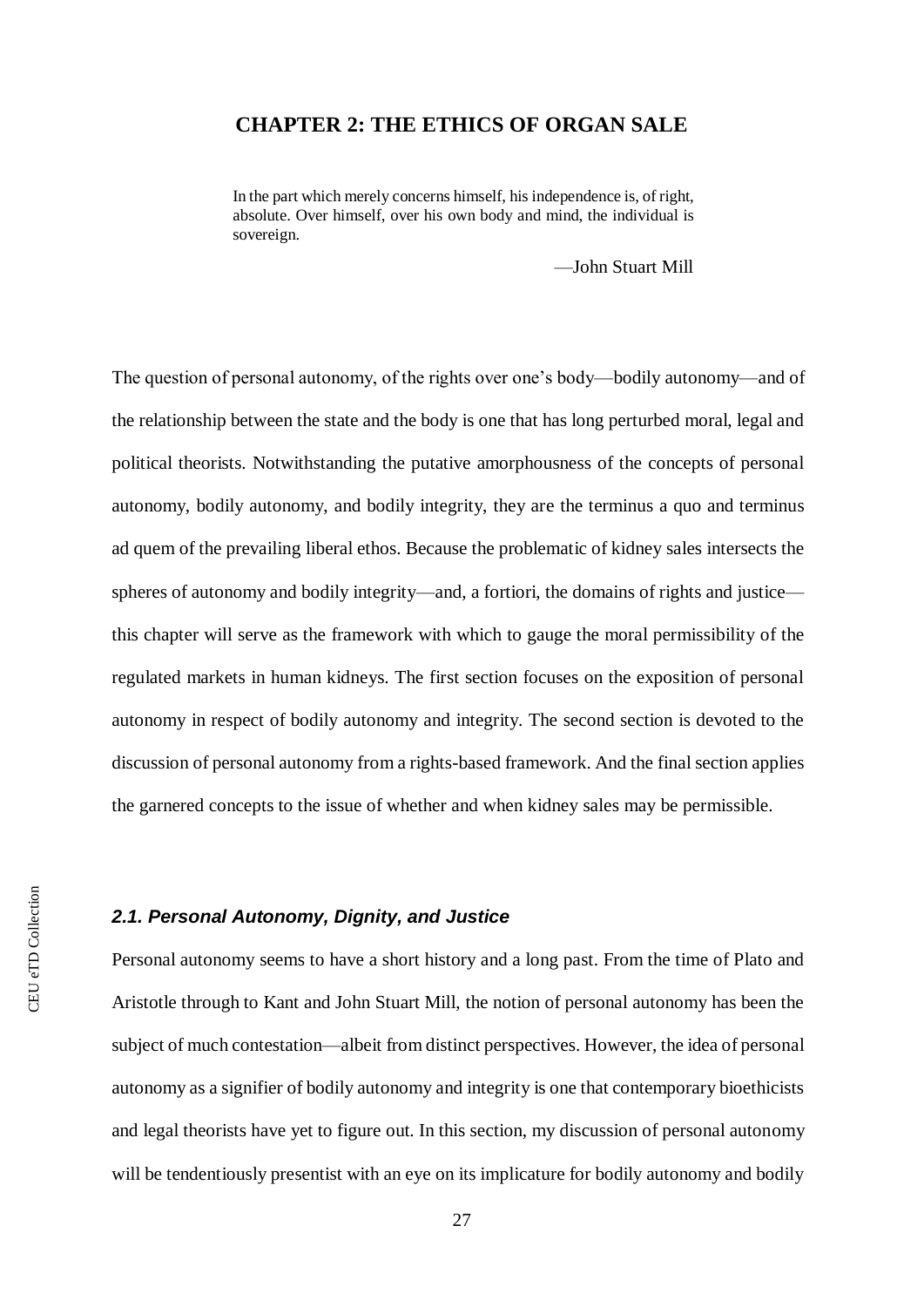# CHAPTER 2: THE ETHICS OF ORGAN SALE

> In the part which merely concerns himself, his independence is, of right, absolute. Over himself, over his own body and mind, the individual is sovereign.
>
> —John Stuart Mill

The question of personal autonomy, of the rights over one's body—bodily autonomy—and of the relationship between the state and the body is one that has long perturbed moral, legal and political theorists. Notwithstanding the putative amorphousness of the concepts of personal autonomy, bodily autonomy, and bodily integrity, they are the terminus a quo and terminus ad quem of the prevailing liberal ethos. Because the problematic of kidney sales intersects the spheres of autonomy and bodily integrity—and, a fortiori, the domains of rights and justice—this chapter will serve as the framework with which to gauge the moral permissibility of the regulated markets in human kidneys. The first section focuses on the exposition of personal autonomy in respect of bodily autonomy and integrity. The second section is devoted to the discussion of personal autonomy from a rights-based framework. And the final section applies the garnered concepts to the issue of whether and when kidney sales may be permissible.

### *2.1. Personal Autonomy, Dignity, and Justice*

Personal autonomy seems to have a short history and a long past. From the time of Plato and Aristotle through to Kant and John Stuart Mill, the notion of personal autonomy has been the subject of much contestation—albeit from distinct perspectives. However, the idea of personal autonomy as a signifier of bodily autonomy and integrity is one that contemporary bioethicists and legal theorists have yet to figure out. In this section, my discussion of personal autonomy will be tendentiously presentist with an eye on its implicature for bodily autonomy and bodily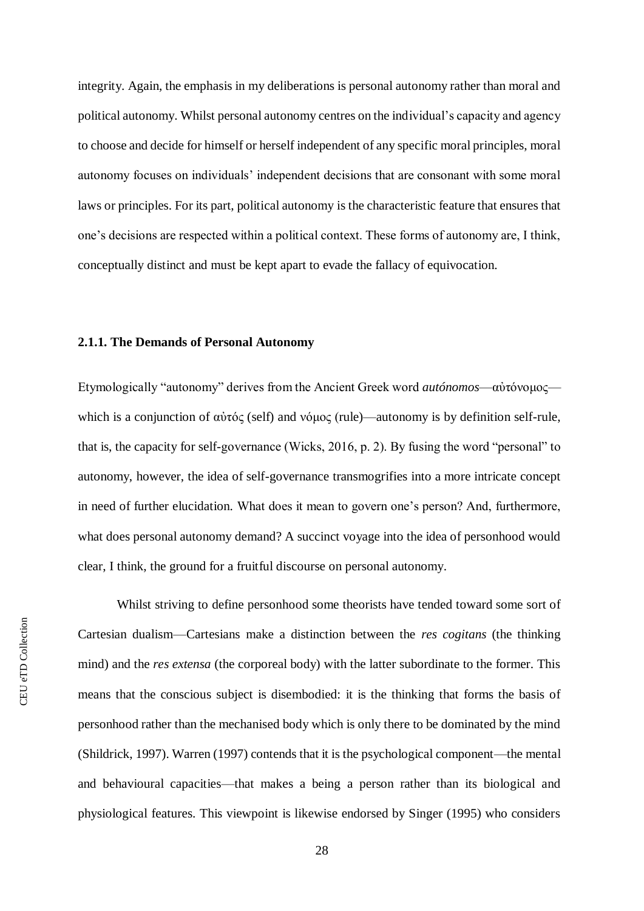integrity. Again, the emphasis in my deliberations is personal autonomy rather than moral and political autonomy. Whilst personal autonomy centres on the individual's capacity and agency to choose and decide for himself or herself independent of any specific moral principles, moral autonomy focuses on individuals' independent decisions that are consonant with some moral laws or principles. For its part, political autonomy is the characteristic feature that ensures that one's decisions are respected within a political context. These forms of autonomy are, I think, conceptually distinct and must be kept apart to evade the fallacy of equivocation.

### 2.1.1. The Demands of Personal Autonomy

Etymologically "autonomy" derives from the Ancient Greek word *autónomos*—αὐτόνομος—which is a conjunction of αὐτός (self) and νόμος (rule)—autonomy is by definition self-rule, that is, the capacity for self-governance (Wicks, 2016, p. 2). By fusing the word "personal" to autonomy, however, the idea of self-governance transmogrifies into a more intricate concept in need of further elucidation. What does it mean to govern one's person? And, furthermore, what does personal autonomy demand? A succinct voyage into the idea of personhood would clear, I think, the ground for a fruitful discourse on personal autonomy.

Whilst striving to define personhood some theorists have tended toward some sort of Cartesian dualism—Cartesians make a distinction between the *res cogitans* (the thinking mind) and the *res extensa* (the corporeal body) with the latter subordinate to the former. This means that the conscious subject is disembodied: it is the thinking that forms the basis of personhood rather than the mechanised body which is only there to be dominated by the mind (Shildrick, 1997). Warren (1997) contends that it is the psychological component—the mental and behavioural capacities—that makes a being a person rather than its biological and physiological features. This viewpoint is likewise endorsed by Singer (1995) who considers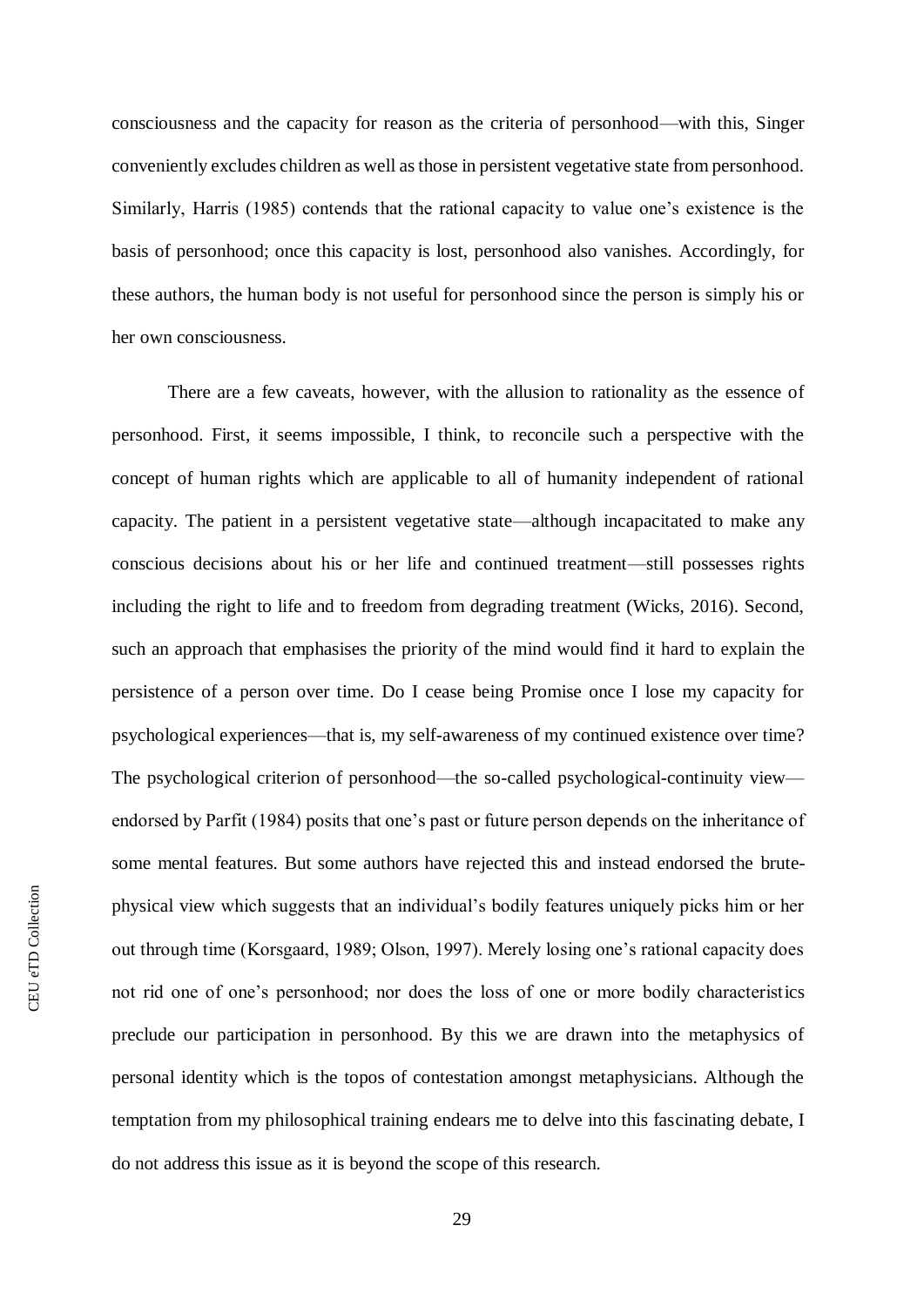consciousness and the capacity for reason as the criteria of personhood—with this, Singer conveniently excludes children as well as those in persistent vegetative state from personhood. Similarly, Harris (1985) contends that the rational capacity to value one's existence is the basis of personhood; once this capacity is lost, personhood also vanishes. Accordingly, for these authors, the human body is not useful for personhood since the person is simply his or her own consciousness.

There are a few caveats, however, with the allusion to rationality as the essence of personhood. First, it seems impossible, I think, to reconcile such a perspective with the concept of human rights which are applicable to all of humanity independent of rational capacity. The patient in a persistent vegetative state—although incapacitated to make any conscious decisions about his or her life and continued treatment—still possesses rights including the right to life and to freedom from degrading treatment (Wicks, 2016). Second, such an approach that emphasises the priority of the mind would find it hard to explain the persistence of a person over time. Do I cease being Promise once I lose my capacity for psychological experiences—that is, my self-awareness of my continued existence over time? The psychological criterion of personhood—the so-called psychological-continuity view—endorsed by Parfit (1984) posits that one's past or future person depends on the inheritance of some mental features. But some authors have rejected this and instead endorsed the brute-physical view which suggests that an individual's bodily features uniquely picks him or her out through time (Korsgaard, 1989; Olson, 1997). Merely losing one's rational capacity does not rid one of one's personhood; nor does the loss of one or more bodily characteristics preclude our participation in personhood. By this we are drawn into the metaphysics of personal identity which is the topos of contestation amongst metaphysicians. Although the temptation from my philosophical training endears me to delve into this fascinating debate, I do not address this issue as it is beyond the scope of this research.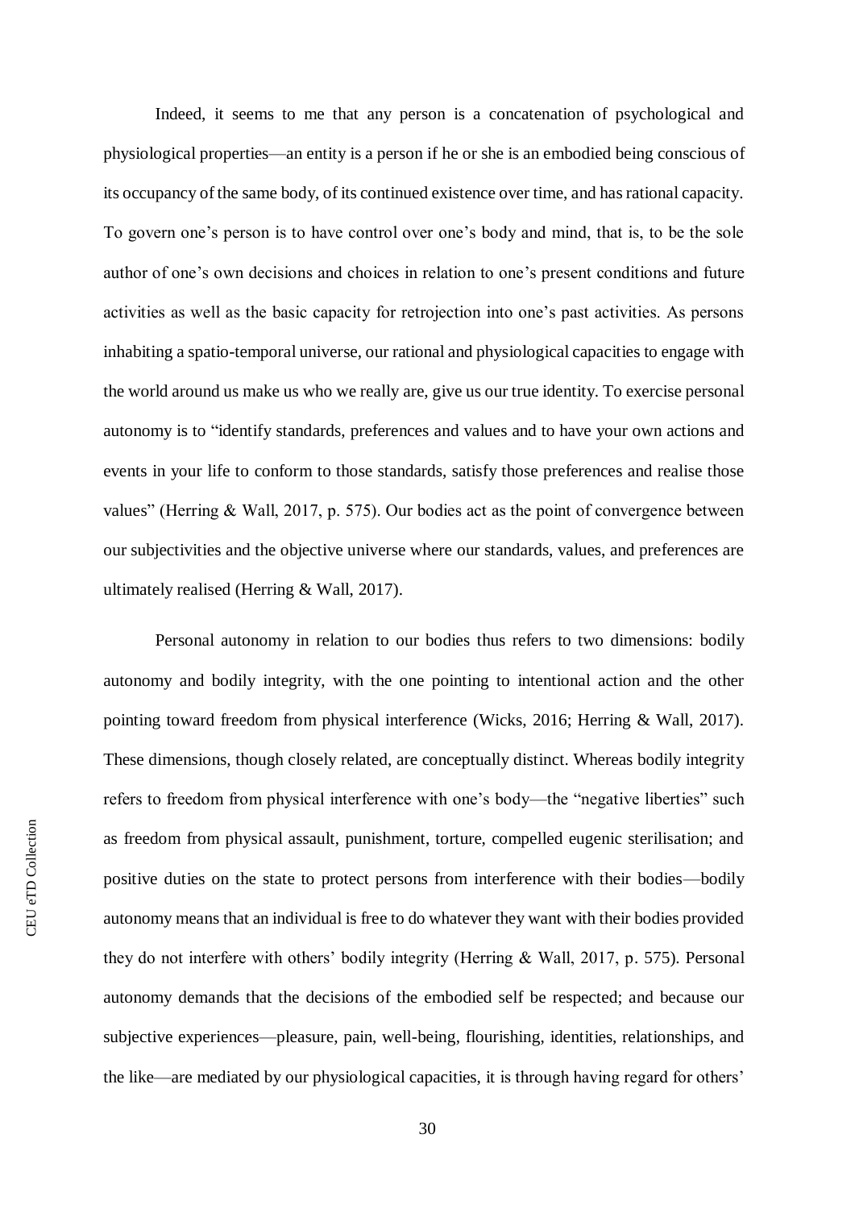Indeed, it seems to me that any person is a concatenation of psychological and physiological properties—an entity is a person if he or she is an embodied being conscious of its occupancy of the same body, of its continued existence over time, and has rational capacity. To govern one's person is to have control over one's body and mind, that is, to be the sole author of one's own decisions and choices in relation to one's present conditions and future activities as well as the basic capacity for retrojection into one's past activities. As persons inhabiting a spatio-temporal universe, our rational and physiological capacities to engage with the world around us make us who we really are, give us our true identity. To exercise personal autonomy is to "identify standards, preferences and values and to have your own actions and events in your life to conform to those standards, satisfy those preferences and realise those values" (Herring & Wall, 2017, p. 575). Our bodies act as the point of convergence between our subjectivities and the objective universe where our standards, values, and preferences are ultimately realised (Herring & Wall, 2017).

Personal autonomy in relation to our bodies thus refers to two dimensions: bodily autonomy and bodily integrity, with the one pointing to intentional action and the other pointing toward freedom from physical interference (Wicks, 2016; Herring & Wall, 2017). These dimensions, though closely related, are conceptually distinct. Whereas bodily integrity refers to freedom from physical interference with one's body—the "negative liberties" such as freedom from physical assault, punishment, torture, compelled eugenic sterilisation; and positive duties on the state to protect persons from interference with their bodies—bodily autonomy means that an individual is free to do whatever they want with their bodies provided they do not interfere with others' bodily integrity (Herring & Wall, 2017, p. 575). Personal autonomy demands that the decisions of the embodied self be respected; and because our subjective experiences—pleasure, pain, well-being, flourishing, identities, relationships, and the like—are mediated by our physiological capacities, it is through having regard for others'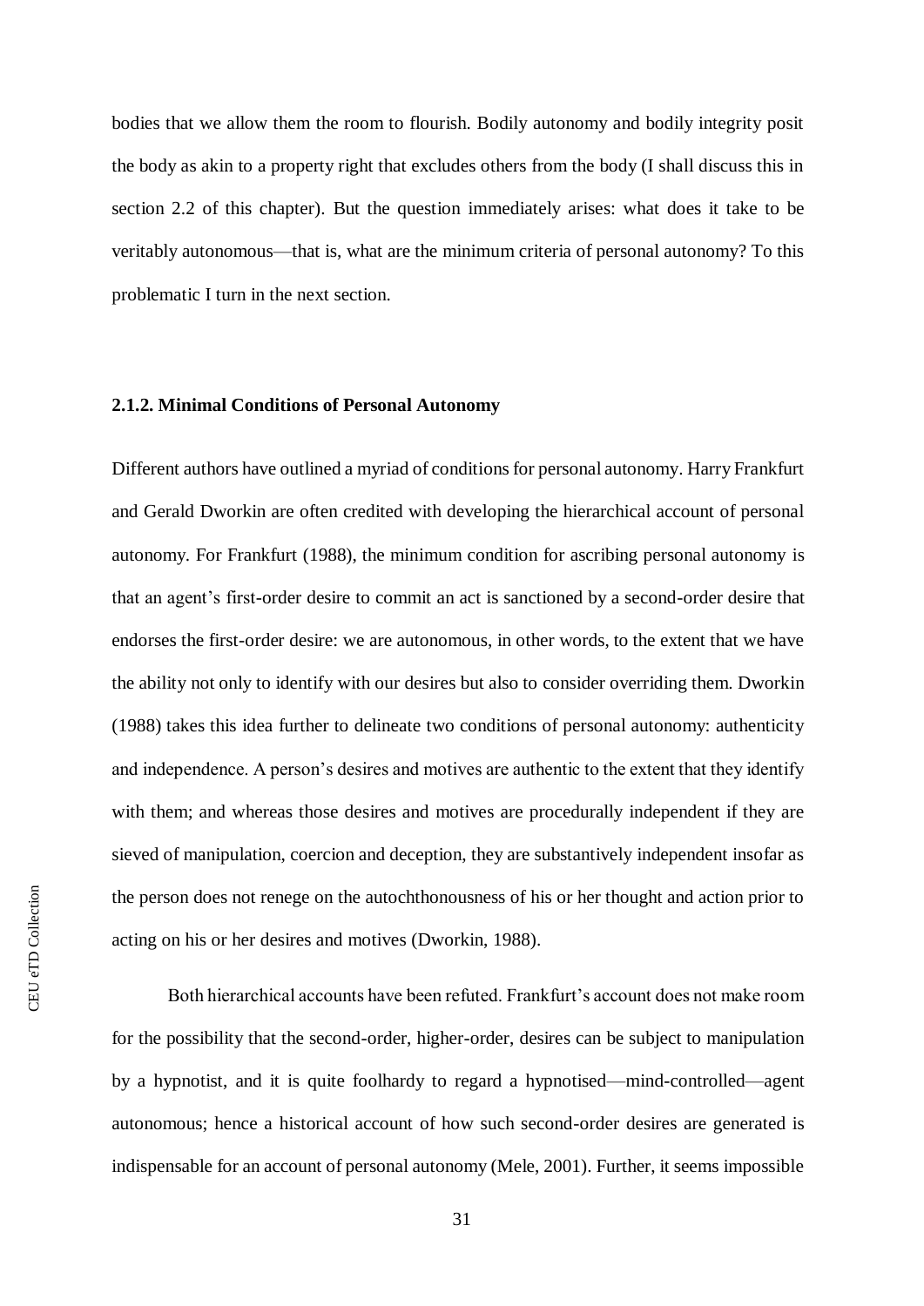bodies that we allow them the room to flourish. Bodily autonomy and bodily integrity posit the body as akin to a property right that excludes others from the body (I shall discuss this in section 2.2 of this chapter). But the question immediately arises: what does it take to be veritably autonomous—that is, what are the minimum criteria of personal autonomy? To this problematic I turn in the next section.

### 2.1.2. Minimal Conditions of Personal Autonomy

Different authors have outlined a myriad of conditions for personal autonomy. Harry Frankfurt and Gerald Dworkin are often credited with developing the hierarchical account of personal autonomy. For Frankfurt (1988), the minimum condition for ascribing personal autonomy is that an agent's first-order desire to commit an act is sanctioned by a second-order desire that endorses the first-order desire: we are autonomous, in other words, to the extent that we have the ability not only to identify with our desires but also to consider overriding them. Dworkin (1988) takes this idea further to delineate two conditions of personal autonomy: authenticity and independence. A person's desires and motives are authentic to the extent that they identify with them; and whereas those desires and motives are procedurally independent if they are sieved of manipulation, coercion and deception, they are substantively independent insofar as the person does not renege on the autochthonousness of his or her thought and action prior to acting on his or her desires and motives (Dworkin, 1988).

Both hierarchical accounts have been refuted. Frankfurt's account does not make room for the possibility that the second-order, higher-order, desires can be subject to manipulation by a hypnotist, and it is quite foolhardy to regard a hypnotised—mind-controlled—agent autonomous; hence a historical account of how such second-order desires are generated is indispensable for an account of personal autonomy (Mele, 2001). Further, it seems impossible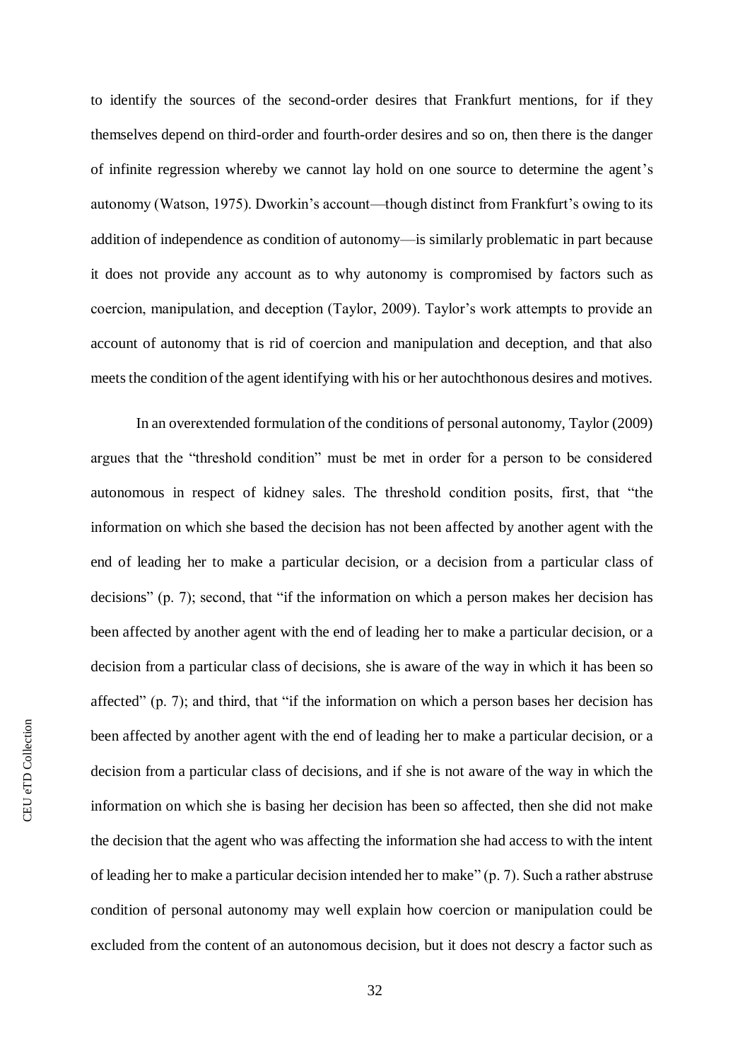to identify the sources of the second-order desires that Frankfurt mentions, for if they themselves depend on third-order and fourth-order desires and so on, then there is the danger of infinite regression whereby we cannot lay hold on one source to determine the agent's autonomy (Watson, 1975). Dworkin's account—though distinct from Frankfurt's owing to its addition of independence as condition of autonomy—is similarly problematic in part because it does not provide any account as to why autonomy is compromised by factors such as coercion, manipulation, and deception (Taylor, 2009). Taylor's work attempts to provide an account of autonomy that is rid of coercion and manipulation and deception, and that also meets the condition of the agent identifying with his or her autochthonous desires and motives.

In an overextended formulation of the conditions of personal autonomy, Taylor (2009) argues that the "threshold condition" must be met in order for a person to be considered autonomous in respect of kidney sales. The threshold condition posits, first, that "the information on which she based the decision has not been affected by another agent with the end of leading her to make a particular decision, or a decision from a particular class of decisions" (p. 7); second, that "if the information on which a person makes her decision has been affected by another agent with the end of leading her to make a particular decision, or a decision from a particular class of decisions, she is aware of the way in which it has been so affected" (p. 7); and third, that "if the information on which a person bases her decision has been affected by another agent with the end of leading her to make a particular decision, or a decision from a particular class of decisions, and if she is not aware of the way in which the information on which she is basing her decision has been so affected, then she did not make the decision that the agent who was affecting the information she had access to with the intent of leading her to make a particular decision intended her to make" (p. 7). Such a rather abstruse condition of personal autonomy may well explain how coercion or manipulation could be excluded from the content of an autonomous decision, but it does not descry a factor such as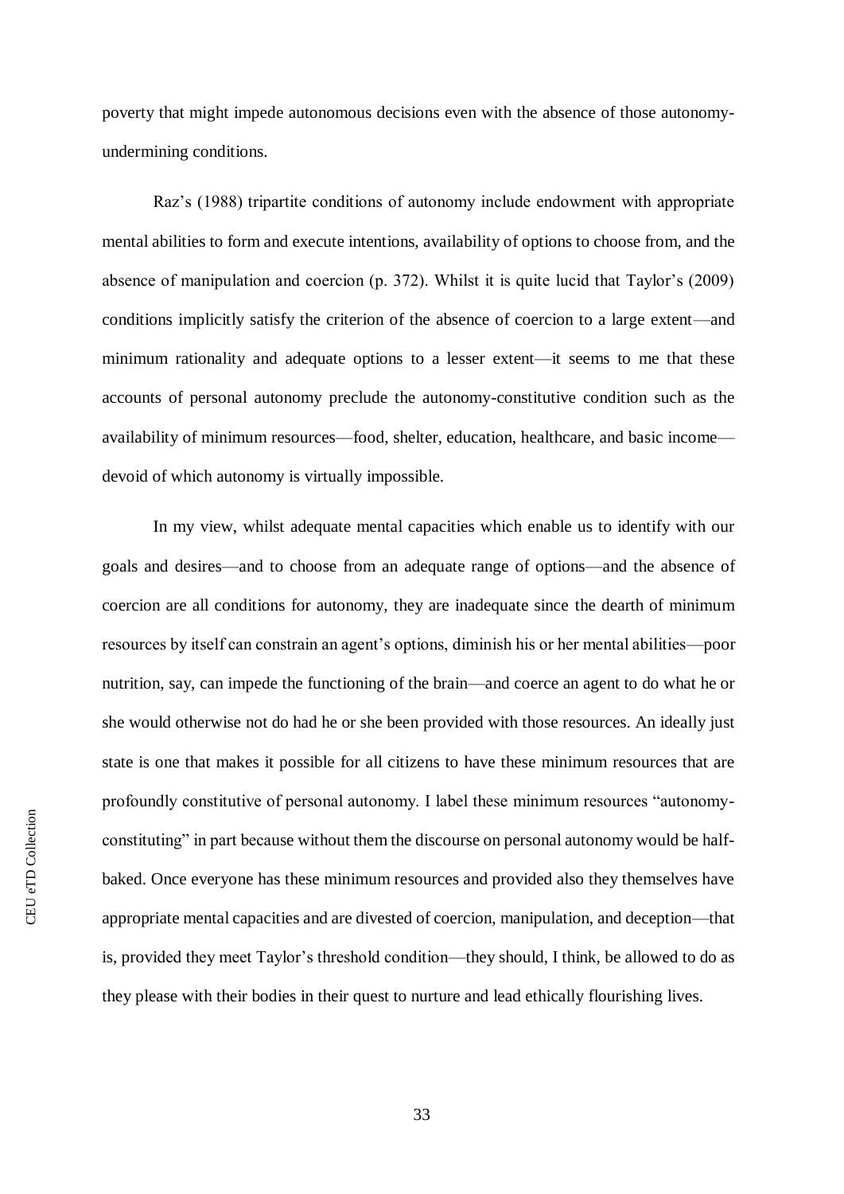poverty that might impede autonomous decisions even with the absence of those autonomy-undermining conditions.

Raz's (1988) tripartite conditions of autonomy include endowment with appropriate mental abilities to form and execute intentions, availability of options to choose from, and the absence of manipulation and coercion (p. 372). Whilst it is quite lucid that Taylor's (2009) conditions implicitly satisfy the criterion of the absence of coercion to a large extent—and minimum rationality and adequate options to a lesser extent—it seems to me that these accounts of personal autonomy preclude the autonomy-constitutive condition such as the availability of minimum resources—food, shelter, education, healthcare, and basic income—devoid of which autonomy is virtually impossible.

In my view, whilst adequate mental capacities which enable us to identify with our goals and desires—and to choose from an adequate range of options—and the absence of coercion are all conditions for autonomy, they are inadequate since the dearth of minimum resources by itself can constrain an agent's options, diminish his or her mental abilities—poor nutrition, say, can impede the functioning of the brain—and coerce an agent to do what he or she would otherwise not do had he or she been provided with those resources. An ideally just state is one that makes it possible for all citizens to have these minimum resources that are profoundly constitutive of personal autonomy. I label these minimum resources "autonomy-constituting" in part because without them the discourse on personal autonomy would be half-baked. Once everyone has these minimum resources and provided also they themselves have appropriate mental capacities and are divested of coercion, manipulation, and deception—that is, provided they meet Taylor's threshold condition—they should, I think, be allowed to do as they please with their bodies in their quest to nurture and lead ethically flourishing lives.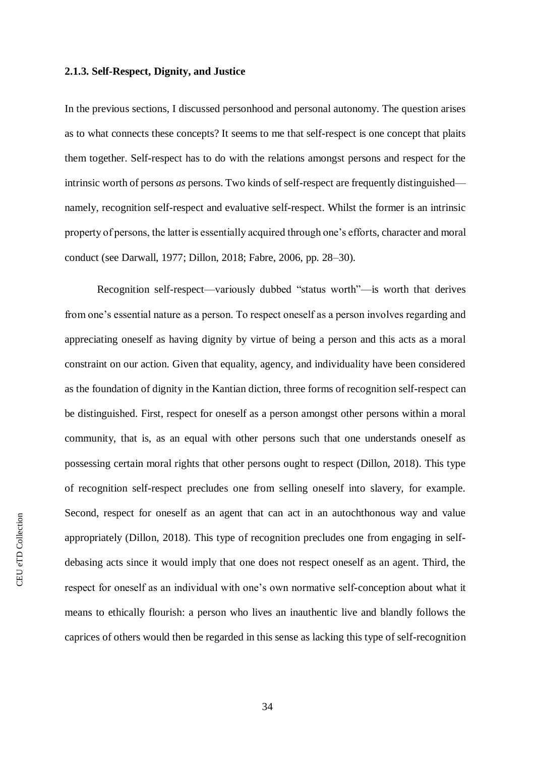### 2.1.3. Self-Respect, Dignity, and Justice

In the previous sections, I discussed personhood and personal autonomy. The question arises as to what connects these concepts? It seems to me that self-respect is one concept that plaits them together. Self-respect has to do with the relations amongst persons and respect for the intrinsic worth of persons *as* persons. Two kinds of self-respect are frequently distinguished—namely, recognition self-respect and evaluative self-respect. Whilst the former is an intrinsic property of persons, the latter is essentially acquired through one's efforts, character and moral conduct (see Darwall, 1977; Dillon, 2018; Fabre, 2006, pp. 28–30).

Recognition self-respect—variously dubbed "status worth"—is worth that derives from one's essential nature as a person. To respect oneself as a person involves regarding and appreciating oneself as having dignity by virtue of being a person and this acts as a moral constraint on our action. Given that equality, agency, and individuality have been considered as the foundation of dignity in the Kantian diction, three forms of recognition self-respect can be distinguished. First, respect for oneself as a person amongst other persons within a moral community, that is, as an equal with other persons such that one understands oneself as possessing certain moral rights that other persons ought to respect (Dillon, 2018). This type of recognition self-respect precludes one from selling oneself into slavery, for example. Second, respect for oneself as an agent that can act in an autochthonous way and value appropriately (Dillon, 2018). This type of recognition precludes one from engaging in self-debasing acts since it would imply that one does not respect oneself as an agent. Third, the respect for oneself as an individual with one's own normative self-conception about what it means to ethically flourish: a person who lives an inauthentic live and blandly follows the caprices of others would then be regarded in this sense as lacking this type of self-recognition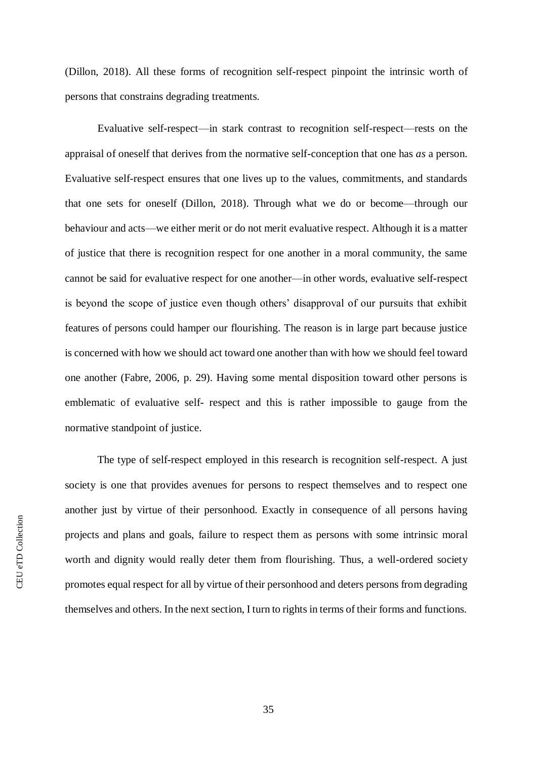(Dillon, 2018). All these forms of recognition self-respect pinpoint the intrinsic worth of persons that constrains degrading treatments.

Evaluative self-respect—in stark contrast to recognition self-respect—rests on the appraisal of oneself that derives from the normative self-conception that one has *as* a person. Evaluative self-respect ensures that one lives up to the values, commitments, and standards that one sets for oneself (Dillon, 2018). Through what we do or become—through our behaviour and acts—we either merit or do not merit evaluative respect. Although it is a matter of justice that there is recognition respect for one another in a moral community, the same cannot be said for evaluative respect for one another—in other words, evaluative self-respect is beyond the scope of justice even though others' disapproval of our pursuits that exhibit features of persons could hamper our flourishing. The reason is in large part because justice is concerned with how we should act toward one another than with how we should feel toward one another (Fabre, 2006, p. 29). Having some mental disposition toward other persons is emblematic of evaluative self- respect and this is rather impossible to gauge from the normative standpoint of justice.

The type of self-respect employed in this research is recognition self-respect. A just society is one that provides avenues for persons to respect themselves and to respect one another just by virtue of their personhood. Exactly in consequence of all persons having projects and plans and goals, failure to respect them as persons with some intrinsic moral worth and dignity would really deter them from flourishing. Thus, a well-ordered society promotes equal respect for all by virtue of their personhood and deters persons from degrading themselves and others. In the next section, I turn to rights in terms of their forms and functions.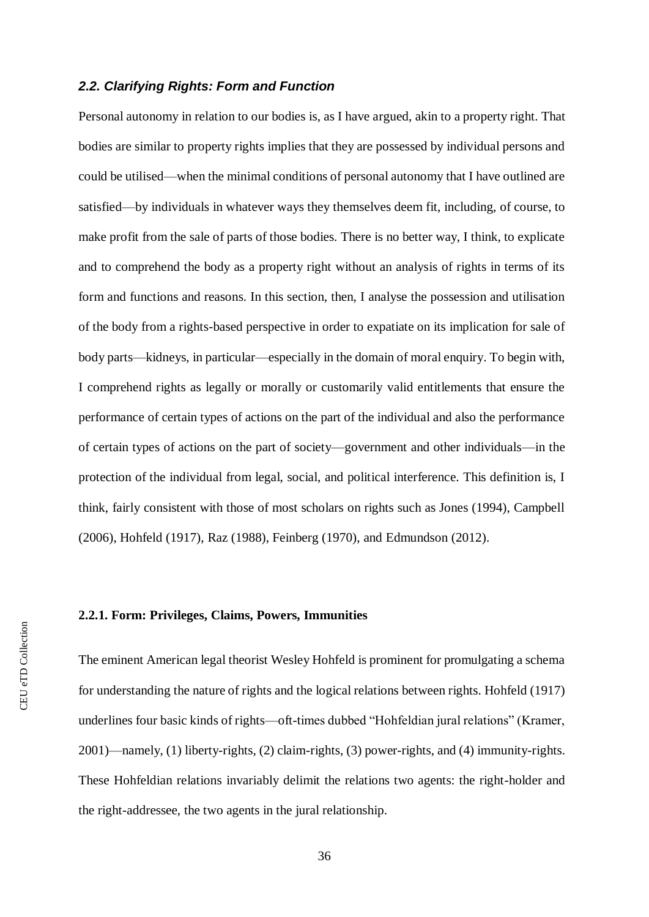### *2.2. Clarifying Rights: Form and Function*

Personal autonomy in relation to our bodies is, as I have argued, akin to a property right. That bodies are similar to property rights implies that they are possessed by individual persons and could be utilised—when the minimal conditions of personal autonomy that I have outlined are satisfied—by individuals in whatever ways they themselves deem fit, including, of course, to make profit from the sale of parts of those bodies. There is no better way, I think, to explicate and to comprehend the body as a property right without an analysis of rights in terms of its form and functions and reasons. In this section, then, I analyse the possession and utilisation of the body from a rights-based perspective in order to expatiate on its implication for sale of body parts—kidneys, in particular—especially in the domain of moral enquiry. To begin with, I comprehend rights as legally or morally or customarily valid entitlements that ensure the performance of certain types of actions on the part of the individual and also the performance of certain types of actions on the part of society—government and other individuals—in the protection of the individual from legal, social, and political interference. This definition is, I think, fairly consistent with those of most scholars on rights such as Jones (1994), Campbell (2006), Hohfeld (1917), Raz (1988), Feinberg (1970), and Edmundson (2012).

#### 2.2.1. Form: Privileges, Claims, Powers, Immunities

The eminent American legal theorist Wesley Hohfeld is prominent for promulgating a schema for understanding the nature of rights and the logical relations between rights. Hohfeld (1917) underlines four basic kinds of rights—oft-times dubbed "Hohfeldian jural relations" (Kramer, 2001)—namely, (1) liberty-rights, (2) claim-rights, (3) power-rights, and (4) immunity-rights. These Hohfeldian relations invariably delimit the relations two agents: the right-holder and the right-addressee, the two agents in the jural relationship.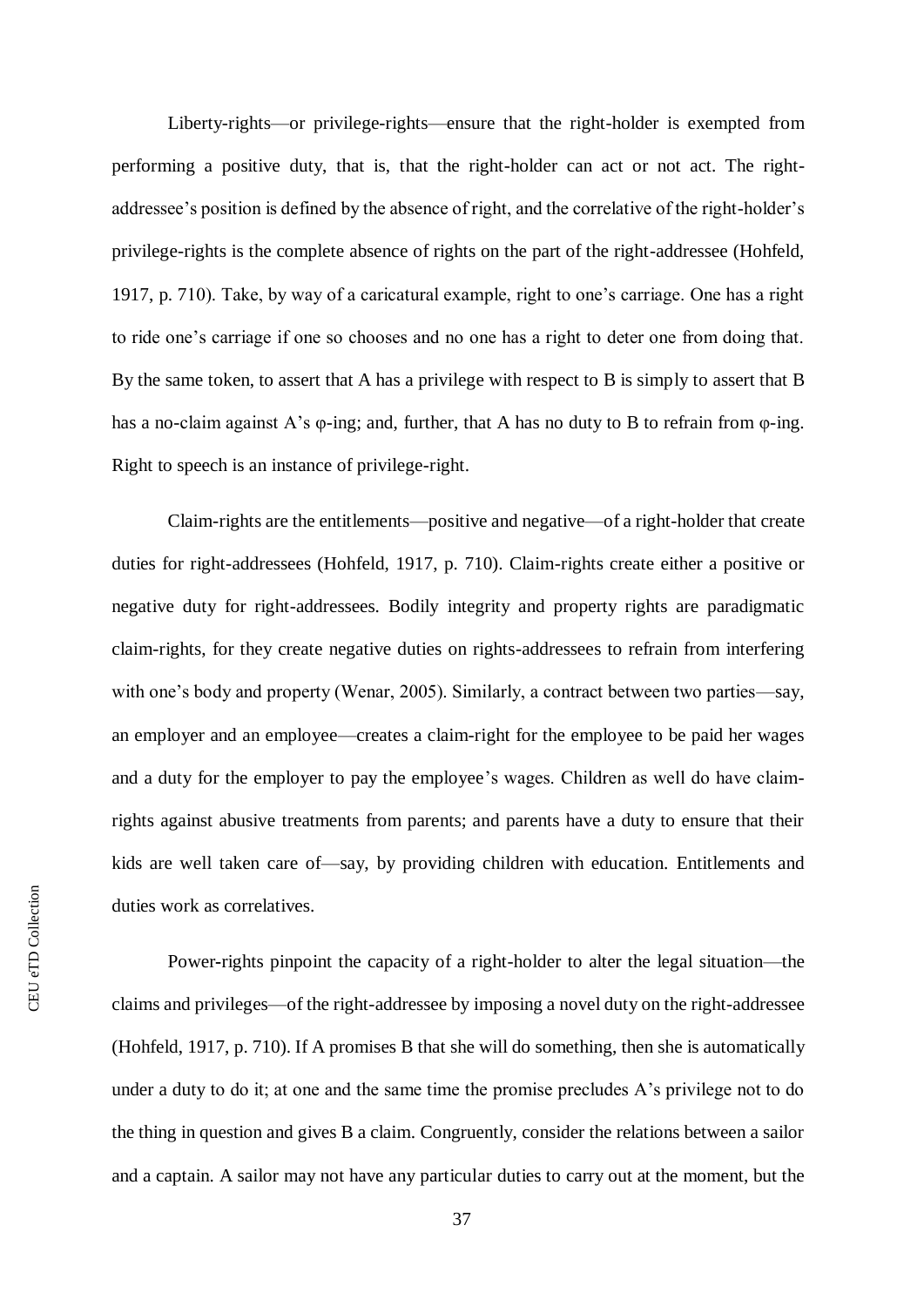Liberty-rights—or privilege-rights—ensure that the right-holder is exempted from performing a positive duty, that is, that the right-holder can act or not act. The right-addressee's position is defined by the absence of right, and the correlative of the right-holder's privilege-rights is the complete absence of rights on the part of the right-addressee (Hohfeld, 1917, p. 710). Take, by way of a caricatural example, right to one's carriage. One has a right to ride one's carriage if one so chooses and no one has a right to deter one from doing that. By the same token, to assert that A has a privilege with respect to B is simply to assert that B has a no-claim against A's φ-ing; and, further, that A has no duty to B to refrain from φ-ing. Right to speech is an instance of privilege-right.

Claim-rights are the entitlements—positive and negative—of a right-holder that create duties for right-addressees (Hohfeld, 1917, p. 710). Claim-rights create either a positive or negative duty for right-addressees. Bodily integrity and property rights are paradigmatic claim-rights, for they create negative duties on rights-addressees to refrain from interfering with one's body and property (Wenar, 2005). Similarly, a contract between two parties—say, an employer and an employee—creates a claim-right for the employee to be paid her wages and a duty for the employer to pay the employee's wages. Children as well do have claim-rights against abusive treatments from parents; and parents have a duty to ensure that their kids are well taken care of—say, by providing children with education. Entitlements and duties work as correlatives.

Power-rights pinpoint the capacity of a right-holder to alter the legal situation—the claims and privileges—of the right-addressee by imposing a novel duty on the right-addressee (Hohfeld, 1917, p. 710). If A promises B that she will do something, then she is automatically under a duty to do it; at one and the same time the promise precludes A's privilege not to do the thing in question and gives B a claim. Congruently, consider the relations between a sailor and a captain. A sailor may not have any particular duties to carry out at the moment, but the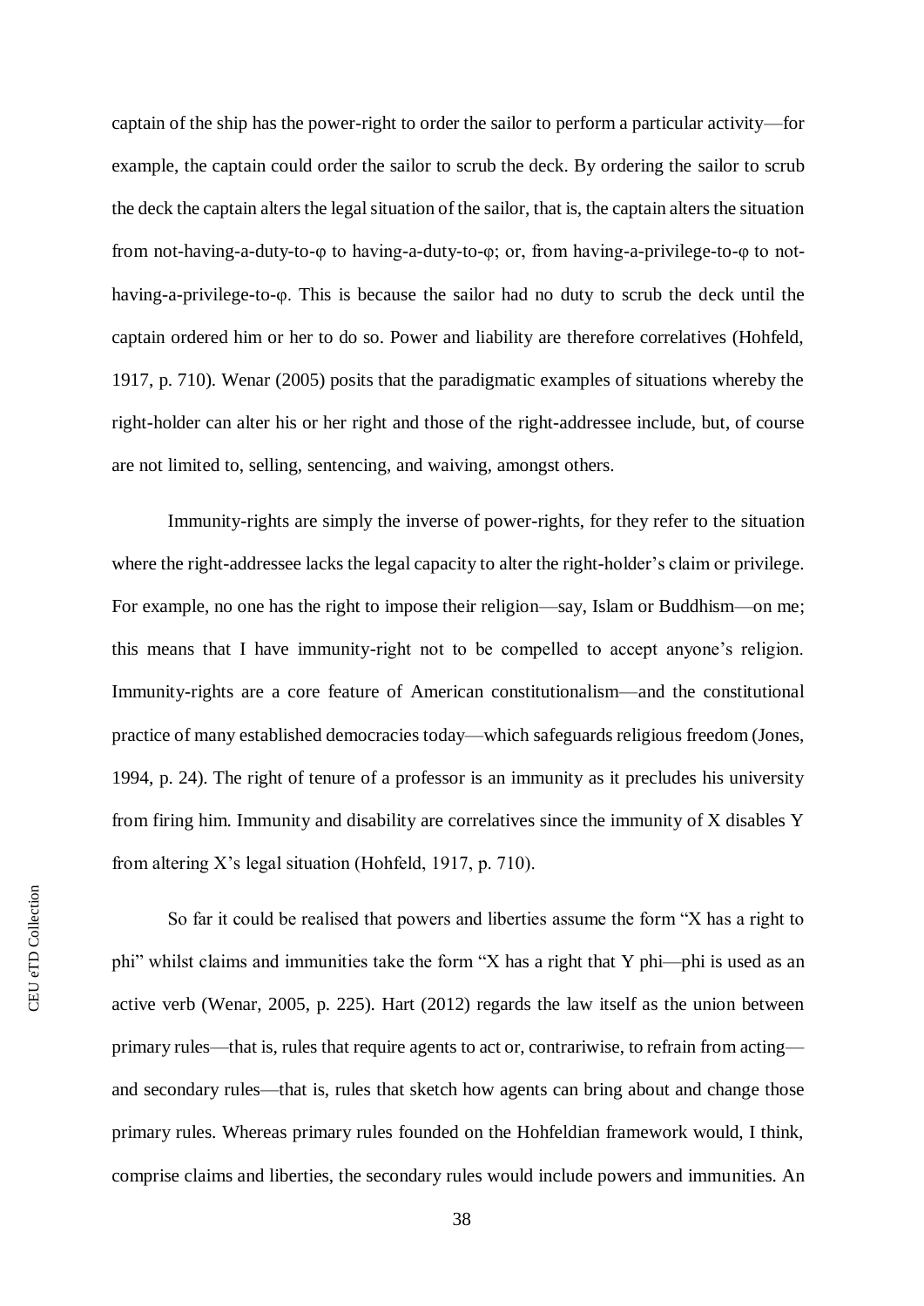captain of the ship has the power-right to order the sailor to perform a particular activity—for example, the captain could order the sailor to scrub the deck. By ordering the sailor to scrub the deck the captain alters the legal situation of the sailor, that is, the captain alters the situation from not-having-a-duty-to-φ to having-a-duty-to-φ; or, from having-a-privilege-to-φ to not-having-a-privilege-to-φ. This is because the sailor had no duty to scrub the deck until the captain ordered him or her to do so. Power and liability are therefore correlatives (Hohfeld, 1917, p. 710). Wenar (2005) posits that the paradigmatic examples of situations whereby the right-holder can alter his or her right and those of the right-addressee include, but, of course are not limited to, selling, sentencing, and waiving, amongst others.

Immunity-rights are simply the inverse of power-rights, for they refer to the situation where the right-addressee lacks the legal capacity to alter the right-holder's claim or privilege. For example, no one has the right to impose their religion—say, Islam or Buddhism—on me; this means that I have immunity-right not to be compelled to accept anyone's religion. Immunity-rights are a core feature of American constitutionalism—and the constitutional practice of many established democracies today—which safeguards religious freedom (Jones, 1994, p. 24). The right of tenure of a professor is an immunity as it precludes his university from firing him. Immunity and disability are correlatives since the immunity of X disables Y from altering X's legal situation (Hohfeld, 1917, p. 710).

So far it could be realised that powers and liberties assume the form "X has a right to phi" whilst claims and immunities take the form "X has a right that Y phi—phi is used as an active verb (Wenar, 2005, p. 225). Hart (2012) regards the law itself as the union between primary rules—that is, rules that require agents to act or, contrariwise, to refrain from acting—and secondary rules—that is, rules that sketch how agents can bring about and change those primary rules. Whereas primary rules founded on the Hohfeldian framework would, I think, comprise claims and liberties, the secondary rules would include powers and immunities. An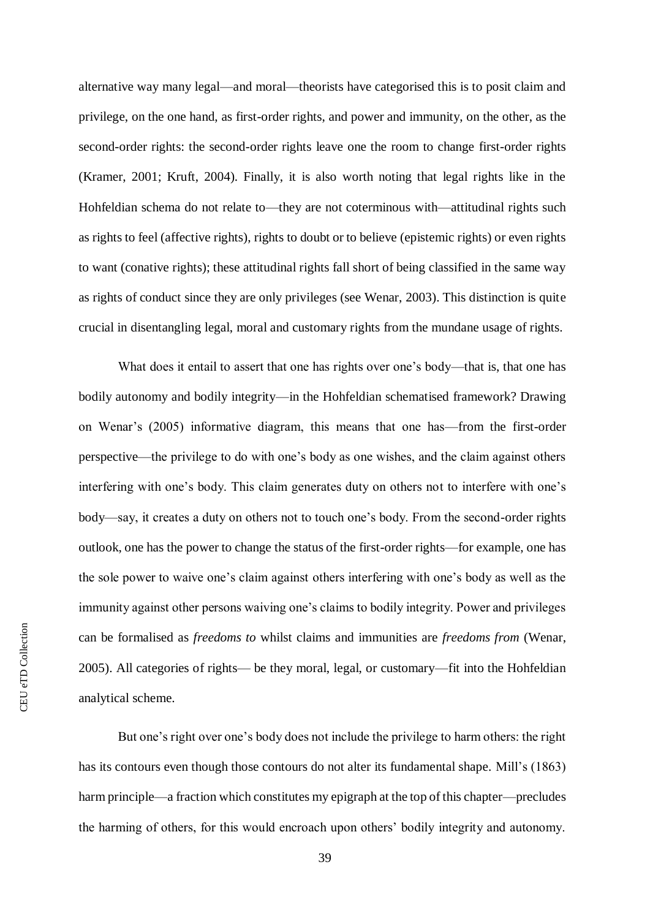alternative way many legal—and moral—theorists have categorised this is to posit claim and privilege, on the one hand, as first-order rights, and power and immunity, on the other, as the second-order rights: the second-order rights leave one the room to change first-order rights (Kramer, 2001; Kruft, 2004). Finally, it is also worth noting that legal rights like in the Hohfeldian schema do not relate to—they are not coterminous with—attitudinal rights such as rights to feel (affective rights), rights to doubt or to believe (epistemic rights) or even rights to want (conative rights); these attitudinal rights fall short of being classified in the same way as rights of conduct since they are only privileges (see Wenar, 2003). This distinction is quite crucial in disentangling legal, moral and customary rights from the mundane usage of rights.

What does it entail to assert that one has rights over one's body—that is, that one has bodily autonomy and bodily integrity—in the Hohfeldian schematised framework? Drawing on Wenar's (2005) informative diagram, this means that one has—from the first-order perspective—the privilege to do with one's body as one wishes, and the claim against others interfering with one's body. This claim generates duty on others not to interfere with one's body—say, it creates a duty on others not to touch one's body. From the second-order rights outlook, one has the power to change the status of the first-order rights—for example, one has the sole power to waive one's claim against others interfering with one's body as well as the immunity against other persons waiving one's claims to bodily integrity. Power and privileges can be formalised as *freedoms to* whilst claims and immunities are *freedoms from* (Wenar, 2005). All categories of rights— be they moral, legal, or customary—fit into the Hohfeldian analytical scheme.

But one's right over one's body does not include the privilege to harm others: the right has its contours even though those contours do not alter its fundamental shape. Mill's (1863) harm principle—a fraction which constitutes my epigraph at the top of this chapter—precludes the harming of others, for this would encroach upon others' bodily integrity and autonomy.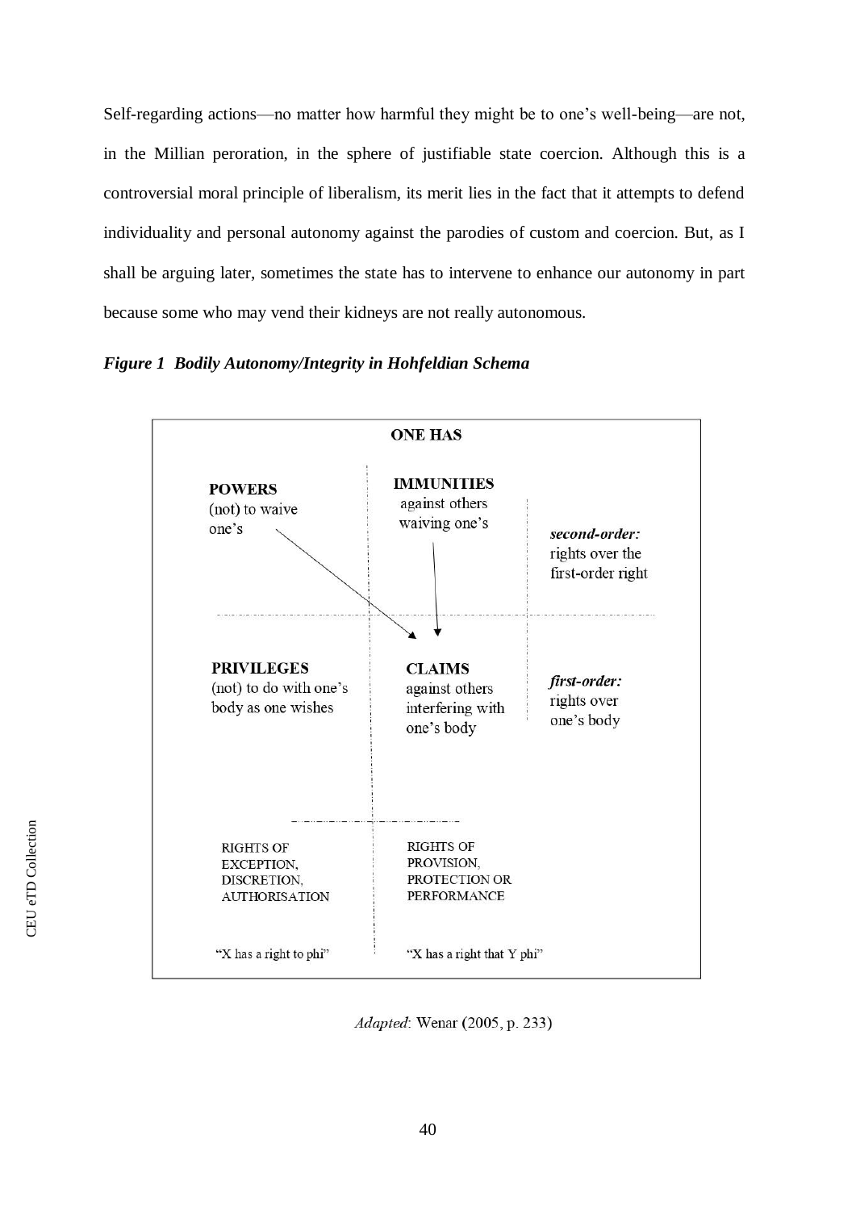Self-regarding actions—no matter how harmful they might be to one's well-being—are not, in the Millian peroration, in the sphere of justifiable state coercion. Although this is a controversial moral principle of liberalism, its merit lies in the fact that it attempts to defend individuality and personal autonomy against the parodies of custom and coercion. But, as I shall be arguing later, sometimes the state has to intervene to enhance our autonomy in part because some who may vend their kidneys are not really autonomous.

***Figure 1 Bodily Autonomy/Integrity in Hohfeldian Schema***

**ONE HAS**

| | | |
|---|---|---|
| **POWERS** (not) to waive one's | **IMMUNITIES** against others waiving one's | ***second-order:*** rights over the first-order right |
| **PRIVILEGES** (not) to do with one's body as one wishes | **CLAIMS** against others interfering with one's body | ***first-order:*** rights over one's body |
| RIGHTS OF EXCEPTION, DISCRETION, AUTHORISATION | RIGHTS OF PROVISION, PROTECTION OR PERFORMANCE | |
| "X has a right to phi" | "X has a right that Y phi" | |

*Adapted*: Wenar (2005, p. 233)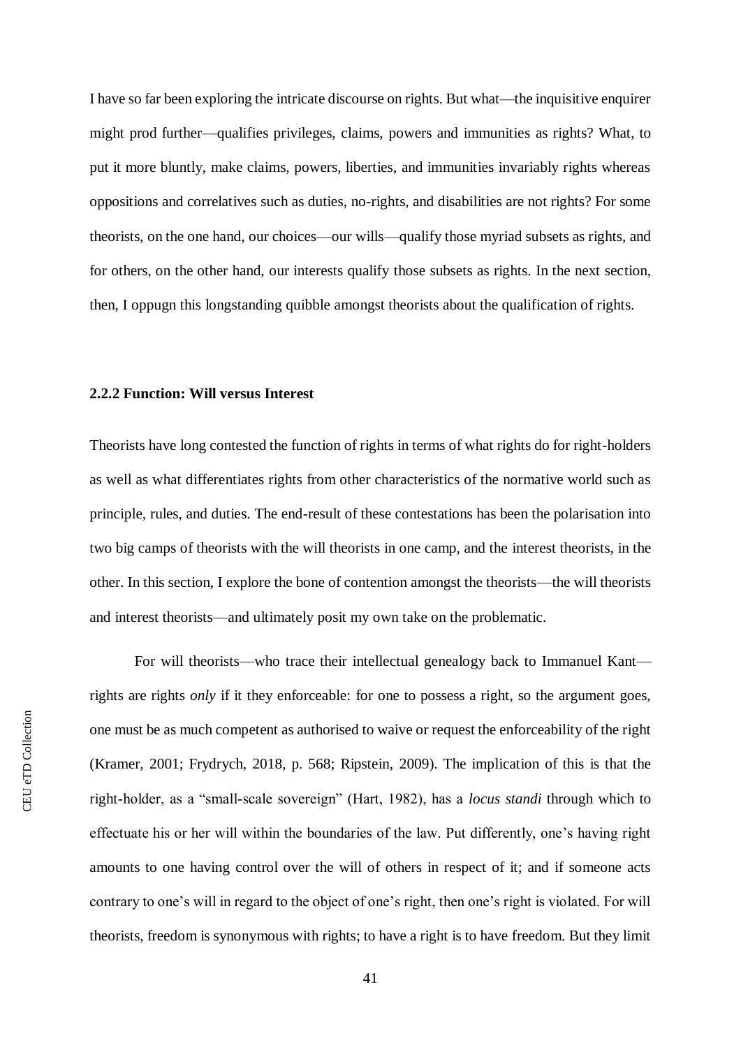I have so far been exploring the intricate discourse on rights. But what—the inquisitive enquirer might prod further—qualifies privileges, claims, powers and immunities as rights? What, to put it more bluntly, make claims, powers, liberties, and immunities invariably rights whereas oppositions and correlatives such as duties, no-rights, and disabilities are not rights? For some theorists, on the one hand, our choices—our wills—qualify those myriad subsets as rights, and for others, on the other hand, our interests qualify those subsets as rights. In the next section, then, I oppugn this longstanding quibble amongst theorists about the qualification of rights.

### 2.2.2 Function: Will versus Interest

Theorists have long contested the function of rights in terms of what rights do for right-holders as well as what differentiates rights from other characteristics of the normative world such as principle, rules, and duties. The end-result of these contestations has been the polarisation into two big camps of theorists with the will theorists in one camp, and the interest theorists, in the other. In this section, I explore the bone of contention amongst the theorists—the will theorists and interest theorists—and ultimately posit my own take on the problematic.

For will theorists—who trace their intellectual genealogy back to Immanuel Kant—rights are rights *only* if it they enforceable: for one to possess a right, so the argument goes, one must be as much competent as authorised to waive or request the enforceability of the right (Kramer, 2001; Frydrych, 2018, p. 568; Ripstein, 2009). The implication of this is that the right-holder, as a "small-scale sovereign" (Hart, 1982), has a *locus standi* through which to effectuate his or her will within the boundaries of the law. Put differently, one's having right amounts to one having control over the will of others in respect of it; and if someone acts contrary to one's will in regard to the object of one's right, then one's right is violated. For will theorists, freedom is synonymous with rights; to have a right is to have freedom. But they limit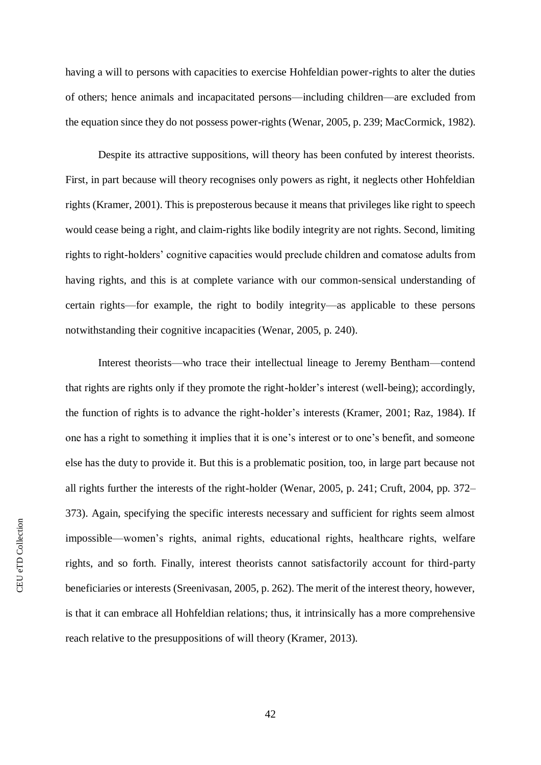having a will to persons with capacities to exercise Hohfeldian power-rights to alter the duties of others; hence animals and incapacitated persons—including children—are excluded from the equation since they do not possess power-rights (Wenar, 2005, p. 239; MacCormick, 1982).

Despite its attractive suppositions, will theory has been confuted by interest theorists. First, in part because will theory recognises only powers as right, it neglects other Hohfeldian rights (Kramer, 2001). This is preposterous because it means that privileges like right to speech would cease being a right, and claim-rights like bodily integrity are not rights. Second, limiting rights to right-holders' cognitive capacities would preclude children and comatose adults from having rights, and this is at complete variance with our common-sensical understanding of certain rights—for example, the right to bodily integrity—as applicable to these persons notwithstanding their cognitive incapacities (Wenar, 2005, p. 240).

Interest theorists—who trace their intellectual lineage to Jeremy Bentham—contend that rights are rights only if they promote the right-holder's interest (well-being); accordingly, the function of rights is to advance the right-holder's interests (Kramer, 2001; Raz, 1984). If one has a right to something it implies that it is one's interest or to one's benefit, and someone else has the duty to provide it. But this is a problematic position, too, in large part because not all rights further the interests of the right-holder (Wenar, 2005, p. 241; Cruft, 2004, pp. 372–373). Again, specifying the specific interests necessary and sufficient for rights seem almost impossible—women's rights, animal rights, educational rights, healthcare rights, welfare rights, and so forth. Finally, interest theorists cannot satisfactorily account for third-party beneficiaries or interests (Sreenivasan, 2005, p. 262). The merit of the interest theory, however, is that it can embrace all Hohfeldian relations; thus, it intrinsically has a more comprehensive reach relative to the presuppositions of will theory (Kramer, 2013).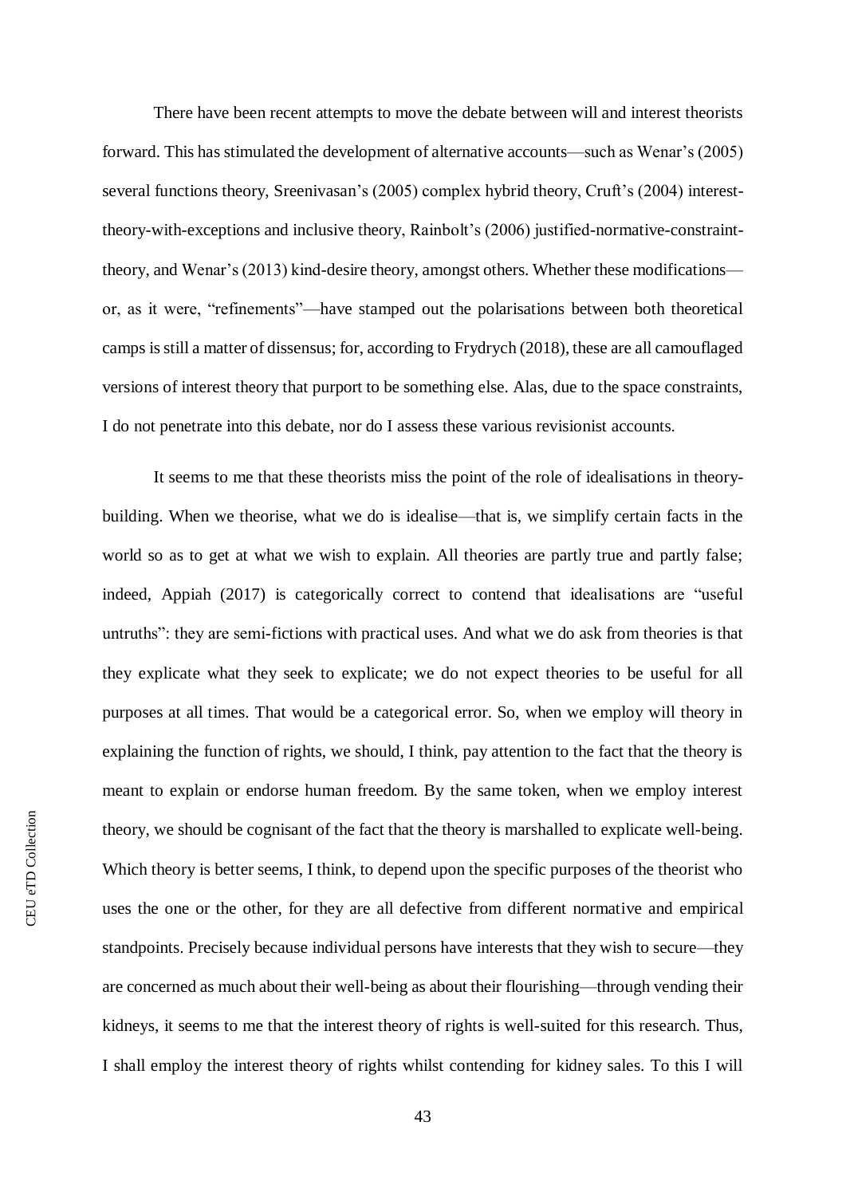There have been recent attempts to move the debate between will and interest theorists forward. This has stimulated the development of alternative accounts—such as Wenar's (2005) several functions theory, Sreenivasan's (2005) complex hybrid theory, Cruft's (2004) interest-theory-with-exceptions and inclusive theory, Rainbolt's (2006) justified-normative-constraint-theory, and Wenar's (2013) kind-desire theory, amongst others. Whether these modifications—or, as it were, "refinements"—have stamped out the polarisations between both theoretical camps is still a matter of dissensus; for, according to Frydrych (2018), these are all camouflaged versions of interest theory that purport to be something else. Alas, due to the space constraints, I do not penetrate into this debate, nor do I assess these various revisionist accounts.

It seems to me that these theorists miss the point of the role of idealisations in theory-building. When we theorise, what we do is idealise—that is, we simplify certain facts in the world so as to get at what we wish to explain. All theories are partly true and partly false; indeed, Appiah (2017) is categorically correct to contend that idealisations are "useful untruths": they are semi-fictions with practical uses. And what we do ask from theories is that they explicate what they seek to explicate; we do not expect theories to be useful for all purposes at all times. That would be a categorical error. So, when we employ will theory in explaining the function of rights, we should, I think, pay attention to the fact that the theory is meant to explain or endorse human freedom. By the same token, when we employ interest theory, we should be cognisant of the fact that the theory is marshalled to explicate well-being. Which theory is better seems, I think, to depend upon the specific purposes of the theorist who uses the one or the other, for they are all defective from different normative and empirical standpoints. Precisely because individual persons have interests that they wish to secure—they are concerned as much about their well-being as about their flourishing—through vending their kidneys, it seems to me that the interest theory of rights is well-suited for this research. Thus, I shall employ the interest theory of rights whilst contending for kidney sales. To this I will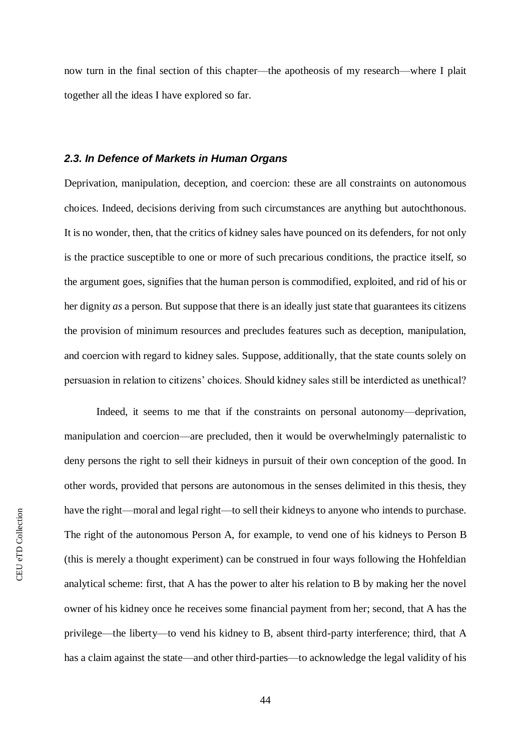now turn in the final section of this chapter—the apotheosis of my research—where I plait together all the ideas I have explored so far.

### *2.3. In Defence of Markets in Human Organs*

Deprivation, manipulation, deception, and coercion: these are all constraints on autonomous choices. Indeed, decisions deriving from such circumstances are anything but autochthonous. It is no wonder, then, that the critics of kidney sales have pounced on its defenders, for not only is the practice susceptible to one or more of such precarious conditions, the practice itself, so the argument goes, signifies that the human person is commodified, exploited, and rid of his or her dignity *as* a person. But suppose that there is an ideally just state that guarantees its citizens the provision of minimum resources and precludes features such as deception, manipulation, and coercion with regard to kidney sales. Suppose, additionally, that the state counts solely on persuasion in relation to citizens' choices. Should kidney sales still be interdicted as unethical?

Indeed, it seems to me that if the constraints on personal autonomy—deprivation, manipulation and coercion—are precluded, then it would be overwhelmingly paternalistic to deny persons the right to sell their kidneys in pursuit of their own conception of the good. In other words, provided that persons are autonomous in the senses delimited in this thesis, they have the right—moral and legal right—to sell their kidneys to anyone who intends to purchase. The right of the autonomous Person A, for example, to vend one of his kidneys to Person B (this is merely a thought experiment) can be construed in four ways following the Hohfeldian analytical scheme: first, that A has the power to alter his relation to B by making her the novel owner of his kidney once he receives some financial payment from her; second, that A has the privilege—the liberty—to vend his kidney to B, absent third-party interference; third, that A has a claim against the state—and other third-parties—to acknowledge the legal validity of his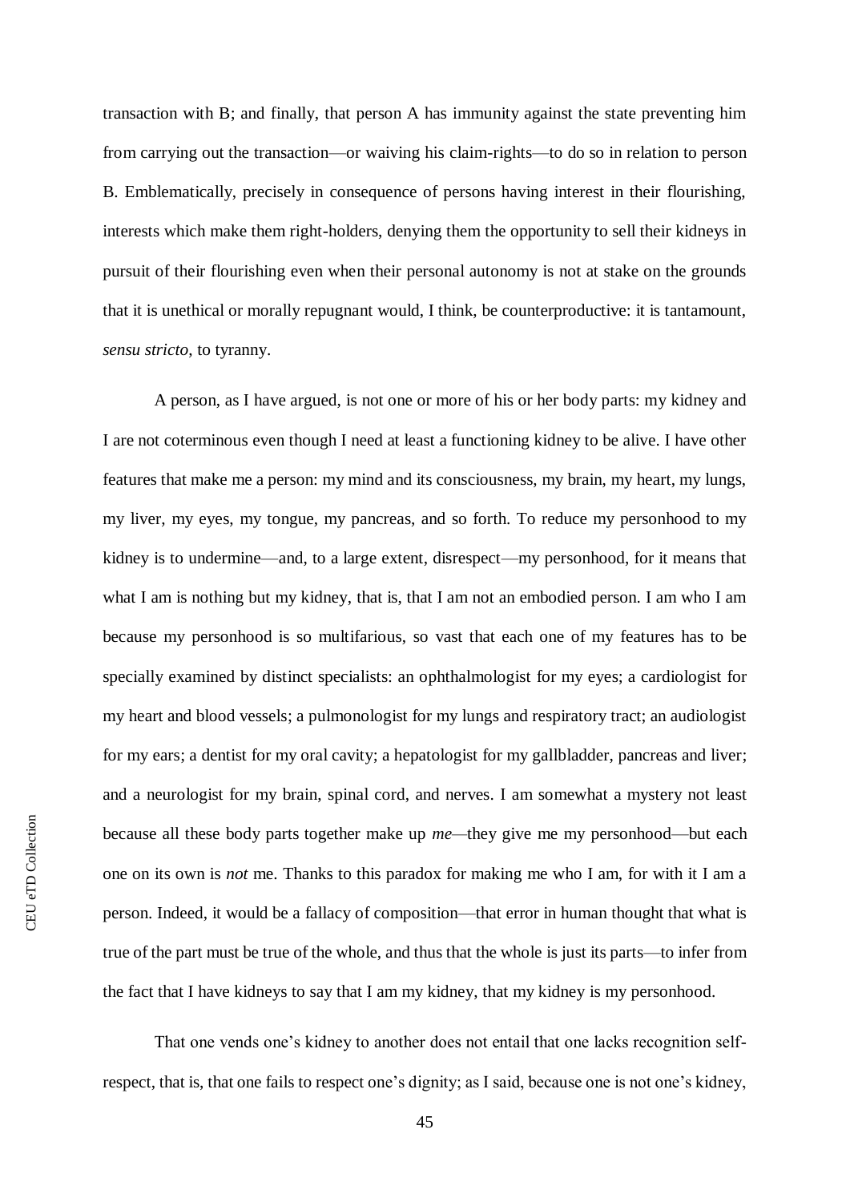transaction with B; and finally, that person A has immunity against the state preventing him from carrying out the transaction—or waiving his claim-rights—to do so in relation to person B. Emblematically, precisely in consequence of persons having interest in their flourishing, interests which make them right-holders, denying them the opportunity to sell their kidneys in pursuit of their flourishing even when their personal autonomy is not at stake on the grounds that it is unethical or morally repugnant would, I think, be counterproductive: it is tantamount, *sensu stricto*, to tyranny.

A person, as I have argued, is not one or more of his or her body parts: my kidney and I are not coterminous even though I need at least a functioning kidney to be alive. I have other features that make me a person: my mind and its consciousness, my brain, my heart, my lungs, my liver, my eyes, my tongue, my pancreas, and so forth. To reduce my personhood to my kidney is to undermine—and, to a large extent, disrespect—my personhood, for it means that what I am is nothing but my kidney, that is, that I am not an embodied person. I am who I am because my personhood is so multifarious, so vast that each one of my features has to be specially examined by distinct specialists: an ophthalmologist for my eyes; a cardiologist for my heart and blood vessels; a pulmonologist for my lungs and respiratory tract; an audiologist for my ears; a dentist for my oral cavity; a hepatologist for my gallbladder, pancreas and liver; and a neurologist for my brain, spinal cord, and nerves. I am somewhat a mystery not least because all these body parts together make up *me*—they give me my personhood—but each one on its own is *not* me. Thanks to this paradox for making me who I am, for with it I am a person. Indeed, it would be a fallacy of composition—that error in human thought that what is true of the part must be true of the whole, and thus that the whole is just its parts—to infer from the fact that I have kidneys to say that I am my kidney, that my kidney is my personhood.

That one vends one's kidney to another does not entail that one lacks recognition self-respect, that is, that one fails to respect one's dignity; as I said, because one is not one's kidney,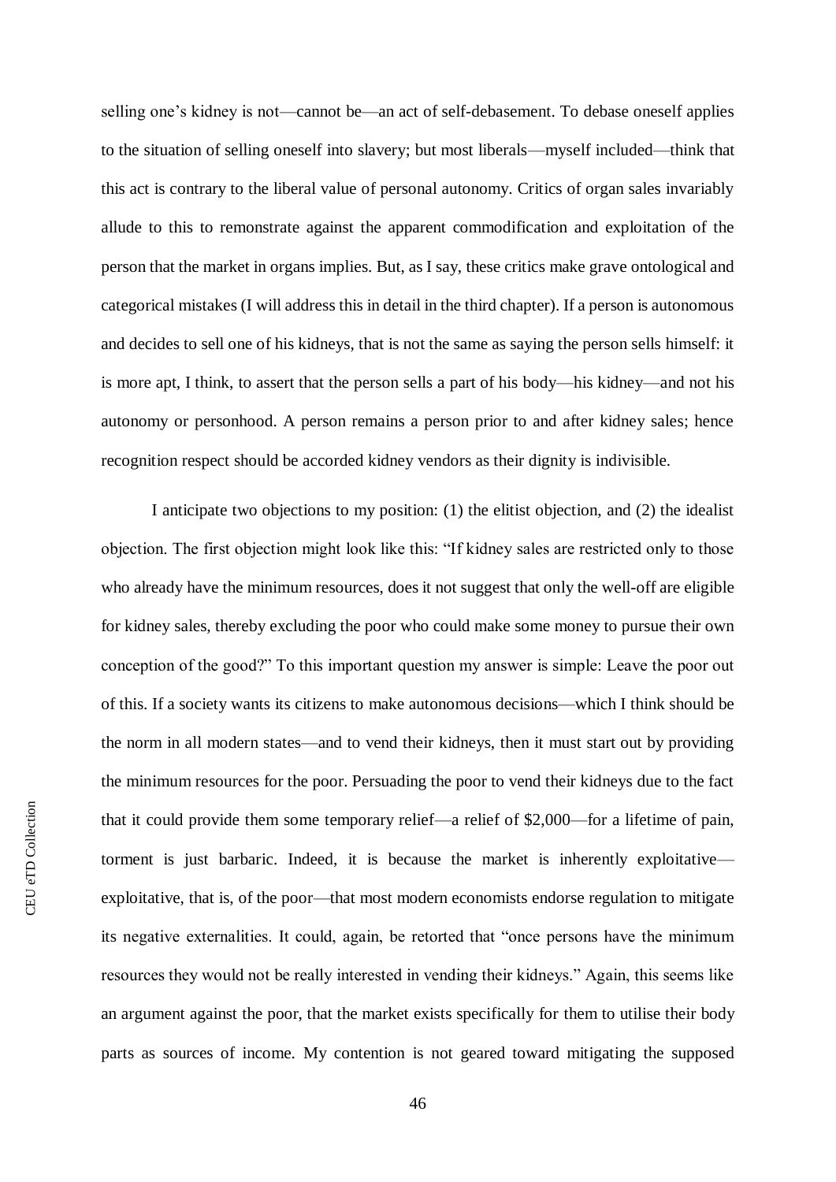selling one's kidney is not—cannot be—an act of self-debasement. To debase oneself applies to the situation of selling oneself into slavery; but most liberals—myself included—think that this act is contrary to the liberal value of personal autonomy. Critics of organ sales invariably allude to this to remonstrate against the apparent commodification and exploitation of the person that the market in organs implies. But, as I say, these critics make grave ontological and categorical mistakes (I will address this in detail in the third chapter). If a person is autonomous and decides to sell one of his kidneys, that is not the same as saying the person sells himself: it is more apt, I think, to assert that the person sells a part of his body—his kidney—and not his autonomy or personhood. A person remains a person prior to and after kidney sales; hence recognition respect should be accorded kidney vendors as their dignity is indivisible.

I anticipate two objections to my position: (1) the elitist objection, and (2) the idealist objection. The first objection might look like this: "If kidney sales are restricted only to those who already have the minimum resources, does it not suggest that only the well-off are eligible for kidney sales, thereby excluding the poor who could make some money to pursue their own conception of the good?" To this important question my answer is simple: Leave the poor out of this. If a society wants its citizens to make autonomous decisions—which I think should be the norm in all modern states—and to vend their kidneys, then it must start out by providing the minimum resources for the poor. Persuading the poor to vend their kidneys due to the fact that it could provide them some temporary relief—a relief of $2,000—for a lifetime of pain, torment is just barbaric. Indeed, it is because the market is inherently exploitative—exploitative, that is, of the poor—that most modern economists endorse regulation to mitigate its negative externalities. It could, again, be retorted that "once persons have the minimum resources they would not be really interested in vending their kidneys." Again, this seems like an argument against the poor, that the market exists specifically for them to utilise their body parts as sources of income. My contention is not geared toward mitigating the supposed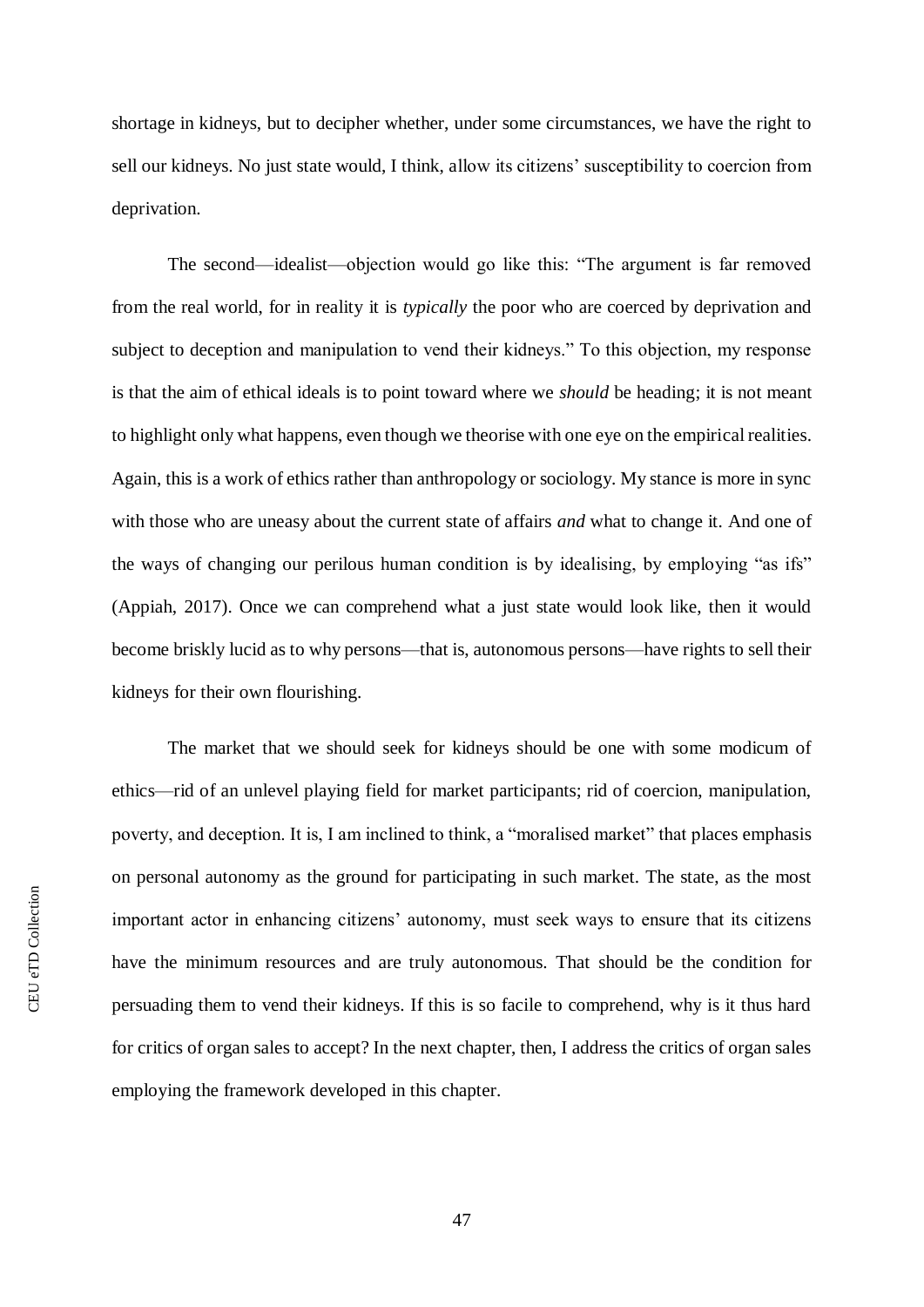shortage in kidneys, but to decipher whether, under some circumstances, we have the right to sell our kidneys. No just state would, I think, allow its citizens' susceptibility to coercion from deprivation.

The second—idealist—objection would go like this: "The argument is far removed from the real world, for in reality it is *typically* the poor who are coerced by deprivation and subject to deception and manipulation to vend their kidneys." To this objection, my response is that the aim of ethical ideals is to point toward where we *should* be heading; it is not meant to highlight only what happens, even though we theorise with one eye on the empirical realities. Again, this is a work of ethics rather than anthropology or sociology. My stance is more in sync with those who are uneasy about the current state of affairs *and* what to change it. And one of the ways of changing our perilous human condition is by idealising, by employing "as ifs" (Appiah, 2017). Once we can comprehend what a just state would look like, then it would become briskly lucid as to why persons—that is, autonomous persons—have rights to sell their kidneys for their own flourishing.

The market that we should seek for kidneys should be one with some modicum of ethics—rid of an unlevel playing field for market participants; rid of coercion, manipulation, poverty, and deception. It is, I am inclined to think, a "moralised market" that places emphasis on personal autonomy as the ground for participating in such market. The state, as the most important actor in enhancing citizens' autonomy, must seek ways to ensure that its citizens have the minimum resources and are truly autonomous. That should be the condition for persuading them to vend their kidneys. If this is so facile to comprehend, why is it thus hard for critics of organ sales to accept? In the next chapter, then, I address the critics of organ sales employing the framework developed in this chapter.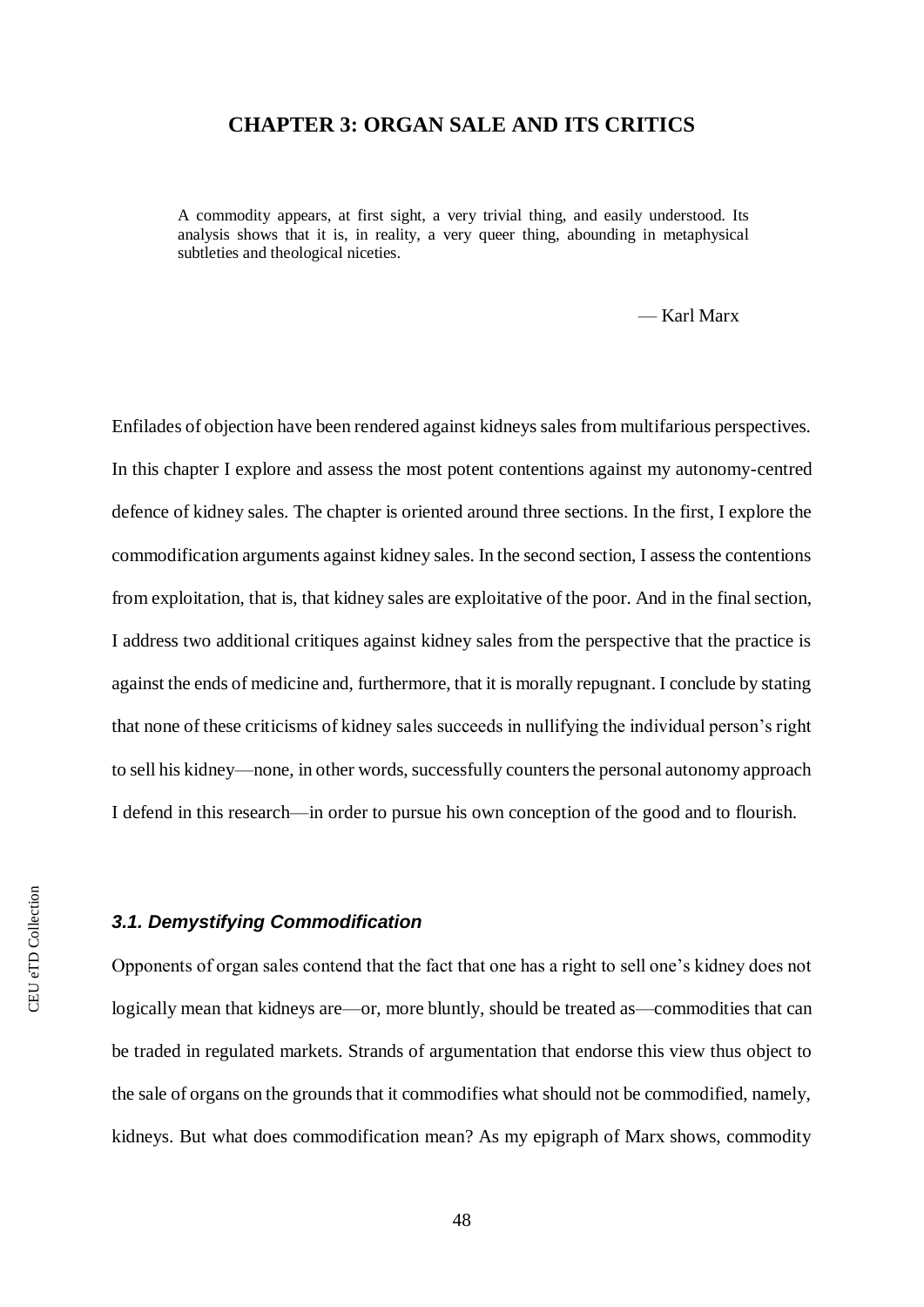# CHAPTER 3: ORGAN SALE AND ITS CRITICS

> A commodity appears, at first sight, a very trivial thing, and easily understood. Its analysis shows that it is, in reality, a very queer thing, abounding in metaphysical subtleties and theological niceties.
>
> — Karl Marx

Enfilades of objection have been rendered against kidneys sales from multifarious perspectives. In this chapter I explore and assess the most potent contentions against my autonomy-centred defence of kidney sales. The chapter is oriented around three sections. In the first, I explore the commodification arguments against kidney sales. In the second section, I assess the contentions from exploitation, that is, that kidney sales are exploitative of the poor. And in the final section, I address two additional critiques against kidney sales from the perspective that the practice is against the ends of medicine and, furthermore, that it is morally repugnant. I conclude by stating that none of these criticisms of kidney sales succeeds in nullifying the individual person's right to sell his kidney—none, in other words, successfully counters the personal autonomy approach I defend in this research—in order to pursue his own conception of the good and to flourish.

### *3.1. Demystifying Commodification*

Opponents of organ sales contend that the fact that one has a right to sell one's kidney does not logically mean that kidneys are—or, more bluntly, should be treated as—commodities that can be traded in regulated markets. Strands of argumentation that endorse this view thus object to the sale of organs on the grounds that it commodifies what should not be commodified, namely, kidneys. But what does commodification mean? As my epigraph of Marx shows, commodity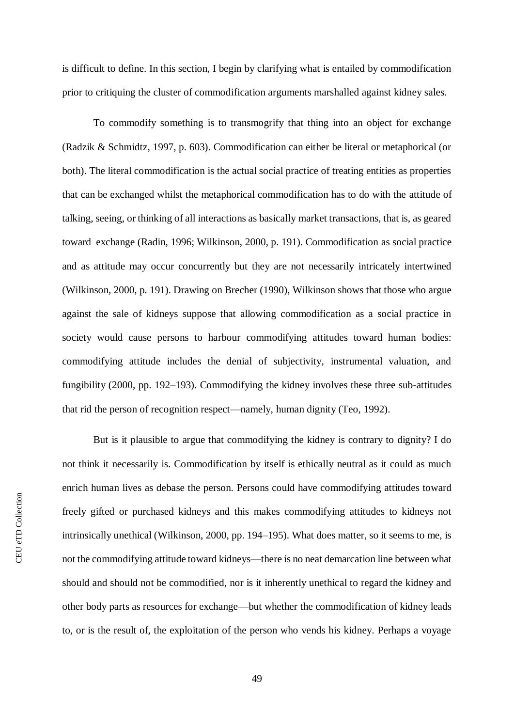is difficult to define. In this section, I begin by clarifying what is entailed by commodification prior to critiquing the cluster of commodification arguments marshalled against kidney sales.

To commodify something is to transmogrify that thing into an object for exchange (Radzik & Schmidtz, 1997, p. 603). Commodification can either be literal or metaphorical (or both). The literal commodification is the actual social practice of treating entities as properties that can be exchanged whilst the metaphorical commodification has to do with the attitude of talking, seeing, or thinking of all interactions as basically market transactions, that is, as geared toward exchange (Radin, 1996; Wilkinson, 2000, p. 191). Commodification as social practice and as attitude may occur concurrently but they are not necessarily intricately intertwined (Wilkinson, 2000, p. 191). Drawing on Brecher (1990), Wilkinson shows that those who argue against the sale of kidneys suppose that allowing commodification as a social practice in society would cause persons to harbour commodifying attitudes toward human bodies: commodifying attitude includes the denial of subjectivity, instrumental valuation, and fungibility (2000, pp. 192–193). Commodifying the kidney involves these three sub-attitudes that rid the person of recognition respect—namely, human dignity (Teo, 1992).

But is it plausible to argue that commodifying the kidney is contrary to dignity? I do not think it necessarily is. Commodification by itself is ethically neutral as it could as much enrich human lives as debase the person. Persons could have commodifying attitudes toward freely gifted or purchased kidneys and this makes commodifying attitudes to kidneys not intrinsically unethical (Wilkinson, 2000, pp. 194–195). What does matter, so it seems to me, is not the commodifying attitude toward kidneys—there is no neat demarcation line between what should and should not be commodified, nor is it inherently unethical to regard the kidney and other body parts as resources for exchange—but whether the commodification of kidney leads to, or is the result of, the exploitation of the person who vends his kidney. Perhaps a voyage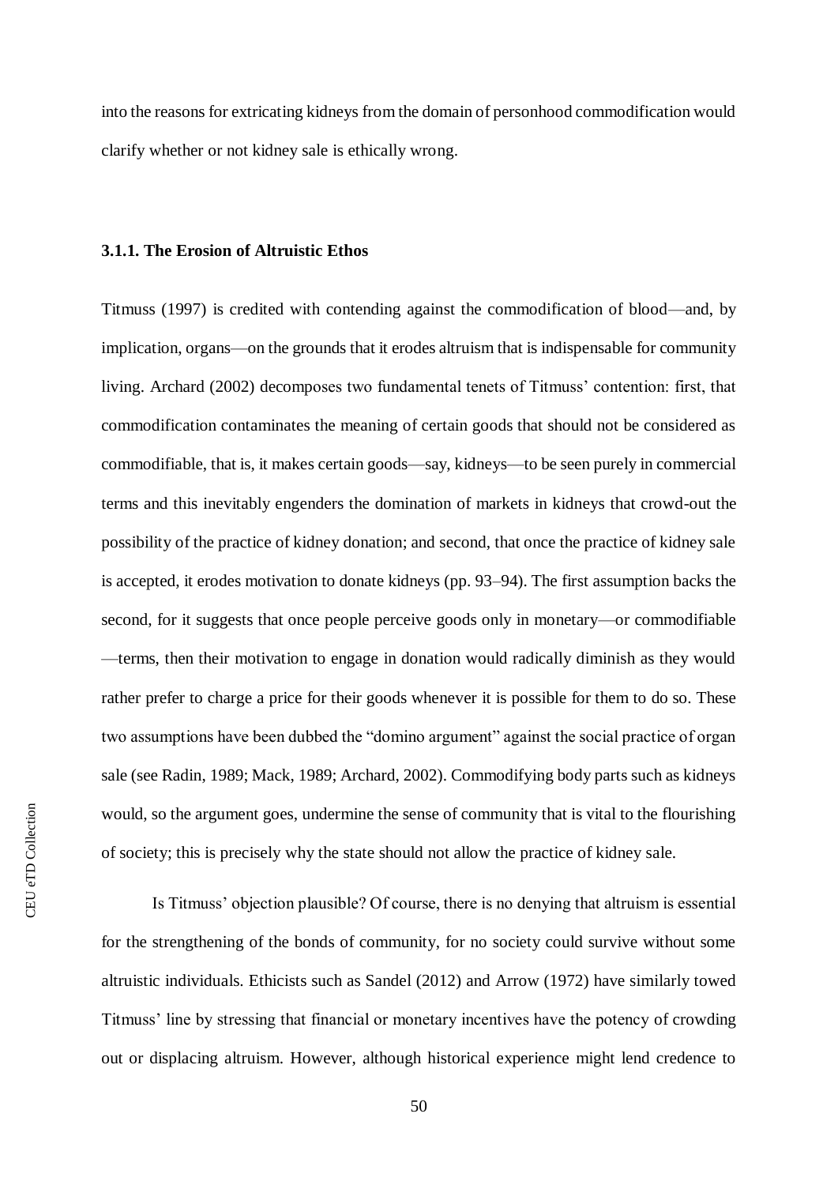into the reasons for extricating kidneys from the domain of personhood commodification would clarify whether or not kidney sale is ethically wrong.

### 3.1.1. The Erosion of Altruistic Ethos

Titmuss (1997) is credited with contending against the commodification of blood—and, by implication, organs—on the grounds that it erodes altruism that is indispensable for community living. Archard (2002) decomposes two fundamental tenets of Titmuss' contention: first, that commodification contaminates the meaning of certain goods that should not be considered as commodifiable, that is, it makes certain goods—say, kidneys—to be seen purely in commercial terms and this inevitably engenders the domination of markets in kidneys that crowd-out the possibility of the practice of kidney donation; and second, that once the practice of kidney sale is accepted, it erodes motivation to donate kidneys (pp. 93–94). The first assumption backs the second, for it suggests that once people perceive goods only in monetary—or commodifiable—terms, then their motivation to engage in donation would radically diminish as they would rather prefer to charge a price for their goods whenever it is possible for them to do so. These two assumptions have been dubbed the "domino argument" against the social practice of organ sale (see Radin, 1989; Mack, 1989; Archard, 2002). Commodifying body parts such as kidneys would, so the argument goes, undermine the sense of community that is vital to the flourishing of society; this is precisely why the state should not allow the practice of kidney sale.

Is Titmuss' objection plausible? Of course, there is no denying that altruism is essential for the strengthening of the bonds of community, for no society could survive without some altruistic individuals. Ethicists such as Sandel (2012) and Arrow (1972) have similarly towed Titmuss' line by stressing that financial or monetary incentives have the potency of crowding out or displacing altruism. However, although historical experience might lend credence to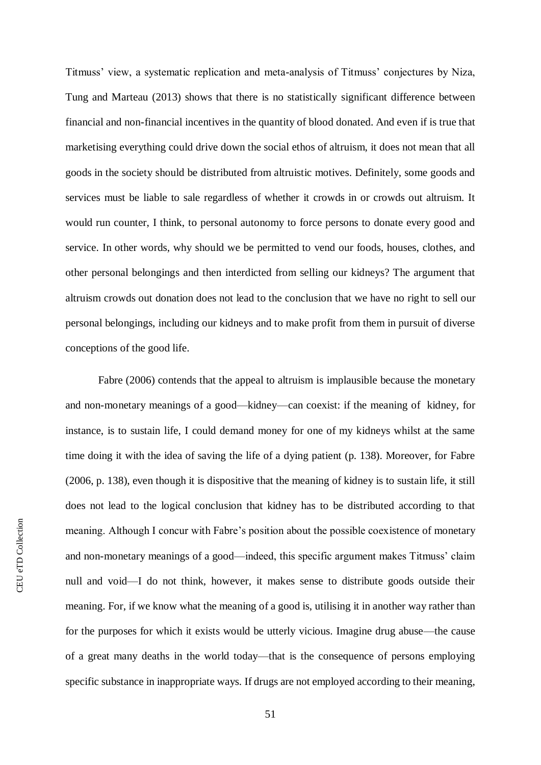Titmuss' view, a systematic replication and meta-analysis of Titmuss' conjectures by Niza, Tung and Marteau (2013) shows that there is no statistically significant difference between financial and non-financial incentives in the quantity of blood donated. And even if is true that marketising everything could drive down the social ethos of altruism, it does not mean that all goods in the society should be distributed from altruistic motives. Definitely, some goods and services must be liable to sale regardless of whether it crowds in or crowds out altruism. It would run counter, I think, to personal autonomy to force persons to donate every good and service. In other words, why should we be permitted to vend our foods, houses, clothes, and other personal belongings and then interdicted from selling our kidneys? The argument that altruism crowds out donation does not lead to the conclusion that we have no right to sell our personal belongings, including our kidneys and to make profit from them in pursuit of diverse conceptions of the good life.

Fabre (2006) contends that the appeal to altruism is implausible because the monetary and non-monetary meanings of a good—kidney—can coexist: if the meaning of kidney, for instance, is to sustain life, I could demand money for one of my kidneys whilst at the same time doing it with the idea of saving the life of a dying patient (p. 138). Moreover, for Fabre (2006, p. 138), even though it is dispositive that the meaning of kidney is to sustain life, it still does not lead to the logical conclusion that kidney has to be distributed according to that meaning. Although I concur with Fabre's position about the possible coexistence of monetary and non-monetary meanings of a good—indeed, this specific argument makes Titmuss' claim null and void—I do not think, however, it makes sense to distribute goods outside their meaning. For, if we know what the meaning of a good is, utilising it in another way rather than for the purposes for which it exists would be utterly vicious. Imagine drug abuse—the cause of a great many deaths in the world today—that is the consequence of persons employing specific substance in inappropriate ways. If drugs are not employed according to their meaning,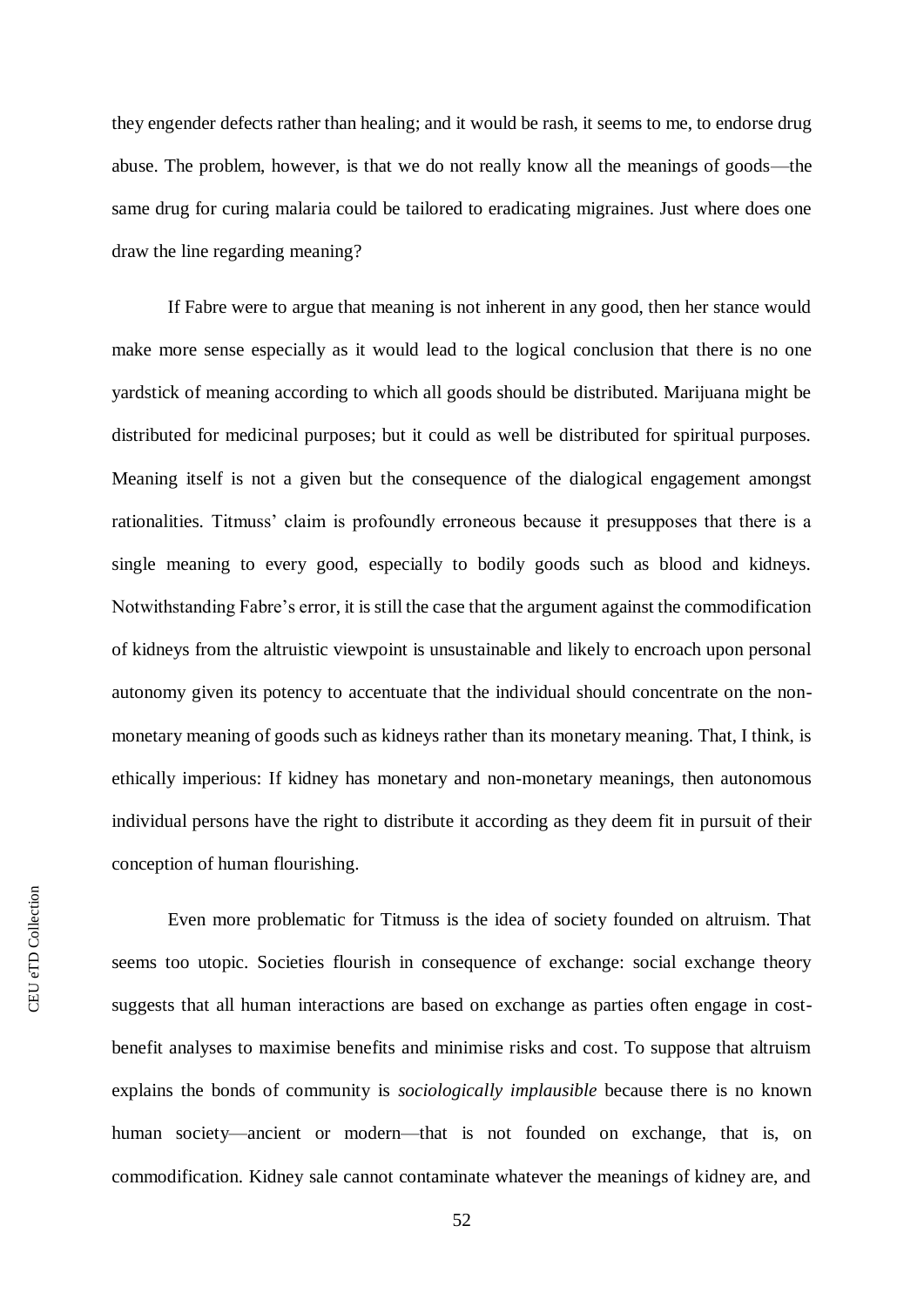they engender defects rather than healing; and it would be rash, it seems to me, to endorse drug abuse. The problem, however, is that we do not really know all the meanings of goods—the same drug for curing malaria could be tailored to eradicating migraines. Just where does one draw the line regarding meaning?

If Fabre were to argue that meaning is not inherent in any good, then her stance would make more sense especially as it would lead to the logical conclusion that there is no one yardstick of meaning according to which all goods should be distributed. Marijuana might be distributed for medicinal purposes; but it could as well be distributed for spiritual purposes. Meaning itself is not a given but the consequence of the dialogical engagement amongst rationalities. Titmuss' claim is profoundly erroneous because it presupposes that there is a single meaning to every good, especially to bodily goods such as blood and kidneys. Notwithstanding Fabre's error, it is still the case that the argument against the commodification of kidneys from the altruistic viewpoint is unsustainable and likely to encroach upon personal autonomy given its potency to accentuate that the individual should concentrate on the non-monetary meaning of goods such as kidneys rather than its monetary meaning. That, I think, is ethically imperious: If kidney has monetary and non-monetary meanings, then autonomous individual persons have the right to distribute it according as they deem fit in pursuit of their conception of human flourishing.

Even more problematic for Titmuss is the idea of society founded on altruism. That seems too utopic. Societies flourish in consequence of exchange: social exchange theory suggests that all human interactions are based on exchange as parties often engage in cost-benefit analyses to maximise benefits and minimise risks and cost. To suppose that altruism explains the bonds of community is *sociologically implausible* because there is no known human society—ancient or modern—that is not founded on exchange, that is, on commodification. Kidney sale cannot contaminate whatever the meanings of kidney are, and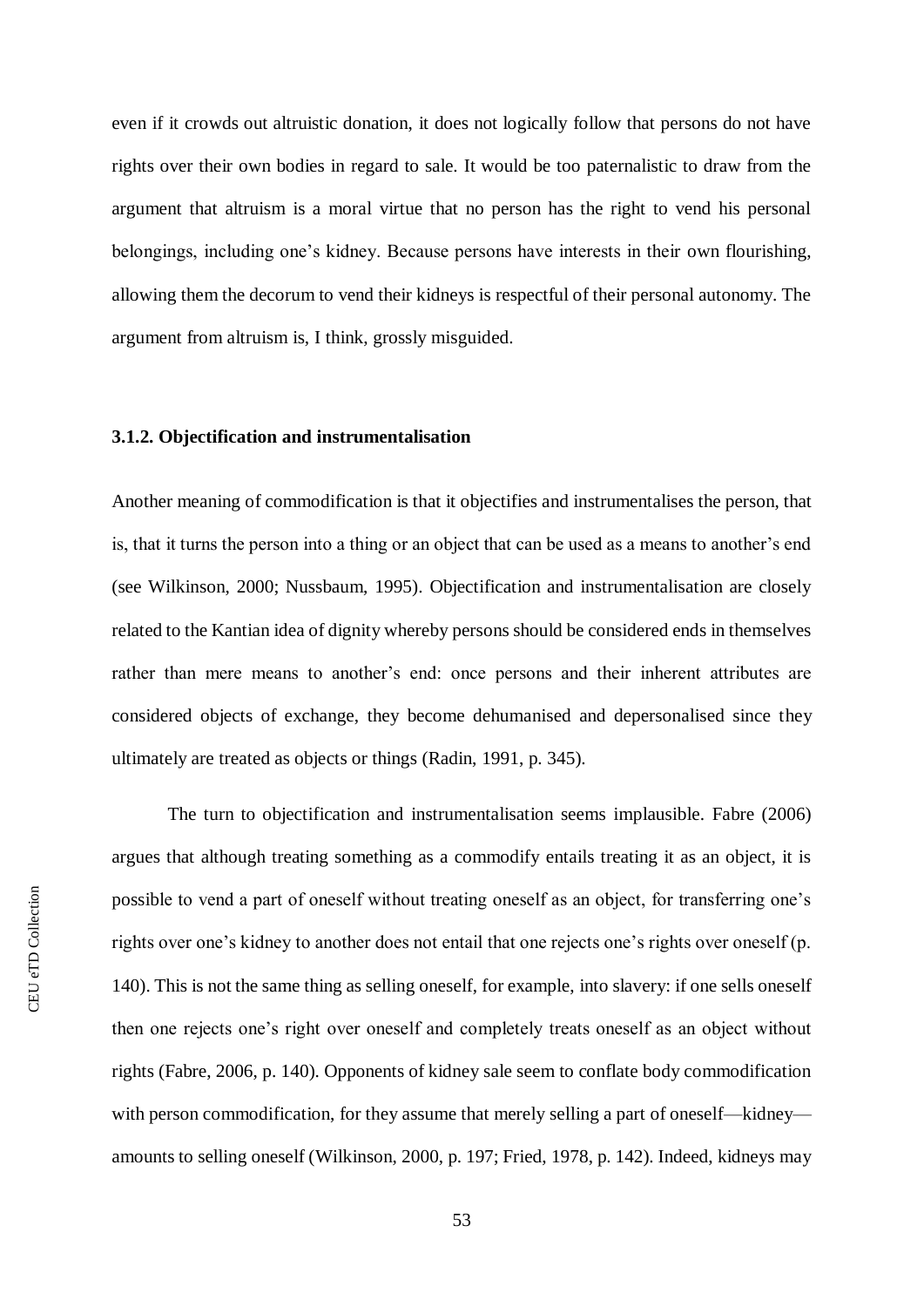even if it crowds out altruistic donation, it does not logically follow that persons do not have rights over their own bodies in regard to sale. It would be too paternalistic to draw from the argument that altruism is a moral virtue that no person has the right to vend his personal belongings, including one's kidney. Because persons have interests in their own flourishing, allowing them the decorum to vend their kidneys is respectful of their personal autonomy. The argument from altruism is, I think, grossly misguided.

### 3.1.2. Objectification and instrumentalisation

Another meaning of commodification is that it objectifies and instrumentalises the person, that is, that it turns the person into a thing or an object that can be used as a means to another's end (see Wilkinson, 2000; Nussbaum, 1995). Objectification and instrumentalisation are closely related to the Kantian idea of dignity whereby persons should be considered ends in themselves rather than mere means to another's end: once persons and their inherent attributes are considered objects of exchange, they become dehumanised and depersonalised since they ultimately are treated as objects or things (Radin, 1991, p. 345).

The turn to objectification and instrumentalisation seems implausible. Fabre (2006) argues that although treating something as a commodify entails treating it as an object, it is possible to vend a part of oneself without treating oneself as an object, for transferring one's rights over one's kidney to another does not entail that one rejects one's rights over oneself (p. 140). This is not the same thing as selling oneself, for example, into slavery: if one sells oneself then one rejects one's right over oneself and completely treats oneself as an object without rights (Fabre, 2006, p. 140). Opponents of kidney sale seem to conflate body commodification with person commodification, for they assume that merely selling a part of oneself—kidney—amounts to selling oneself (Wilkinson, 2000, p. 197; Fried, 1978, p. 142). Indeed, kidneys may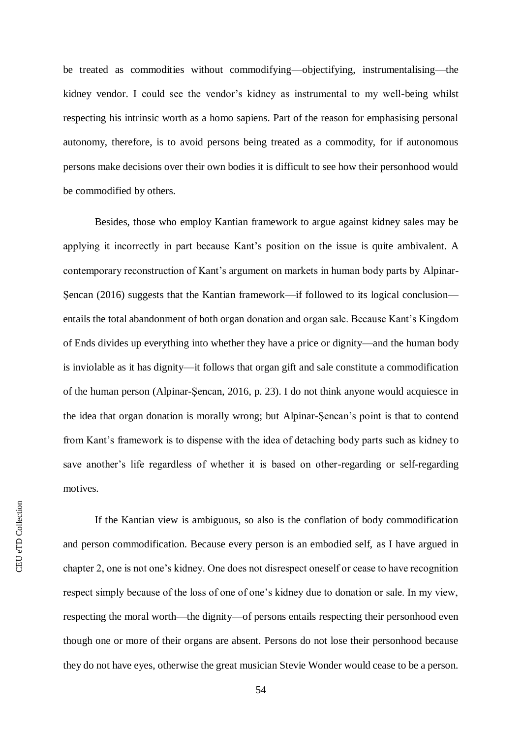be treated as commodities without commodifying—objectifying, instrumentalising—the kidney vendor. I could see the vendor's kidney as instrumental to my well-being whilst respecting his intrinsic worth as a homo sapiens. Part of the reason for emphasising personal autonomy, therefore, is to avoid persons being treated as a commodity, for if autonomous persons make decisions over their own bodies it is difficult to see how their personhood would be commodified by others.

Besides, those who employ Kantian framework to argue against kidney sales may be applying it incorrectly in part because Kant's position on the issue is quite ambivalent. A contemporary reconstruction of Kant's argument on markets in human body parts by Alpinar-Şencan (2016) suggests that the Kantian framework—if followed to its logical conclusion—entails the total abandonment of both organ donation and organ sale. Because Kant's Kingdom of Ends divides up everything into whether they have a price or dignity—and the human body is inviolable as it has dignity—it follows that organ gift and sale constitute a commodification of the human person (Alpinar-Şencan, 2016, p. 23). I do not think anyone would acquiesce in the idea that organ donation is morally wrong; but Alpinar-Şencan's point is that to contend from Kant's framework is to dispense with the idea of detaching body parts such as kidney to save another's life regardless of whether it is based on other-regarding or self-regarding motives.

If the Kantian view is ambiguous, so also is the conflation of body commodification and person commodification. Because every person is an embodied self, as I have argued in chapter 2, one is not one's kidney. One does not disrespect oneself or cease to have recognition respect simply because of the loss of one of one's kidney due to donation or sale. In my view, respecting the moral worth—the dignity—of persons entails respecting their personhood even though one or more of their organs are absent. Persons do not lose their personhood because they do not have eyes, otherwise the great musician Stevie Wonder would cease to be a person.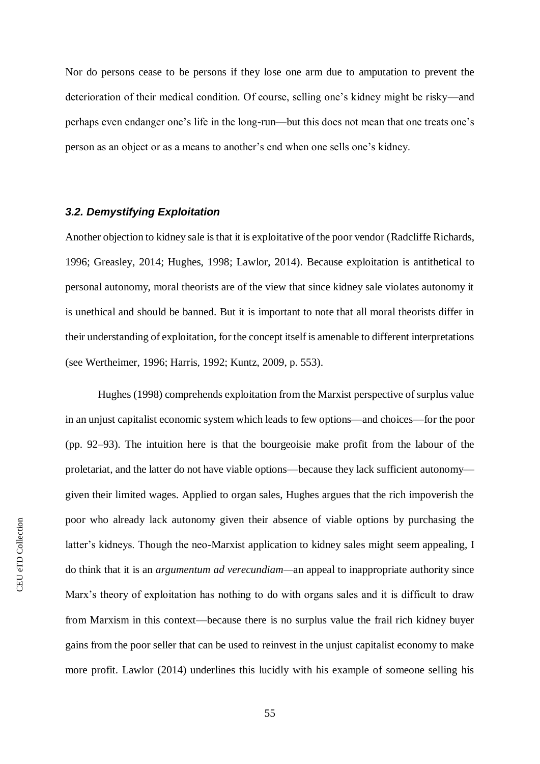Nor do persons cease to be persons if they lose one arm due to amputation to prevent the deterioration of their medical condition. Of course, selling one's kidney might be risky—and perhaps even endanger one's life in the long-run—but this does not mean that one treats one's person as an object or as a means to another's end when one sells one's kidney.

### *3.2. Demystifying Exploitation*

Another objection to kidney sale is that it is exploitative of the poor vendor (Radcliffe Richards, 1996; Greasley, 2014; Hughes, 1998; Lawlor, 2014). Because exploitation is antithetical to personal autonomy, moral theorists are of the view that since kidney sale violates autonomy it is unethical and should be banned. But it is important to note that all moral theorists differ in their understanding of exploitation, for the concept itself is amenable to different interpretations (see Wertheimer, 1996; Harris, 1992; Kuntz, 2009, p. 553).

Hughes (1998) comprehends exploitation from the Marxist perspective of surplus value in an unjust capitalist economic system which leads to few options—and choices—for the poor (pp. 92–93). The intuition here is that the bourgeoisie make profit from the labour of the proletariat, and the latter do not have viable options—because they lack sufficient autonomy—given their limited wages. Applied to organ sales, Hughes argues that the rich impoverish the poor who already lack autonomy given their absence of viable options by purchasing the latter's kidneys. Though the neo-Marxist application to kidney sales might seem appealing, I do think that it is an *argumentum ad verecundiam*—an appeal to inappropriate authority since Marx's theory of exploitation has nothing to do with organs sales and it is difficult to draw from Marxism in this context—because there is no surplus value the frail rich kidney buyer gains from the poor seller that can be used to reinvest in the unjust capitalist economy to make more profit. Lawlor (2014) underlines this lucidly with his example of someone selling his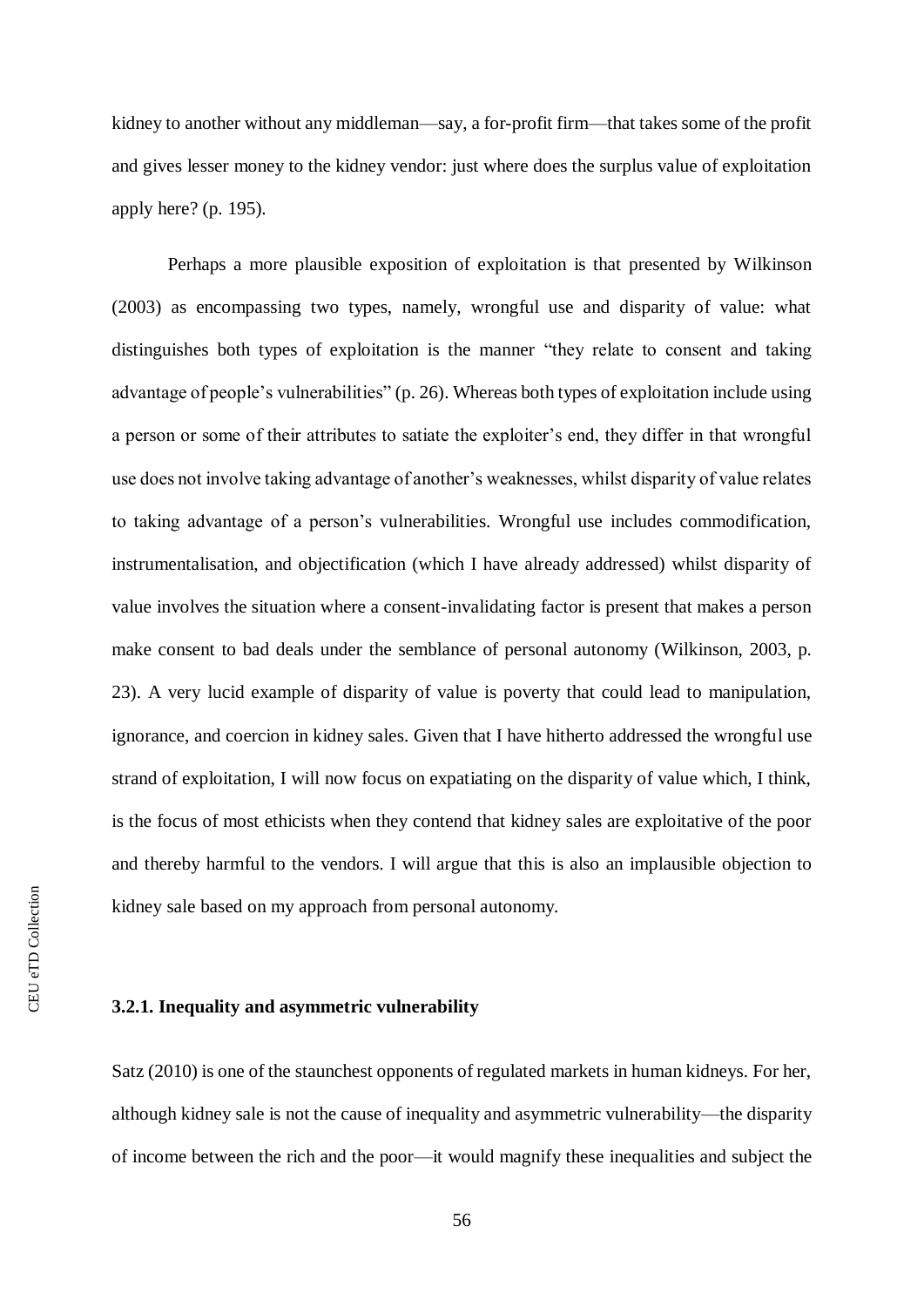kidney to another without any middleman—say, a for-profit firm—that takes some of the profit and gives lesser money to the kidney vendor: just where does the surplus value of exploitation apply here? (p. 195).

Perhaps a more plausible exposition of exploitation is that presented by Wilkinson (2003) as encompassing two types, namely, wrongful use and disparity of value: what distinguishes both types of exploitation is the manner "they relate to consent and taking advantage of people's vulnerabilities" (p. 26). Whereas both types of exploitation include using a person or some of their attributes to satiate the exploiter's end, they differ in that wrongful use does not involve taking advantage of another's weaknesses, whilst disparity of value relates to taking advantage of a person's vulnerabilities. Wrongful use includes commodification, instrumentalisation, and objectification (which I have already addressed) whilst disparity of value involves the situation where a consent-invalidating factor is present that makes a person make consent to bad deals under the semblance of personal autonomy (Wilkinson, 2003, p. 23). A very lucid example of disparity of value is poverty that could lead to manipulation, ignorance, and coercion in kidney sales. Given that I have hitherto addressed the wrongful use strand of exploitation, I will now focus on expatiating on the disparity of value which, I think, is the focus of most ethicists when they contend that kidney sales are exploitative of the poor and thereby harmful to the vendors. I will argue that this is also an implausible objection to kidney sale based on my approach from personal autonomy.

### 3.2.1. Inequality and asymmetric vulnerability

Satz (2010) is one of the staunchest opponents of regulated markets in human kidneys. For her, although kidney sale is not the cause of inequality and asymmetric vulnerability—the disparity of income between the rich and the poor—it would magnify these inequalities and subject the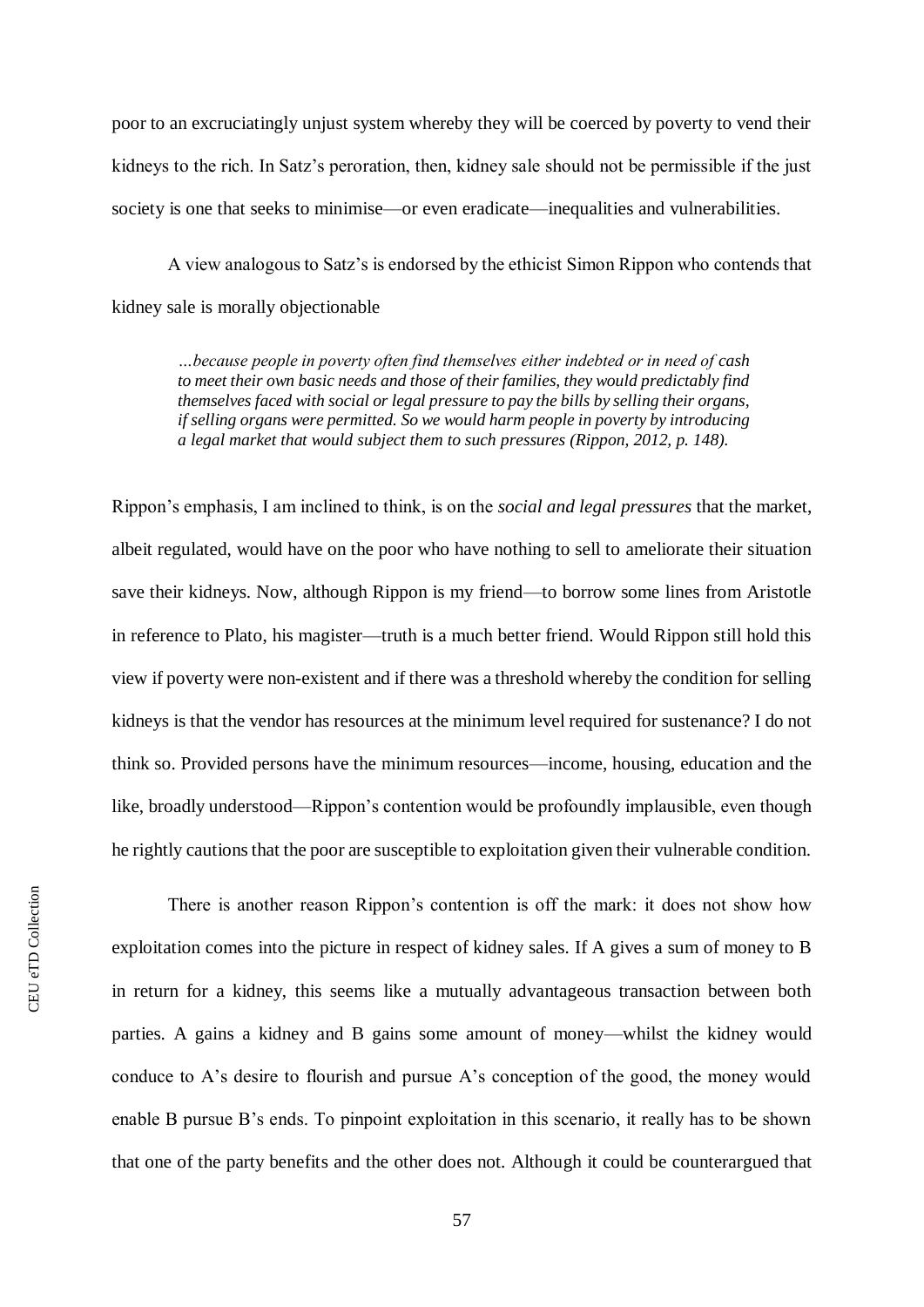poor to an excruciatingly unjust system whereby they will be coerced by poverty to vend their kidneys to the rich. In Satz's peroration, then, kidney sale should not be permissible if the just society is one that seeks to minimise—or even eradicate—inequalities and vulnerabilities.

A view analogous to Satz's is endorsed by the ethicist Simon Rippon who contends that kidney sale is morally objectionable

> *…because people in poverty often find themselves either indebted or in need of cash to meet their own basic needs and those of their families, they would predictably find themselves faced with social or legal pressure to pay the bills by selling their organs, if selling organs were permitted. So we would harm people in poverty by introducing a legal market that would subject them to such pressures (Rippon, 2012, p. 148).*

Rippon's emphasis, I am inclined to think, is on the *social and legal pressures* that the market, albeit regulated, would have on the poor who have nothing to sell to ameliorate their situation save their kidneys. Now, although Rippon is my friend—to borrow some lines from Aristotle in reference to Plato, his magister—truth is a much better friend. Would Rippon still hold this view if poverty were non-existent and if there was a threshold whereby the condition for selling kidneys is that the vendor has resources at the minimum level required for sustenance? I do not think so. Provided persons have the minimum resources—income, housing, education and the like, broadly understood—Rippon's contention would be profoundly implausible, even though he rightly cautions that the poor are susceptible to exploitation given their vulnerable condition.

There is another reason Rippon's contention is off the mark: it does not show how exploitation comes into the picture in respect of kidney sales. If A gives a sum of money to B in return for a kidney, this seems like a mutually advantageous transaction between both parties. A gains a kidney and B gains some amount of money—whilst the kidney would conduce to A's desire to flourish and pursue A's conception of the good, the money would enable B pursue B's ends. To pinpoint exploitation in this scenario, it really has to be shown that one of the party benefits and the other does not. Although it could be counterargued that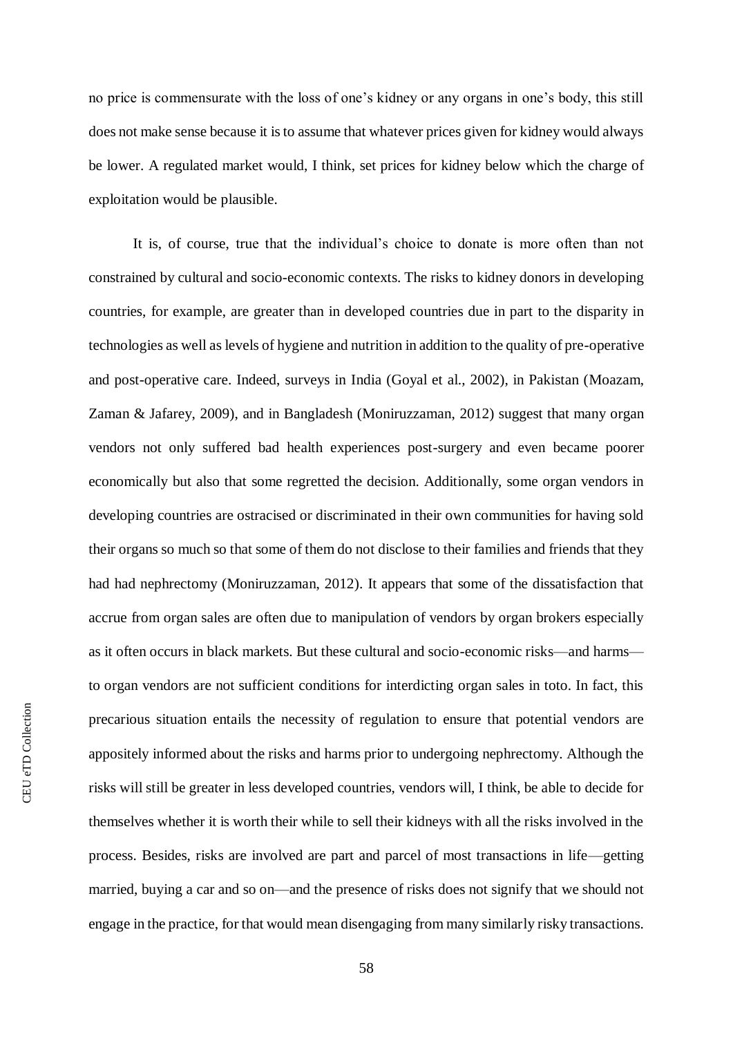no price is commensurate with the loss of one's kidney or any organs in one's body, this still does not make sense because it is to assume that whatever prices given for kidney would always be lower. A regulated market would, I think, set prices for kidney below which the charge of exploitation would be plausible.

It is, of course, true that the individual's choice to donate is more often than not constrained by cultural and socio-economic contexts. The risks to kidney donors in developing countries, for example, are greater than in developed countries due in part to the disparity in technologies as well as levels of hygiene and nutrition in addition to the quality of pre-operative and post-operative care. Indeed, surveys in India (Goyal et al., 2002), in Pakistan (Moazam, Zaman & Jafarey, 2009), and in Bangladesh (Moniruzzaman, 2012) suggest that many organ vendors not only suffered bad health experiences post-surgery and even became poorer economically but also that some regretted the decision. Additionally, some organ vendors in developing countries are ostracised or discriminated in their own communities for having sold their organs so much so that some of them do not disclose to their families and friends that they had had nephrectomy (Moniruzzaman, 2012). It appears that some of the dissatisfaction that accrue from organ sales are often due to manipulation of vendors by organ brokers especially as it often occurs in black markets. But these cultural and socio-economic risks—and harms—to organ vendors are not sufficient conditions for interdicting organ sales in toto. In fact, this precarious situation entails the necessity of regulation to ensure that potential vendors are appositely informed about the risks and harms prior to undergoing nephrectomy. Although the risks will still be greater in less developed countries, vendors will, I think, be able to decide for themselves whether it is worth their while to sell their kidneys with all the risks involved in the process. Besides, risks are involved are part and parcel of most transactions in life—getting married, buying a car and so on—and the presence of risks does not signify that we should not engage in the practice, for that would mean disengaging from many similarly risky transactions.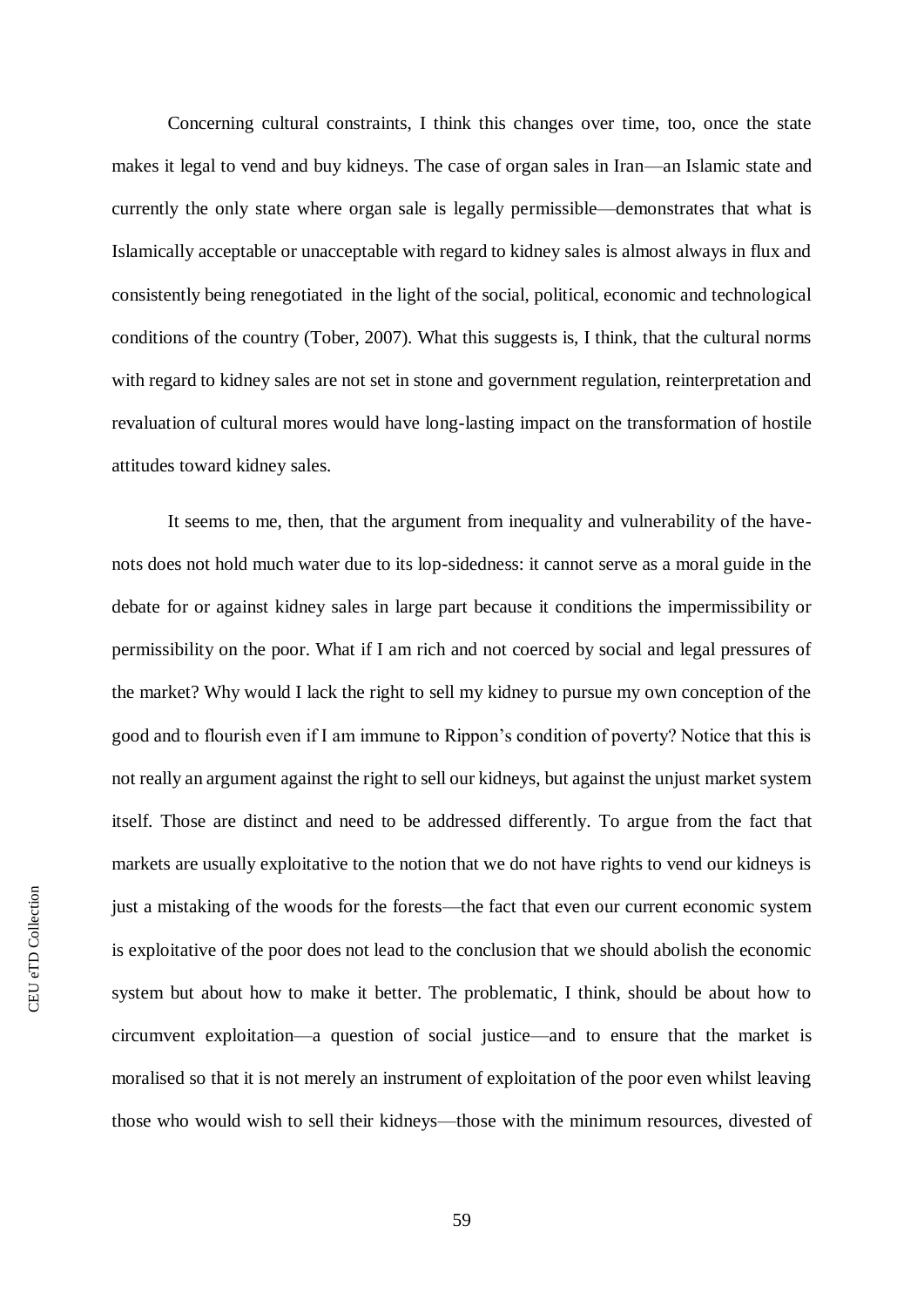Concerning cultural constraints, I think this changes over time, too, once the state makes it legal to vend and buy kidneys. The case of organ sales in Iran—an Islamic state and currently the only state where organ sale is legally permissible—demonstrates that what is Islamically acceptable or unacceptable with regard to kidney sales is almost always in flux and consistently being renegotiated in the light of the social, political, economic and technological conditions of the country (Tober, 2007). What this suggests is, I think, that the cultural norms with regard to kidney sales are not set in stone and government regulation, reinterpretation and revaluation of cultural mores would have long-lasting impact on the transformation of hostile attitudes toward kidney sales.

It seems to me, then, that the argument from inequality and vulnerability of the have-nots does not hold much water due to its lop-sidedness: it cannot serve as a moral guide in the debate for or against kidney sales in large part because it conditions the impermissibility or permissibility on the poor. What if I am rich and not coerced by social and legal pressures of the market? Why would I lack the right to sell my kidney to pursue my own conception of the good and to flourish even if I am immune to Rippon's condition of poverty? Notice that this is not really an argument against the right to sell our kidneys, but against the unjust market system itself. Those are distinct and need to be addressed differently. To argue from the fact that markets are usually exploitative to the notion that we do not have rights to vend our kidneys is just a mistaking of the woods for the forests—the fact that even our current economic system is exploitative of the poor does not lead to the conclusion that we should abolish the economic system but about how to make it better. The problematic, I think, should be about how to circumvent exploitation—a question of social justice—and to ensure that the market is moralised so that it is not merely an instrument of exploitation of the poor even whilst leaving those who would wish to sell their kidneys—those with the minimum resources, divested of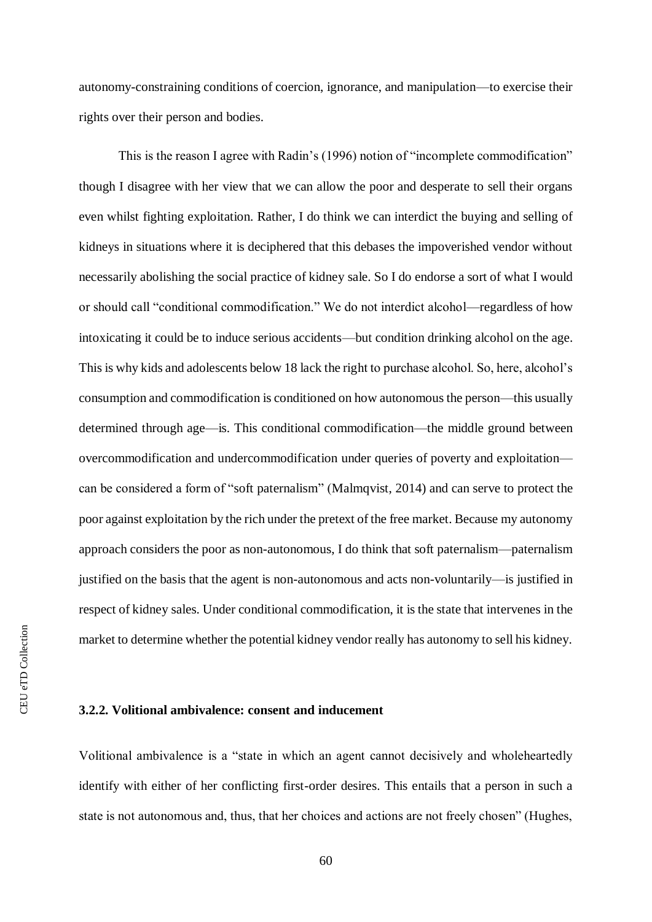autonomy-constraining conditions of coercion, ignorance, and manipulation—to exercise their rights over their person and bodies.

This is the reason I agree with Radin's (1996) notion of "incomplete commodification" though I disagree with her view that we can allow the poor and desperate to sell their organs even whilst fighting exploitation. Rather, I do think we can interdict the buying and selling of kidneys in situations where it is deciphered that this debases the impoverished vendor without necessarily abolishing the social practice of kidney sale. So I do endorse a sort of what I would or should call "conditional commodification." We do not interdict alcohol—regardless of how intoxicating it could be to induce serious accidents—but condition drinking alcohol on the age. This is why kids and adolescents below 18 lack the right to purchase alcohol. So, here, alcohol's consumption and commodification is conditioned on how autonomous the person—this usually determined through age—is. This conditional commodification—the middle ground between overcommodification and undercommodification under queries of poverty and exploitation—can be considered a form of "soft paternalism" (Malmqvist, 2014) and can serve to protect the poor against exploitation by the rich under the pretext of the free market. Because my autonomy approach considers the poor as non-autonomous, I do think that soft paternalism—paternalism justified on the basis that the agent is non-autonomous and acts non-voluntarily—is justified in respect of kidney sales. Under conditional commodification, it is the state that intervenes in the market to determine whether the potential kidney vendor really has autonomy to sell his kidney.

### 3.2.2. Volitional ambivalence: consent and inducement

Volitional ambivalence is a "state in which an agent cannot decisively and wholeheartedly identify with either of her conflicting first-order desires. This entails that a person in such a state is not autonomous and, thus, that her choices and actions are not freely chosen" (Hughes,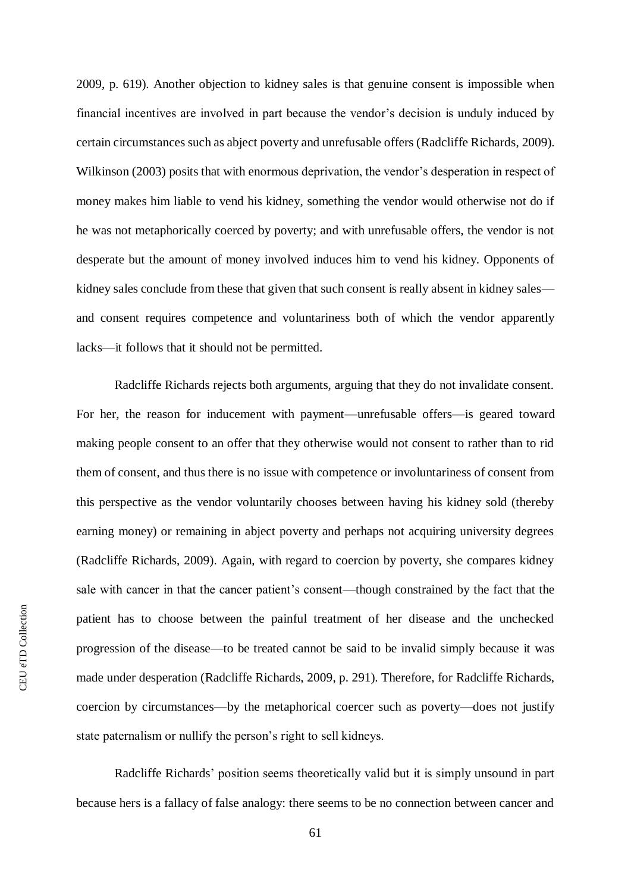2009, p. 619). Another objection to kidney sales is that genuine consent is impossible when financial incentives are involved in part because the vendor's decision is unduly induced by certain circumstances such as abject poverty and unrefusable offers (Radcliffe Richards, 2009). Wilkinson (2003) posits that with enormous deprivation, the vendor's desperation in respect of money makes him liable to vend his kidney, something the vendor would otherwise not do if he was not metaphorically coerced by poverty; and with unrefusable offers, the vendor is not desperate but the amount of money involved induces him to vend his kidney. Opponents of kidney sales conclude from these that given that such consent is really absent in kidney sales—and consent requires competence and voluntariness both of which the vendor apparently lacks—it follows that it should not be permitted.

Radcliffe Richards rejects both arguments, arguing that they do not invalidate consent. For her, the reason for inducement with payment—unrefusable offers—is geared toward making people consent to an offer that they otherwise would not consent to rather than to rid them of consent, and thus there is no issue with competence or involuntariness of consent from this perspective as the vendor voluntarily chooses between having his kidney sold (thereby earning money) or remaining in abject poverty and perhaps not acquiring university degrees (Radcliffe Richards, 2009). Again, with regard to coercion by poverty, she compares kidney sale with cancer in that the cancer patient's consent—though constrained by the fact that the patient has to choose between the painful treatment of her disease and the unchecked progression of the disease—to be treated cannot be said to be invalid simply because it was made under desperation (Radcliffe Richards, 2009, p. 291). Therefore, for Radcliffe Richards, coercion by circumstances—by the metaphorical coercer such as poverty—does not justify state paternalism or nullify the person's right to sell kidneys.

Radcliffe Richards' position seems theoretically valid but it is simply unsound in part because hers is a fallacy of false analogy: there seems to be no connection between cancer and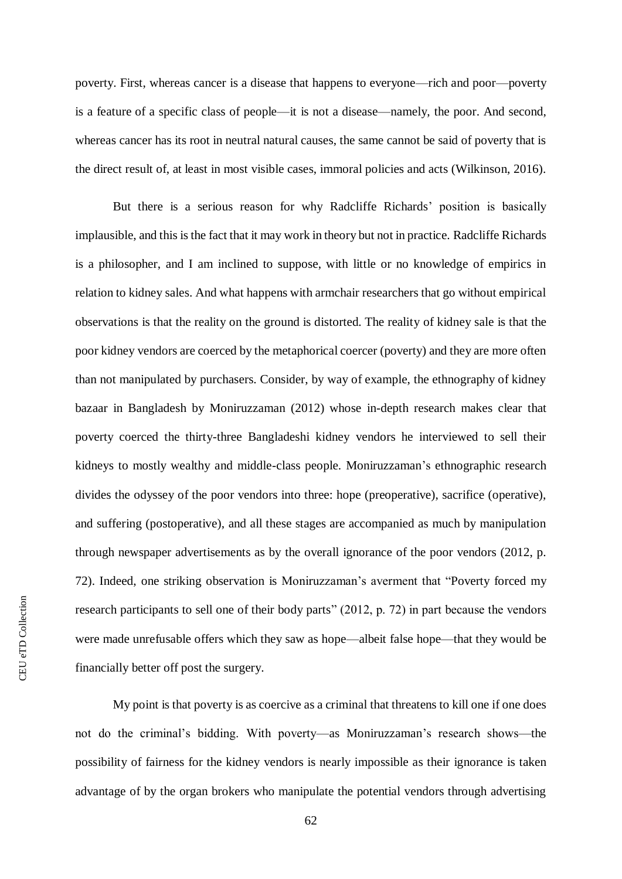poverty. First, whereas cancer is a disease that happens to everyone—rich and poor—poverty is a feature of a specific class of people—it is not a disease—namely, the poor. And second, whereas cancer has its root in neutral natural causes, the same cannot be said of poverty that is the direct result of, at least in most visible cases, immoral policies and acts (Wilkinson, 2016).

But there is a serious reason for why Radcliffe Richards' position is basically implausible, and this is the fact that it may work in theory but not in practice. Radcliffe Richards is a philosopher, and I am inclined to suppose, with little or no knowledge of empirics in relation to kidney sales. And what happens with armchair researchers that go without empirical observations is that the reality on the ground is distorted. The reality of kidney sale is that the poor kidney vendors are coerced by the metaphorical coercer (poverty) and they are more often than not manipulated by purchasers. Consider, by way of example, the ethnography of kidney bazaar in Bangladesh by Moniruzzaman (2012) whose in-depth research makes clear that poverty coerced the thirty-three Bangladeshi kidney vendors he interviewed to sell their kidneys to mostly wealthy and middle-class people. Moniruzzaman's ethnographic research divides the odyssey of the poor vendors into three: hope (preoperative), sacrifice (operative), and suffering (postoperative), and all these stages are accompanied as much by manipulation through newspaper advertisements as by the overall ignorance of the poor vendors (2012, p. 72). Indeed, one striking observation is Moniruzzaman's averment that "Poverty forced my research participants to sell one of their body parts" (2012, p. 72) in part because the vendors were made unrefusable offers which they saw as hope—albeit false hope—that they would be financially better off post the surgery.

My point is that poverty is as coercive as a criminal that threatens to kill one if one does not do the criminal's bidding. With poverty—as Moniruzzaman's research shows—the possibility of fairness for the kidney vendors is nearly impossible as their ignorance is taken advantage of by the organ brokers who manipulate the potential vendors through advertising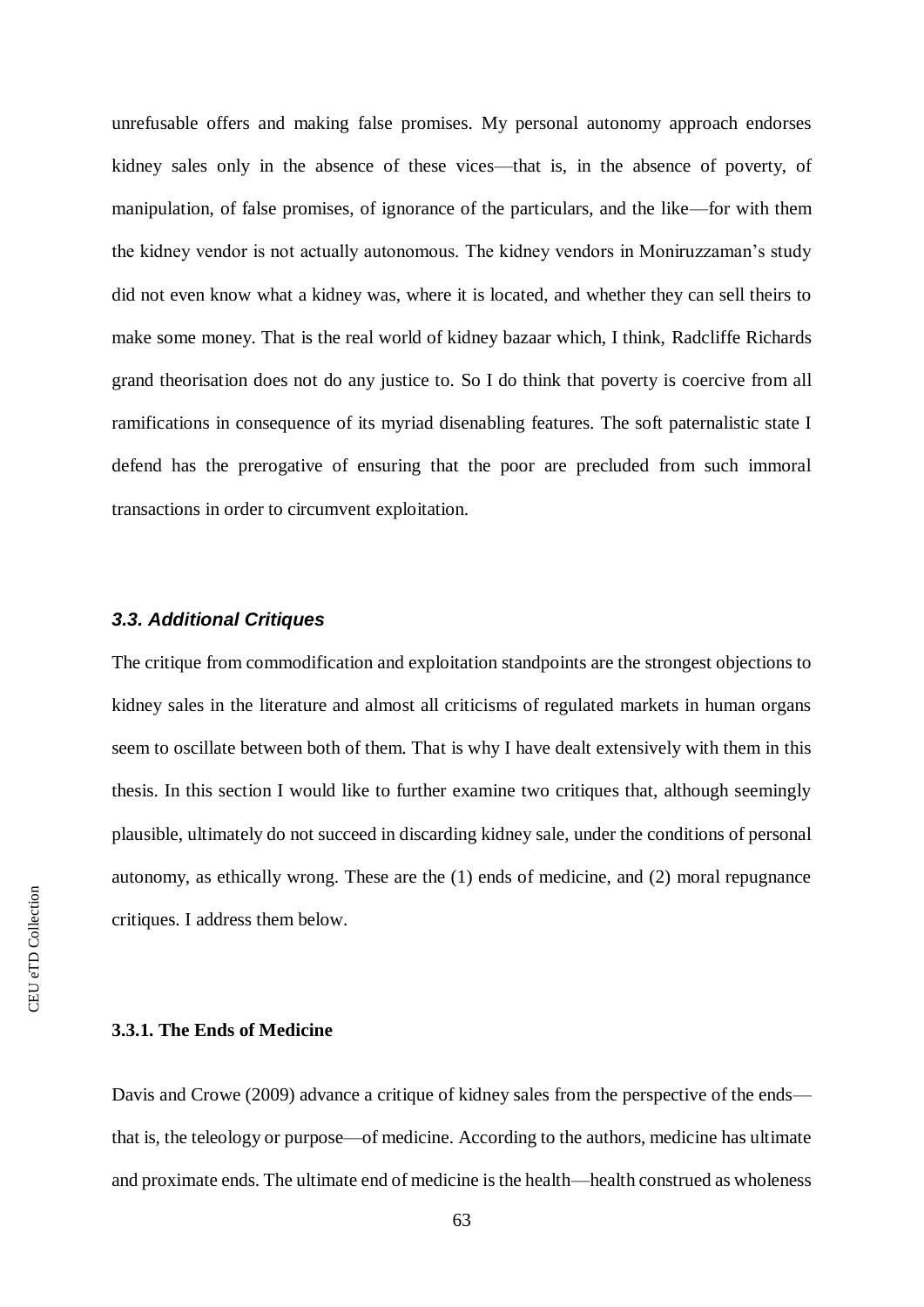unrefusable offers and making false promises. My personal autonomy approach endorses kidney sales only in the absence of these vices—that is, in the absence of poverty, of manipulation, of false promises, of ignorance of the particulars, and the like—for with them the kidney vendor is not actually autonomous. The kidney vendors in Moniruzzaman's study did not even know what a kidney was, where it is located, and whether they can sell theirs to make some money. That is the real world of kidney bazaar which, I think, Radcliffe Richards grand theorisation does not do any justice to. So I do think that poverty is coercive from all ramifications in consequence of its myriad disenabling features. The soft paternalistic state I defend has the prerogative of ensuring that the poor are precluded from such immoral transactions in order to circumvent exploitation.

### *3.3. Additional Critiques*

The critique from commodification and exploitation standpoints are the strongest objections to kidney sales in the literature and almost all criticisms of regulated markets in human organs seem to oscillate between both of them. That is why I have dealt extensively with them in this thesis. In this section I would like to further examine two critiques that, although seemingly plausible, ultimately do not succeed in discarding kidney sale, under the conditions of personal autonomy, as ethically wrong. These are the (1) ends of medicine, and (2) moral repugnance critiques. I address them below.

#### **3.3.1. The Ends of Medicine**

Davis and Crowe (2009) advance a critique of kidney sales from the perspective of the ends—that is, the teleology or purpose—of medicine. According to the authors, medicine has ultimate and proximate ends. The ultimate end of medicine is the health—health construed as wholeness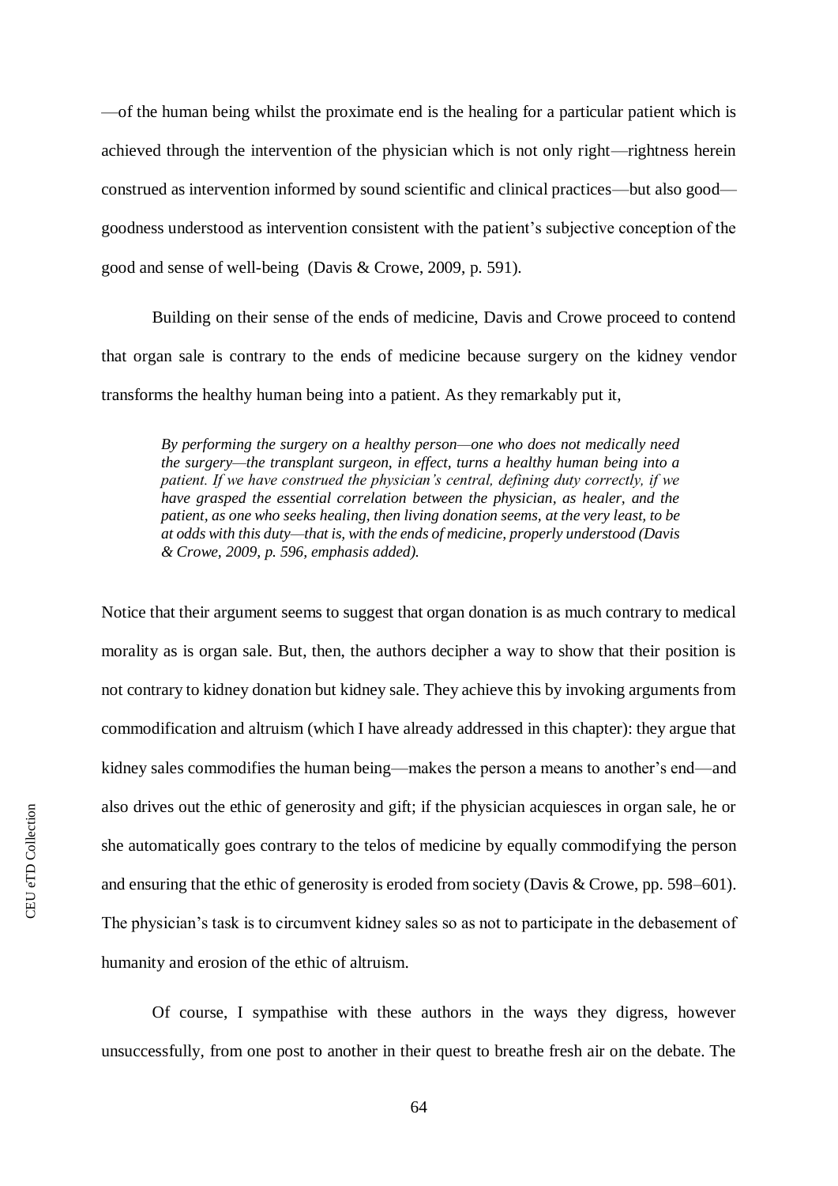—of the human being whilst the proximate end is the healing for a particular patient which is achieved through the intervention of the physician which is not only right—rightness herein construed as intervention informed by sound scientific and clinical practices—but also good—goodness understood as intervention consistent with the patient's subjective conception of the good and sense of well-being (Davis & Crowe, 2009, p. 591).

Building on their sense of the ends of medicine, Davis and Crowe proceed to contend that organ sale is contrary to the ends of medicine because surgery on the kidney vendor transforms the healthy human being into a patient. As they remarkably put it,

> *By performing the surgery on a healthy person—one who does not medically need the surgery—the transplant surgeon, in effect, turns a healthy human being into a patient. If we have construed the physician's central, defining duty correctly, if we have grasped the essential correlation between the physician, as healer, and the patient, as one who seeks healing, then living donation seems, at the very least, to be at odds with this duty—that is, with the ends of medicine, properly understood (Davis & Crowe, 2009, p. 596, emphasis added).*

Notice that their argument seems to suggest that organ donation is as much contrary to medical morality as is organ sale. But, then, the authors decipher a way to show that their position is not contrary to kidney donation but kidney sale. They achieve this by invoking arguments from commodification and altruism (which I have already addressed in this chapter): they argue that kidney sales commodifies the human being—makes the person a means to another's end—and also drives out the ethic of generosity and gift; if the physician acquiesces in organ sale, he or she automatically goes contrary to the telos of medicine by equally commodifying the person and ensuring that the ethic of generosity is eroded from society (Davis & Crowe, pp. 598–601). The physician's task is to circumvent kidney sales so as not to participate in the debasement of humanity and erosion of the ethic of altruism.

Of course, I sympathise with these authors in the ways they digress, however unsuccessfully, from one post to another in their quest to breathe fresh air on the debate. The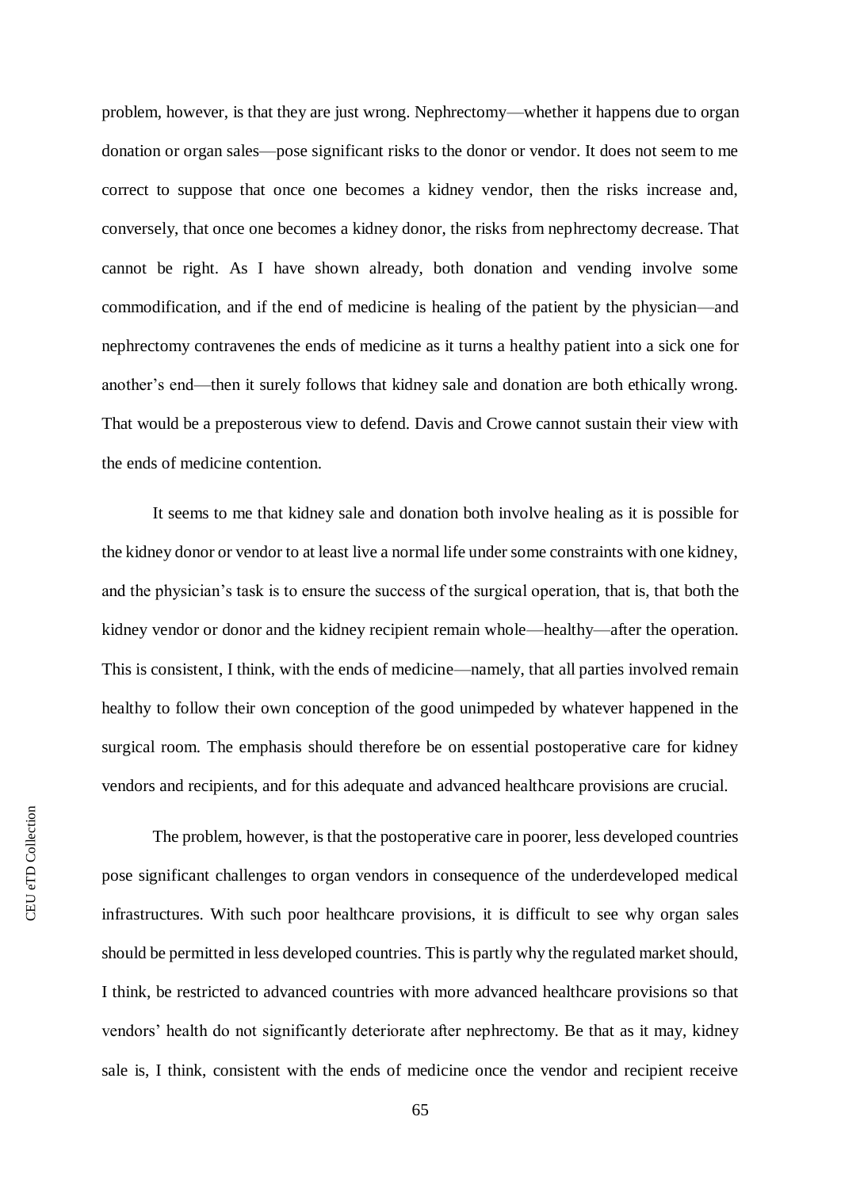problem, however, is that they are just wrong. Nephrectomy—whether it happens due to organ donation or organ sales—pose significant risks to the donor or vendor. It does not seem to me correct to suppose that once one becomes a kidney vendor, then the risks increase and, conversely, that once one becomes a kidney donor, the risks from nephrectomy decrease. That cannot be right. As I have shown already, both donation and vending involve some commodification, and if the end of medicine is healing of the patient by the physician—and nephrectomy contravenes the ends of medicine as it turns a healthy patient into a sick one for another's end—then it surely follows that kidney sale and donation are both ethically wrong. That would be a preposterous view to defend. Davis and Crowe cannot sustain their view with the ends of medicine contention.

It seems to me that kidney sale and donation both involve healing as it is possible for the kidney donor or vendor to at least live a normal life under some constraints with one kidney, and the physician's task is to ensure the success of the surgical operation, that is, that both the kidney vendor or donor and the kidney recipient remain whole—healthy—after the operation. This is consistent, I think, with the ends of medicine—namely, that all parties involved remain healthy to follow their own conception of the good unimpeded by whatever happened in the surgical room. The emphasis should therefore be on essential postoperative care for kidney vendors and recipients, and for this adequate and advanced healthcare provisions are crucial.

The problem, however, is that the postoperative care in poorer, less developed countries pose significant challenges to organ vendors in consequence of the underdeveloped medical infrastructures. With such poor healthcare provisions, it is difficult to see why organ sales should be permitted in less developed countries. This is partly why the regulated market should, I think, be restricted to advanced countries with more advanced healthcare provisions so that vendors' health do not significantly deteriorate after nephrectomy. Be that as it may, kidney sale is, I think, consistent with the ends of medicine once the vendor and recipient receive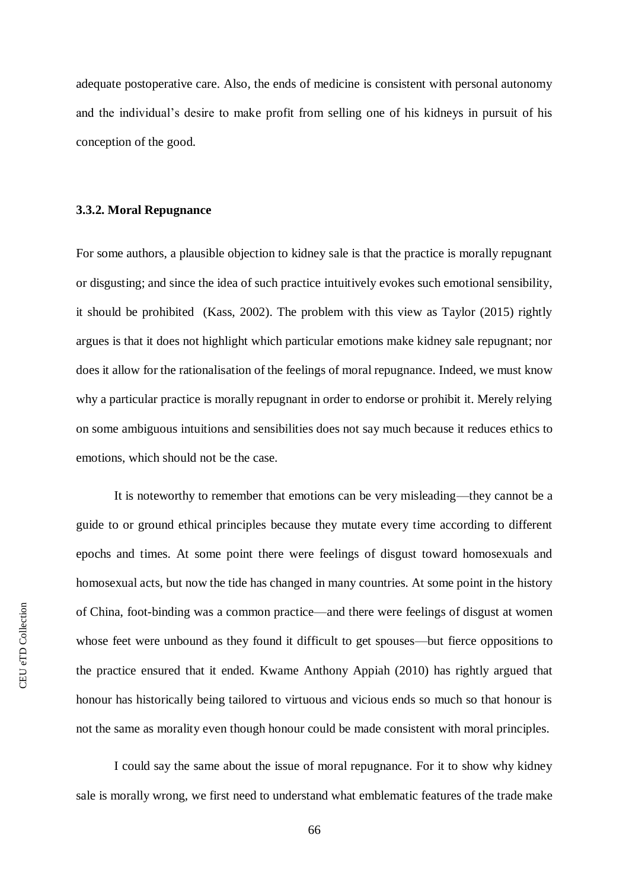adequate postoperative care. Also, the ends of medicine is consistent with personal autonomy and the individual's desire to make profit from selling one of his kidneys in pursuit of his conception of the good.

### 3.3.2. Moral Repugnance

For some authors, a plausible objection to kidney sale is that the practice is morally repugnant or disgusting; and since the idea of such practice intuitively evokes such emotional sensibility, it should be prohibited (Kass, 2002). The problem with this view as Taylor (2015) rightly argues is that it does not highlight which particular emotions make kidney sale repugnant; nor does it allow for the rationalisation of the feelings of moral repugnance. Indeed, we must know why a particular practice is morally repugnant in order to endorse or prohibit it. Merely relying on some ambiguous intuitions and sensibilities does not say much because it reduces ethics to emotions, which should not be the case.

It is noteworthy to remember that emotions can be very misleading—they cannot be a guide to or ground ethical principles because they mutate every time according to different epochs and times. At some point there were feelings of disgust toward homosexuals and homosexual acts, but now the tide has changed in many countries. At some point in the history of China, foot-binding was a common practice—and there were feelings of disgust at women whose feet were unbound as they found it difficult to get spouses—but fierce oppositions to the practice ensured that it ended. Kwame Anthony Appiah (2010) has rightly argued that honour has historically being tailored to virtuous and vicious ends so much so that honour is not the same as morality even though honour could be made consistent with moral principles.

I could say the same about the issue of moral repugnance. For it to show why kidney sale is morally wrong, we first need to understand what emblematic features of the trade make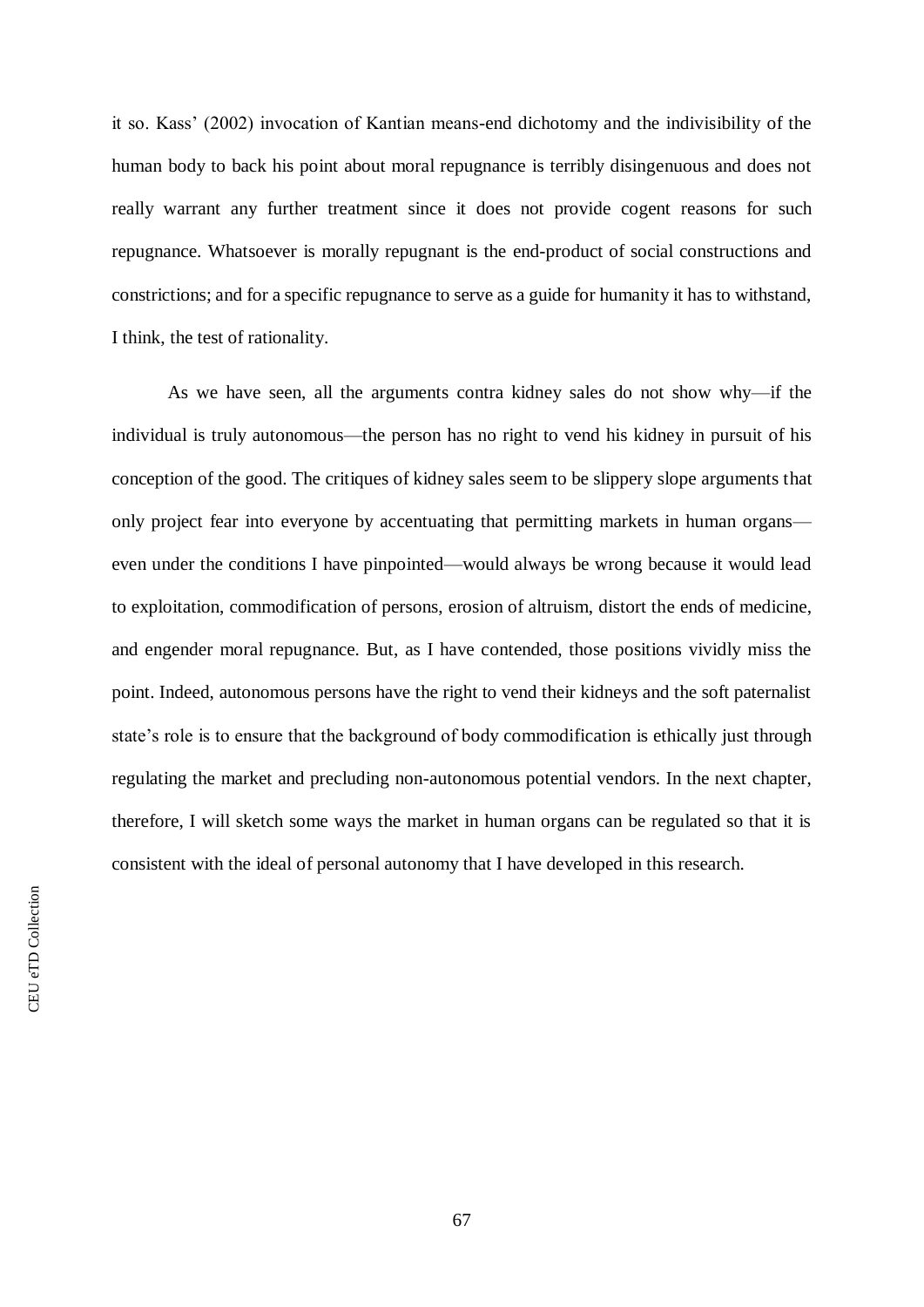it so. Kass' (2002) invocation of Kantian means-end dichotomy and the indivisibility of the human body to back his point about moral repugnance is terribly disingenuous and does not really warrant any further treatment since it does not provide cogent reasons for such repugnance. Whatsoever is morally repugnant is the end-product of social constructions and constrictions; and for a specific repugnance to serve as a guide for humanity it has to withstand, I think, the test of rationality.

As we have seen, all the arguments contra kidney sales do not show why—if the individual is truly autonomous—the person has no right to vend his kidney in pursuit of his conception of the good. The critiques of kidney sales seem to be slippery slope arguments that only project fear into everyone by accentuating that permitting markets in human organs—even under the conditions I have pinpointed—would always be wrong because it would lead to exploitation, commodification of persons, erosion of altruism, distort the ends of medicine, and engender moral repugnance. But, as I have contended, those positions vividly miss the point. Indeed, autonomous persons have the right to vend their kidneys and the soft paternalist state's role is to ensure that the background of body commodification is ethically just through regulating the market and precluding non-autonomous potential vendors. In the next chapter, therefore, I will sketch some ways the market in human organs can be regulated so that it is consistent with the ideal of personal autonomy that I have developed in this research.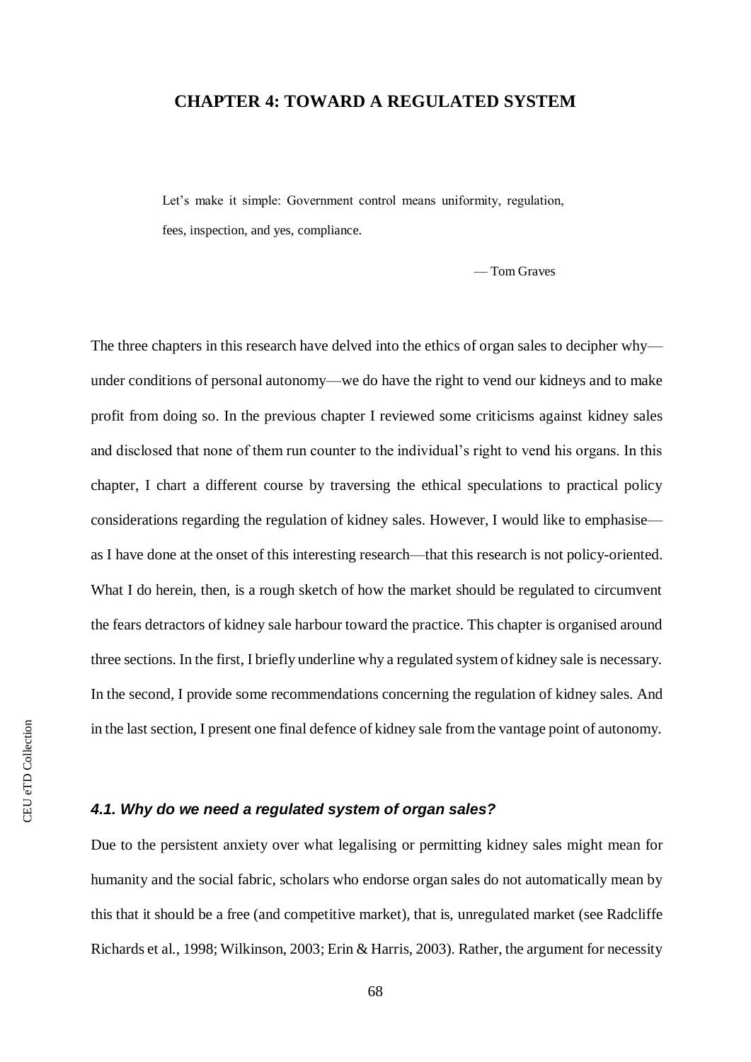# CHAPTER 4: TOWARD A REGULATED SYSTEM

> Let's make it simple: Government control means uniformity, regulation, fees, inspection, and yes, compliance.
>
> — Tom Graves

The three chapters in this research have delved into the ethics of organ sales to decipher why—under conditions of personal autonomy—we do have the right to vend our kidneys and to make profit from doing so. In the previous chapter I reviewed some criticisms against kidney sales and disclosed that none of them run counter to the individual's right to vend his organs. In this chapter, I chart a different course by traversing the ethical speculations to practical policy considerations regarding the regulation of kidney sales. However, I would like to emphasise—as I have done at the onset of this interesting research—that this research is not policy-oriented. What I do herein, then, is a rough sketch of how the market should be regulated to circumvent the fears detractors of kidney sale harbour toward the practice. This chapter is organised around three sections. In the first, I briefly underline why a regulated system of kidney sale is necessary. In the second, I provide some recommendations concerning the regulation of kidney sales. And in the last section, I present one final defence of kidney sale from the vantage point of autonomy.

### *4.1. Why do we need a regulated system of organ sales?*

Due to the persistent anxiety over what legalising or permitting kidney sales might mean for humanity and the social fabric, scholars who endorse organ sales do not automatically mean by this that it should be a free (and competitive market), that is, unregulated market (see Radcliffe Richards et al., 1998; Wilkinson, 2003; Erin & Harris, 2003). Rather, the argument for necessity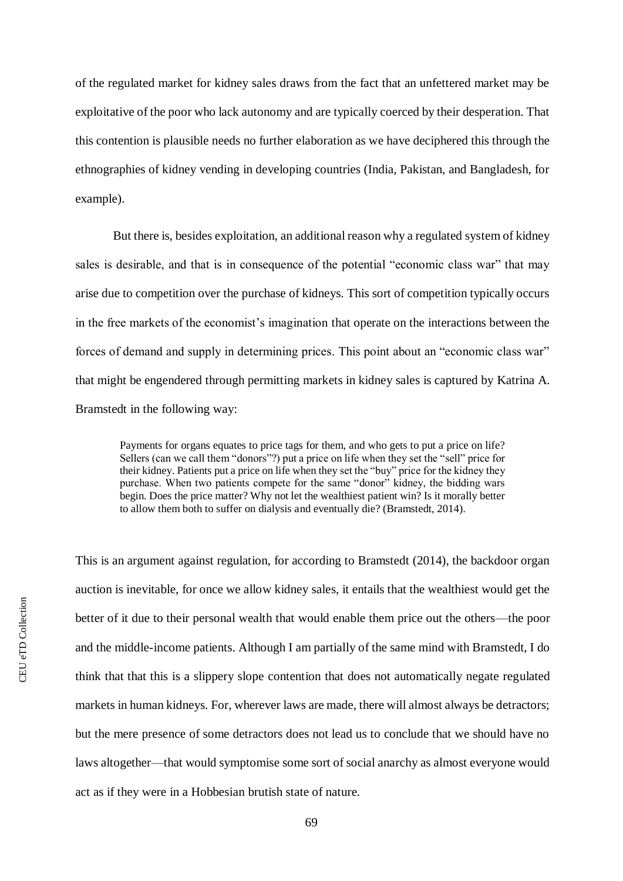of the regulated market for kidney sales draws from the fact that an unfettered market may be exploitative of the poor who lack autonomy and are typically coerced by their desperation. That this contention is plausible needs no further elaboration as we have deciphered this through the ethnographies of kidney vending in developing countries (India, Pakistan, and Bangladesh, for example).

But there is, besides exploitation, an additional reason why a regulated system of kidney sales is desirable, and that is in consequence of the potential "economic class war" that may arise due to competition over the purchase of kidneys. This sort of competition typically occurs in the free markets of the economist's imagination that operate on the interactions between the forces of demand and supply in determining prices. This point about an "economic class war" that might be engendered through permitting markets in kidney sales is captured by Katrina A. Bramstedt in the following way:

> Payments for organs equates to price tags for them, and who gets to put a price on life? Sellers (can we call them "donors"?) put a price on life when they set the "sell" price for their kidney. Patients put a price on life when they set the "buy" price for the kidney they purchase. When two patients compete for the same "donor" kidney, the bidding wars begin. Does the price matter? Why not let the wealthiest patient win? Is it morally better to allow them both to suffer on dialysis and eventually die? (Bramstedt, 2014).

This is an argument against regulation, for according to Bramstedt (2014), the backdoor organ auction is inevitable, for once we allow kidney sales, it entails that the wealthiest would get the better of it due to their personal wealth that would enable them price out the others—the poor and the middle-income patients. Although I am partially of the same mind with Bramstedt, I do think that that this is a slippery slope contention that does not automatically negate regulated markets in human kidneys. For, wherever laws are made, there will almost always be detractors; but the mere presence of some detractors does not lead us to conclude that we should have no laws altogether—that would symptomise some sort of social anarchy as almost everyone would act as if they were in a Hobbesian brutish state of nature.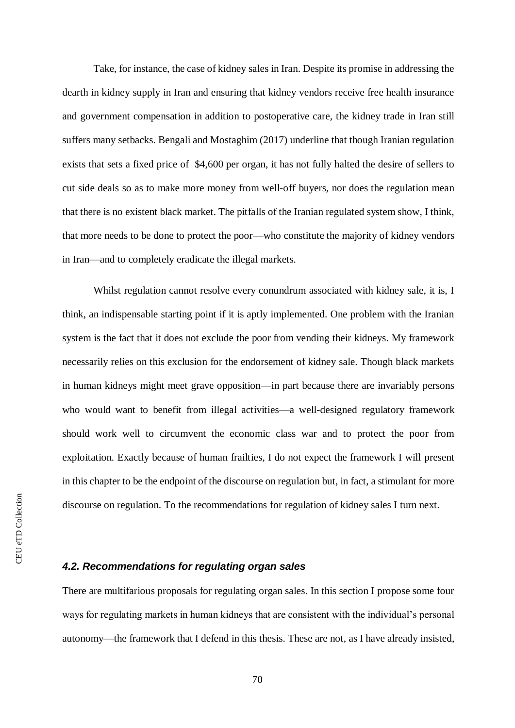Take, for instance, the case of kidney sales in Iran. Despite its promise in addressing the dearth in kidney supply in Iran and ensuring that kidney vendors receive free health insurance and government compensation in addition to postoperative care, the kidney trade in Iran still suffers many setbacks. Bengali and Mostaghim (2017) underline that though Iranian regulation exists that sets a fixed price of $4,600 per organ, it has not fully halted the desire of sellers to cut side deals so as to make more money from well-off buyers, nor does the regulation mean that there is no existent black market. The pitfalls of the Iranian regulated system show, I think, that more needs to be done to protect the poor—who constitute the majority of kidney vendors in Iran—and to completely eradicate the illegal markets.

Whilst regulation cannot resolve every conundrum associated with kidney sale, it is, I think, an indispensable starting point if it is aptly implemented. One problem with the Iranian system is the fact that it does not exclude the poor from vending their kidneys. My framework necessarily relies on this exclusion for the endorsement of kidney sale. Though black markets in human kidneys might meet grave opposition—in part because there are invariably persons who would want to benefit from illegal activities—a well-designed regulatory framework should work well to circumvent the economic class war and to protect the poor from exploitation. Exactly because of human frailties, I do not expect the framework I will present in this chapter to be the endpoint of the discourse on regulation but, in fact, a stimulant for more discourse on regulation. To the recommendations for regulation of kidney sales I turn next.

### *4.2. Recommendations for regulating organ sales*

There are multifarious proposals for regulating organ sales. In this section I propose some four ways for regulating markets in human kidneys that are consistent with the individual's personal autonomy—the framework that I defend in this thesis. These are not, as I have already insisted,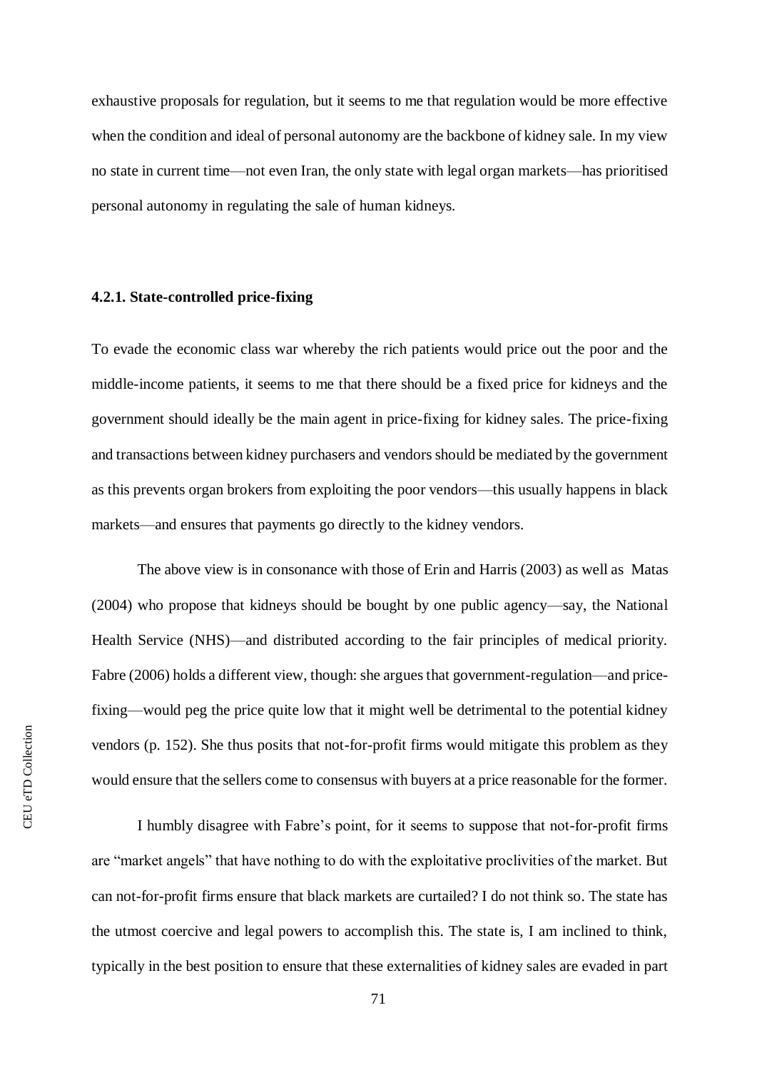exhaustive proposals for regulation, but it seems to me that regulation would be more effective when the condition and ideal of personal autonomy are the backbone of kidney sale. In my view no state in current time—not even Iran, the only state with legal organ markets—has prioritised personal autonomy in regulating the sale of human kidneys.

#### 4.2.1. State-controlled price-fixing

To evade the economic class war whereby the rich patients would price out the poor and the middle-income patients, it seems to me that there should be a fixed price for kidneys and the government should ideally be the main agent in price-fixing for kidney sales. The price-fixing and transactions between kidney purchasers and vendors should be mediated by the government as this prevents organ brokers from exploiting the poor vendors—this usually happens in black markets—and ensures that payments go directly to the kidney vendors.

The above view is in consonance with those of Erin and Harris (2003) as well as Matas (2004) who propose that kidneys should be bought by one public agency—say, the National Health Service (NHS)—and distributed according to the fair principles of medical priority. Fabre (2006) holds a different view, though: she argues that government-regulation—and price-fixing—would peg the price quite low that it might well be detrimental to the potential kidney vendors (p. 152). She thus posits that not-for-profit firms would mitigate this problem as they would ensure that the sellers come to consensus with buyers at a price reasonable for the former.

I humbly disagree with Fabre's point, for it seems to suppose that not-for-profit firms are "market angels" that have nothing to do with the exploitative proclivities of the market. But can not-for-profit firms ensure that black markets are curtailed? I do not think so. The state has the utmost coercive and legal powers to accomplish this. The state is, I am inclined to think, typically in the best position to ensure that these externalities of kidney sales are evaded in part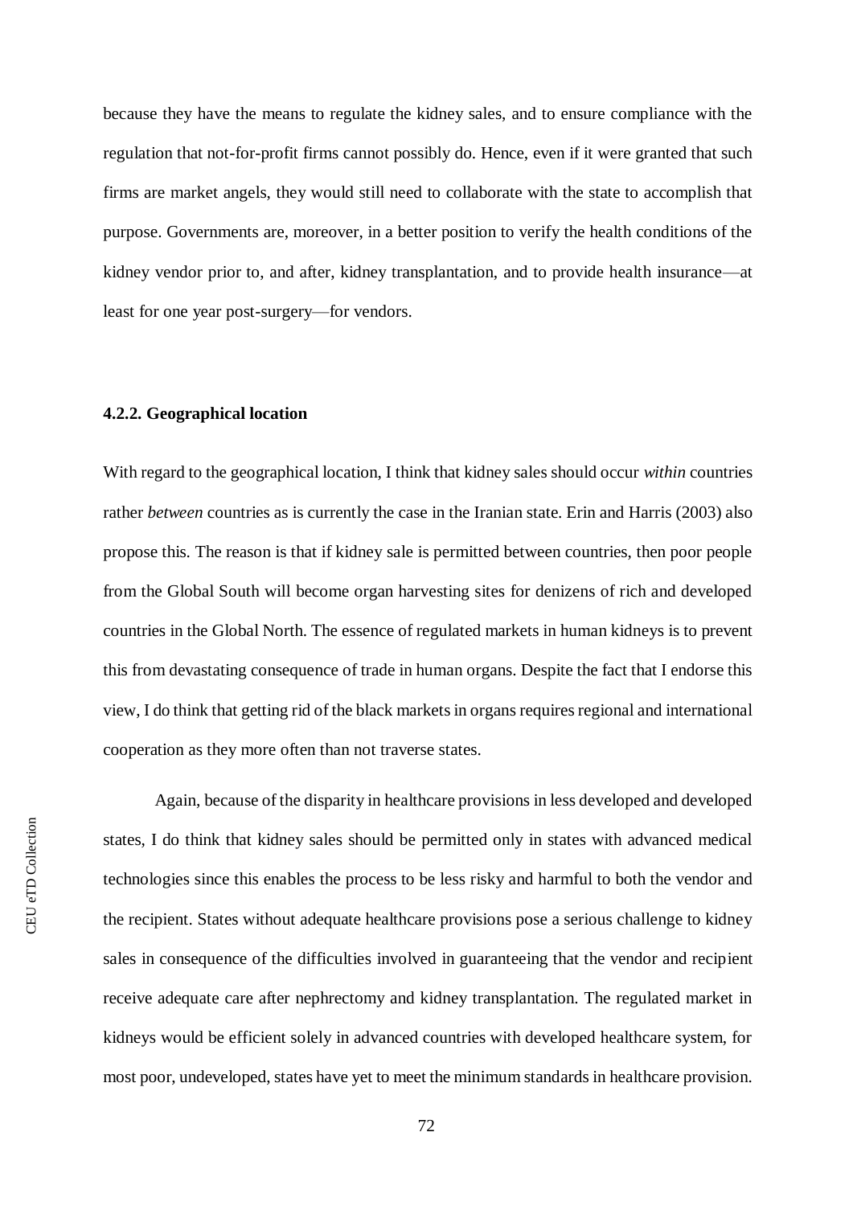because they have the means to regulate the kidney sales, and to ensure compliance with the regulation that not-for-profit firms cannot possibly do. Hence, even if it were granted that such firms are market angels, they would still need to collaborate with the state to accomplish that purpose. Governments are, moreover, in a better position to verify the health conditions of the kidney vendor prior to, and after, kidney transplantation, and to provide health insurance—at least for one year post-surgery—for vendors.

#### 4.2.2. Geographical location

With regard to the geographical location, I think that kidney sales should occur *within* countries rather *between* countries as is currently the case in the Iranian state. Erin and Harris (2003) also propose this. The reason is that if kidney sale is permitted between countries, then poor people from the Global South will become organ harvesting sites for denizens of rich and developed countries in the Global North. The essence of regulated markets in human kidneys is to prevent this from devastating consequence of trade in human organs. Despite the fact that I endorse this view, I do think that getting rid of the black markets in organs requires regional and international cooperation as they more often than not traverse states.

Again, because of the disparity in healthcare provisions in less developed and developed states, I do think that kidney sales should be permitted only in states with advanced medical technologies since this enables the process to be less risky and harmful to both the vendor and the recipient. States without adequate healthcare provisions pose a serious challenge to kidney sales in consequence of the difficulties involved in guaranteeing that the vendor and recipient receive adequate care after nephrectomy and kidney transplantation. The regulated market in kidneys would be efficient solely in advanced countries with developed healthcare system, for most poor, undeveloped, states have yet to meet the minimum standards in healthcare provision.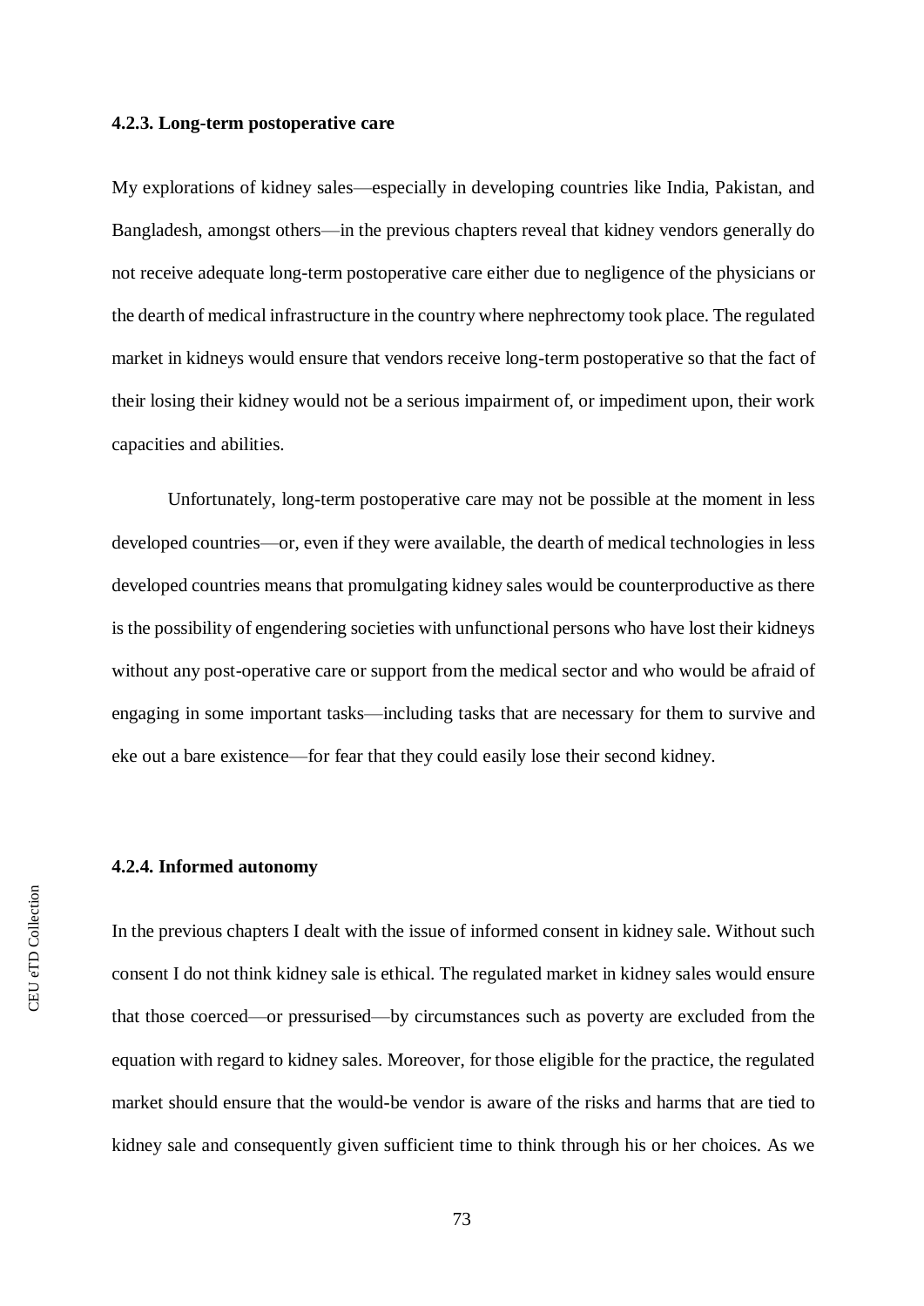#### 4.2.3. Long-term postoperative care

My explorations of kidney sales—especially in developing countries like India, Pakistan, and Bangladesh, amongst others—in the previous chapters reveal that kidney vendors generally do not receive adequate long-term postoperative care either due to negligence of the physicians or the dearth of medical infrastructure in the country where nephrectomy took place. The regulated market in kidneys would ensure that vendors receive long-term postoperative so that the fact of their losing their kidney would not be a serious impairment of, or impediment upon, their work capacities and abilities.

Unfortunately, long-term postoperative care may not be possible at the moment in less developed countries—or, even if they were available, the dearth of medical technologies in less developed countries means that promulgating kidney sales would be counterproductive as there is the possibility of engendering societies with unfunctional persons who have lost their kidneys without any post-operative care or support from the medical sector and who would be afraid of engaging in some important tasks—including tasks that are necessary for them to survive and eke out a bare existence—for fear that they could easily lose their second kidney.

#### 4.2.4. Informed autonomy

In the previous chapters I dealt with the issue of informed consent in kidney sale. Without such consent I do not think kidney sale is ethical. The regulated market in kidney sales would ensure that those coerced—or pressurised—by circumstances such as poverty are excluded from the equation with regard to kidney sales. Moreover, for those eligible for the practice, the regulated market should ensure that the would-be vendor is aware of the risks and harms that are tied to kidney sale and consequently given sufficient time to think through his or her choices. As we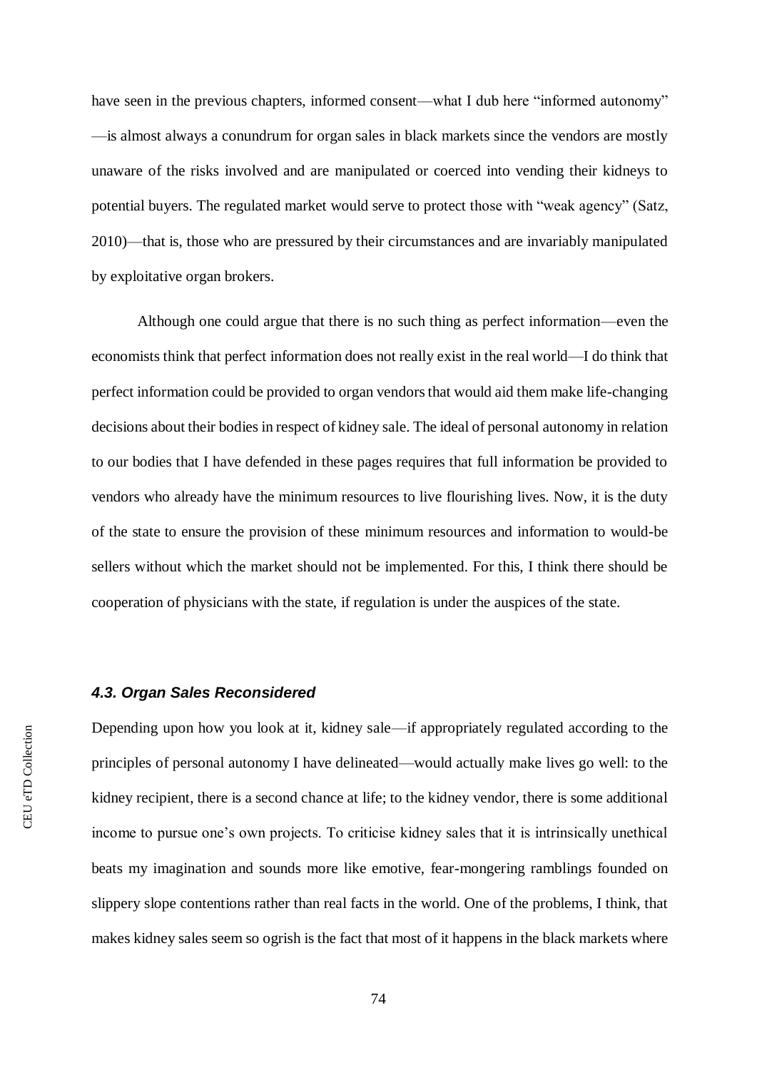have seen in the previous chapters, informed consent—what I dub here "informed autonomy" —is almost always a conundrum for organ sales in black markets since the vendors are mostly unaware of the risks involved and are manipulated or coerced into vending their kidneys to potential buyers. The regulated market would serve to protect those with "weak agency" (Satz, 2010)—that is, those who are pressured by their circumstances and are invariably manipulated by exploitative organ brokers.

Although one could argue that there is no such thing as perfect information—even the economists think that perfect information does not really exist in the real world—I do think that perfect information could be provided to organ vendors that would aid them make life-changing decisions about their bodies in respect of kidney sale. The ideal of personal autonomy in relation to our bodies that I have defended in these pages requires that full information be provided to vendors who already have the minimum resources to live flourishing lives. Now, it is the duty of the state to ensure the provision of these minimum resources and information to would-be sellers without which the market should not be implemented. For this, I think there should be cooperation of physicians with the state, if regulation is under the auspices of the state.

### *4.3. Organ Sales Reconsidered*

Depending upon how you look at it, kidney sale—if appropriately regulated according to the principles of personal autonomy I have delineated—would actually make lives go well: to the kidney recipient, there is a second chance at life; to the kidney vendor, there is some additional income to pursue one's own projects. To criticise kidney sales that it is intrinsically unethical beats my imagination and sounds more like emotive, fear-mongering ramblings founded on slippery slope contentions rather than real facts in the world. One of the problems, I think, that makes kidney sales seem so ogrish is the fact that most of it happens in the black markets where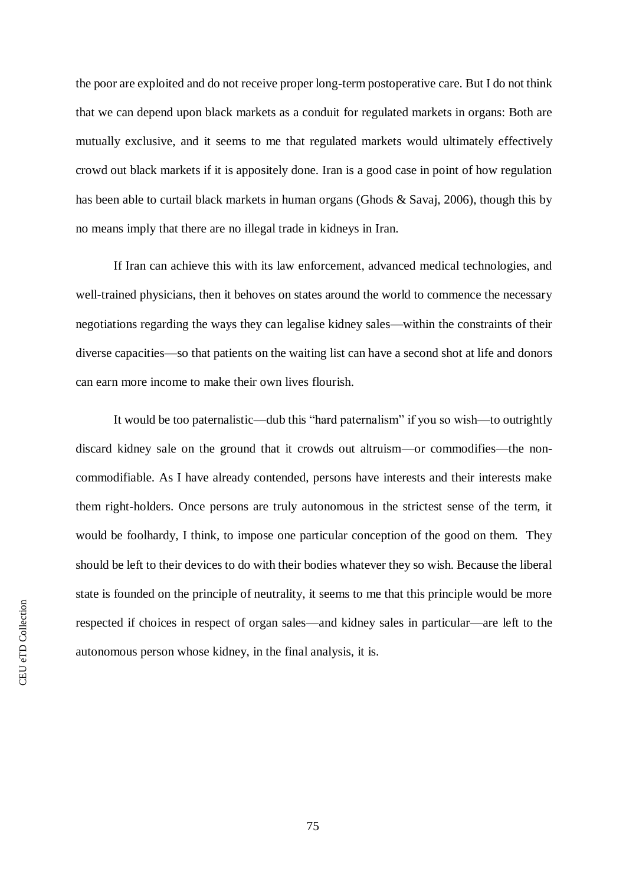the poor are exploited and do not receive proper long-term postoperative care. But I do not think that we can depend upon black markets as a conduit for regulated markets in organs: Both are mutually exclusive, and it seems to me that regulated markets would ultimately effectively crowd out black markets if it is appositely done. Iran is a good case in point of how regulation has been able to curtail black markets in human organs (Ghods & Savaj, 2006), though this by no means imply that there are no illegal trade in kidneys in Iran.

If Iran can achieve this with its law enforcement, advanced medical technologies, and well-trained physicians, then it behoves on states around the world to commence the necessary negotiations regarding the ways they can legalise kidney sales—within the constraints of their diverse capacities—so that patients on the waiting list can have a second shot at life and donors can earn more income to make their own lives flourish.

It would be too paternalistic—dub this "hard paternalism" if you so wish—to outrightly discard kidney sale on the ground that it crowds out altruism—or commodifies—the non-commodifiable. As I have already contended, persons have interests and their interests make them right-holders. Once persons are truly autonomous in the strictest sense of the term, it would be foolhardy, I think, to impose one particular conception of the good on them. They should be left to their devices to do with their bodies whatever they so wish. Because the liberal state is founded on the principle of neutrality, it seems to me that this principle would be more respected if choices in respect of organ sales—and kidney sales in particular—are left to the autonomous person whose kidney, in the final analysis, it is.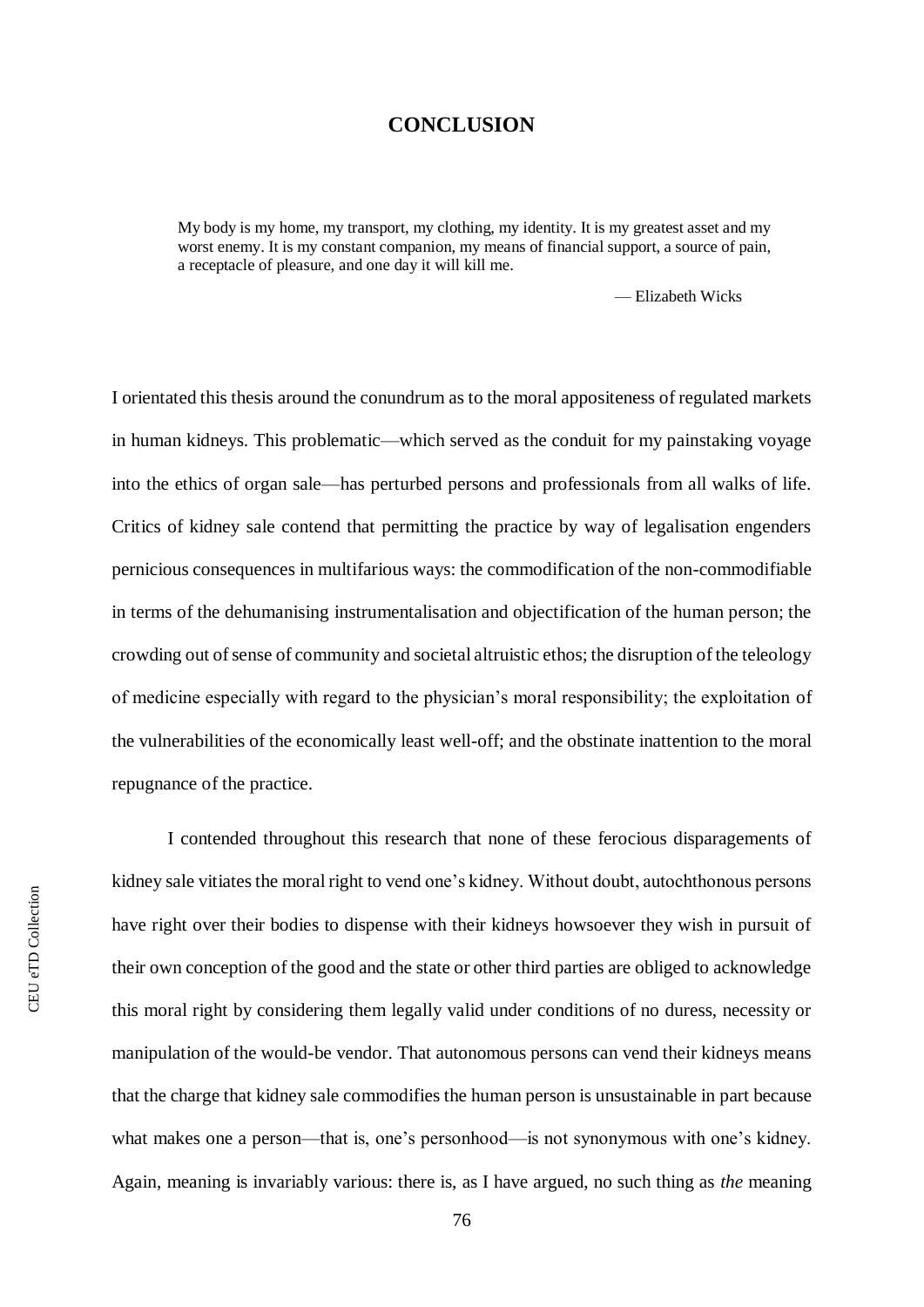# CONCLUSION

> My body is my home, my transport, my clothing, my identity. It is my greatest asset and my worst enemy. It is my constant companion, my means of financial support, a source of pain, a receptacle of pleasure, and one day it will kill me.
>
> — Elizabeth Wicks

I orientated this thesis around the conundrum as to the moral appositeness of regulated markets in human kidneys. This problematic—which served as the conduit for my painstaking voyage into the ethics of organ sale—has perturbed persons and professionals from all walks of life. Critics of kidney sale contend that permitting the practice by way of legalisation engenders pernicious consequences in multifarious ways: the commodification of the non-commodifiable in terms of the dehumanising instrumentalisation and objectification of the human person; the crowding out of sense of community and societal altruistic ethos; the disruption of the teleology of medicine especially with regard to the physician's moral responsibility; the exploitation of the vulnerabilities of the economically least well-off; and the obstinate inattention to the moral repugnance of the practice.

I contended throughout this research that none of these ferocious disparagements of kidney sale vitiates the moral right to vend one's kidney. Without doubt, autochthonous persons have right over their bodies to dispense with their kidneys howsoever they wish in pursuit of their own conception of the good and the state or other third parties are obliged to acknowledge this moral right by considering them legally valid under conditions of no duress, necessity or manipulation of the would-be vendor. That autonomous persons can vend their kidneys means that the charge that kidney sale commodifies the human person is unsustainable in part because what makes one a person—that is, one's personhood—is not synonymous with one's kidney. Again, meaning is invariably various: there is, as I have argued, no such thing as *the* meaning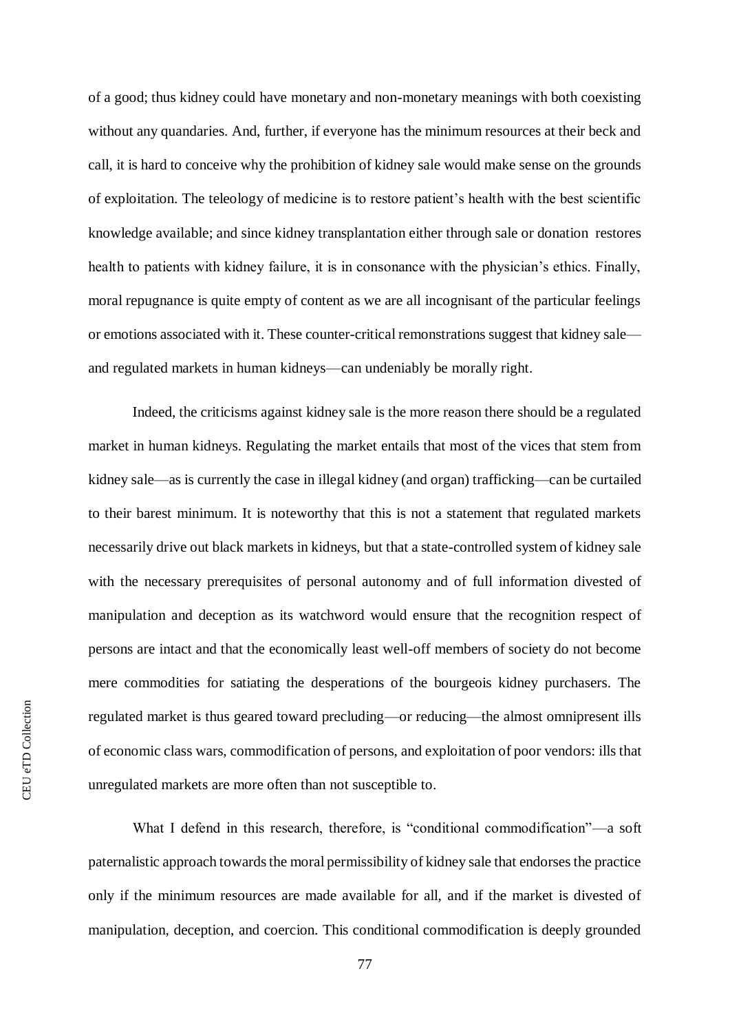of a good; thus kidney could have monetary and non-monetary meanings with both coexisting without any quandaries. And, further, if everyone has the minimum resources at their beck and call, it is hard to conceive why the prohibition of kidney sale would make sense on the grounds of exploitation. The teleology of medicine is to restore patient's health with the best scientific knowledge available; and since kidney transplantation either through sale or donation restores health to patients with kidney failure, it is in consonance with the physician's ethics. Finally, moral repugnance is quite empty of content as we are all incognisant of the particular feelings or emotions associated with it. These counter-critical remonstrations suggest that kidney sale—and regulated markets in human kidneys—can undeniably be morally right.

Indeed, the criticisms against kidney sale is the more reason there should be a regulated market in human kidneys. Regulating the market entails that most of the vices that stem from kidney sale—as is currently the case in illegal kidney (and organ) trafficking—can be curtailed to their barest minimum. It is noteworthy that this is not a statement that regulated markets necessarily drive out black markets in kidneys, but that a state-controlled system of kidney sale with the necessary prerequisites of personal autonomy and of full information divested of manipulation and deception as its watchword would ensure that the recognition respect of persons are intact and that the economically least well-off members of society do not become mere commodities for satiating the desperations of the bourgeois kidney purchasers. The regulated market is thus geared toward precluding—or reducing—the almost omnipresent ills of economic class wars, commodification of persons, and exploitation of poor vendors: ills that unregulated markets are more often than not susceptible to.

What I defend in this research, therefore, is "conditional commodification"—a soft paternalistic approach towards the moral permissibility of kidney sale that endorses the practice only if the minimum resources are made available for all, and if the market is divested of manipulation, deception, and coercion. This conditional commodification is deeply grounded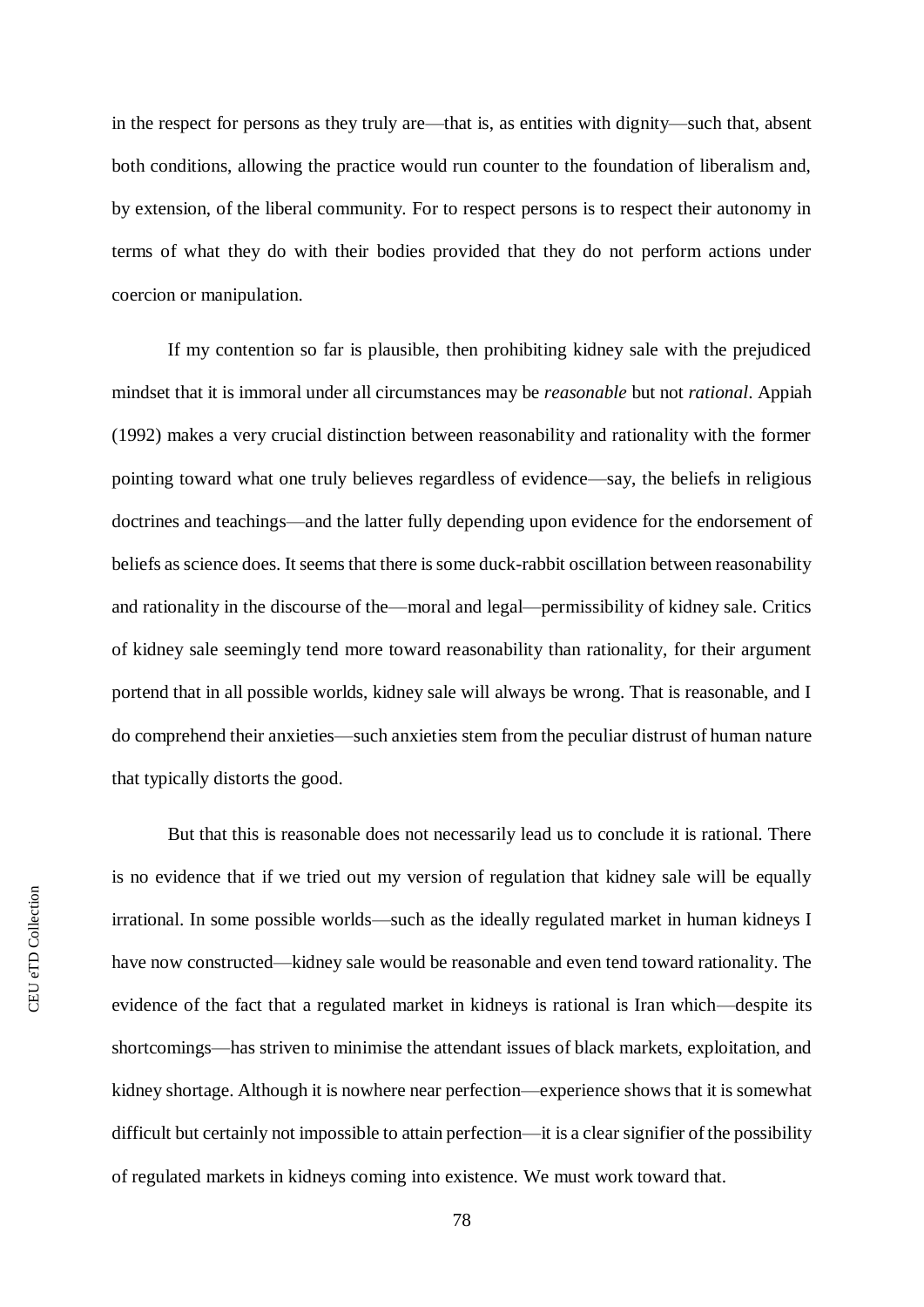in the respect for persons as they truly are—that is, as entities with dignity—such that, absent both conditions, allowing the practice would run counter to the foundation of liberalism and, by extension, of the liberal community. For to respect persons is to respect their autonomy in terms of what they do with their bodies provided that they do not perform actions under coercion or manipulation.

If my contention so far is plausible, then prohibiting kidney sale with the prejudiced mindset that it is immoral under all circumstances may be *reasonable* but not *rational*. Appiah (1992) makes a very crucial distinction between reasonability and rationality with the former pointing toward what one truly believes regardless of evidence—say, the beliefs in religious doctrines and teachings—and the latter fully depending upon evidence for the endorsement of beliefs as science does. It seems that there is some duck-rabbit oscillation between reasonability and rationality in the discourse of the—moral and legal—permissibility of kidney sale. Critics of kidney sale seemingly tend more toward reasonability than rationality, for their argument portend that in all possible worlds, kidney sale will always be wrong. That is reasonable, and I do comprehend their anxieties—such anxieties stem from the peculiar distrust of human nature that typically distorts the good.

But that this is reasonable does not necessarily lead us to conclude it is rational. There is no evidence that if we tried out my version of regulation that kidney sale will be equally irrational. In some possible worlds—such as the ideally regulated market in human kidneys I have now constructed—kidney sale would be reasonable and even tend toward rationality. The evidence of the fact that a regulated market in kidneys is rational is Iran which—despite its shortcomings—has striven to minimise the attendant issues of black markets, exploitation, and kidney shortage. Although it is nowhere near perfection—experience shows that it is somewhat difficult but certainly not impossible to attain perfection—it is a clear signifier of the possibility of regulated markets in kidneys coming into existence. We must work toward that.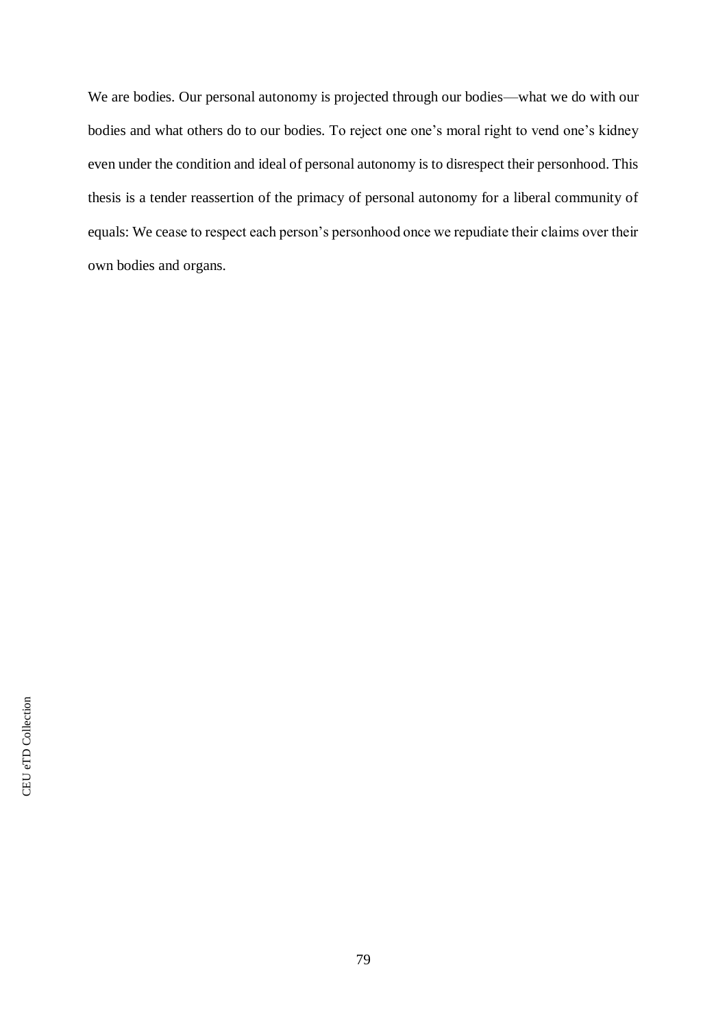We are bodies. Our personal autonomy is projected through our bodies—what we do with our bodies and what others do to our bodies. To reject one one's moral right to vend one's kidney even under the condition and ideal of personal autonomy is to disrespect their personhood. This thesis is a tender reassertion of the primacy of personal autonomy for a liberal community of equals: We cease to respect each person's personhood once we repudiate their claims over their own bodies and organs.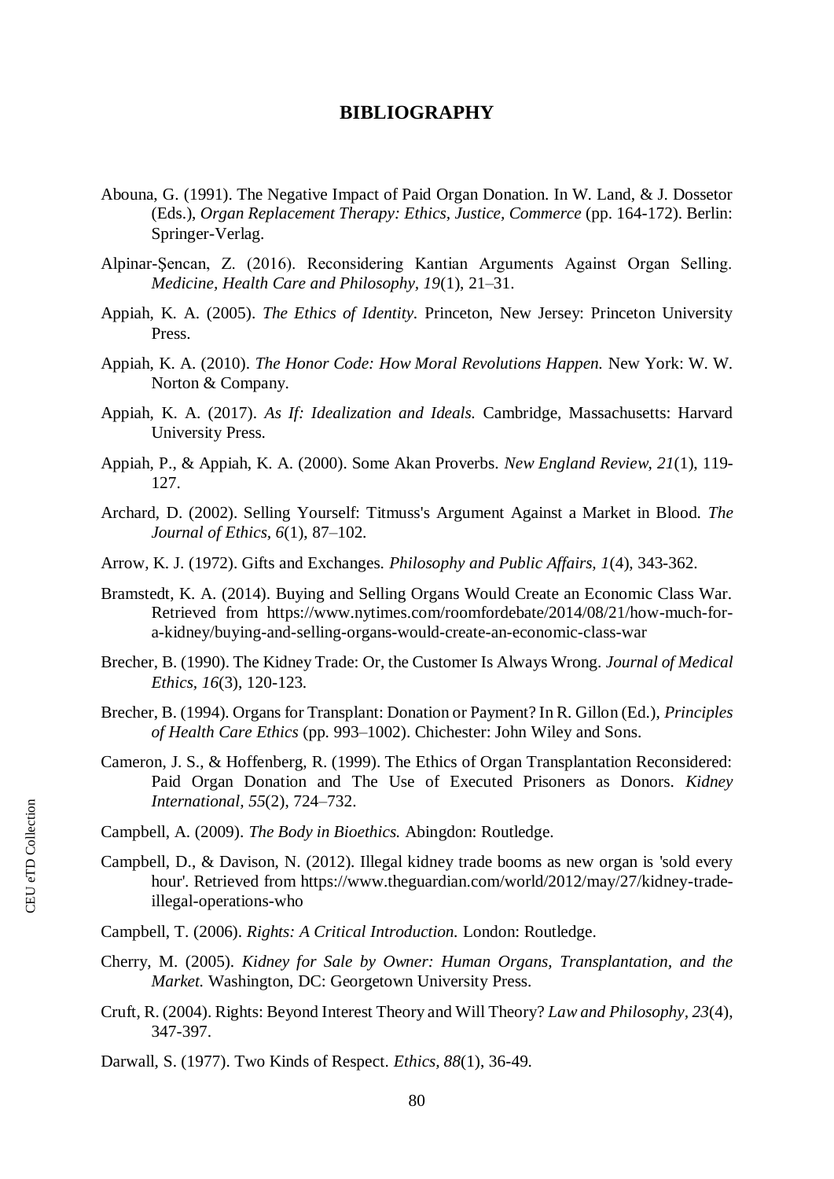# BIBLIOGRAPHY

Abouna, G. (1991). The Negative Impact of Paid Organ Donation. In W. Land, & J. Dossetor (Eds.), *Organ Replacement Therapy: Ethics, Justice, Commerce* (pp. 164-172). Berlin: Springer-Verlag.

Alpinar-Şencan, Z. (2016). Reconsidering Kantian Arguments Against Organ Selling. *Medicine, Health Care and Philosophy, 19*(1), 21–31.

Appiah, K. A. (2005). *The Ethics of Identity*. Princeton, New Jersey: Princeton University Press.

Appiah, K. A. (2010). *The Honor Code: How Moral Revolutions Happen.* New York: W. W. Norton & Company.

Appiah, K. A. (2017). *As If: Idealization and Ideals.* Cambridge, Massachusetts: Harvard University Press.

Appiah, P., & Appiah, K. A. (2000). Some Akan Proverbs. *New England Review, 21*(1), 119-127.

Archard, D. (2002). Selling Yourself: Titmuss's Argument Against a Market in Blood. *The Journal of Ethics, 6*(1), 87–102.

Arrow, K. J. (1972). Gifts and Exchanges. *Philosophy and Public Affairs, 1*(4), 343-362.

Bramstedt, K. A. (2014). Buying and Selling Organs Would Create an Economic Class War. Retrieved from https://www.nytimes.com/roomfordebate/2014/08/21/how-much-for-a-kidney/buying-and-selling-organs-would-create-an-economic-class-war

Brecher, B. (1990). The Kidney Trade: Or, the Customer Is Always Wrong. *Journal of Medical Ethics, 16*(3), 120-123.

Brecher, B. (1994). Organs for Transplant: Donation or Payment? In R. Gillon (Ed.), *Principles of Health Care Ethics* (pp. 993–1002). Chichester: John Wiley and Sons.

Cameron, J. S., & Hoffenberg, R. (1999). The Ethics of Organ Transplantation Reconsidered: Paid Organ Donation and The Use of Executed Prisoners as Donors. *Kidney International, 55*(2), 724–732.

Campbell, A. (2009). *The Body in Bioethics.* Abingdon: Routledge.

Campbell, D., & Davison, N. (2012). Illegal kidney trade booms as new organ is 'sold every hour'. Retrieved from https://www.theguardian.com/world/2012/may/27/kidney-trade-illegal-operations-who

Campbell, T. (2006). *Rights: A Critical Introduction.* London: Routledge.

Cherry, M. (2005). *Kidney for Sale by Owner: Human Organs, Transplantation, and the Market.* Washington, DC: Georgetown University Press.

Cruft, R. (2004). Rights: Beyond Interest Theory and Will Theory? *Law and Philosophy, 23*(4), 347-397.

Darwall, S. (1977). Two Kinds of Respect. *Ethics, 88*(1), 36-49.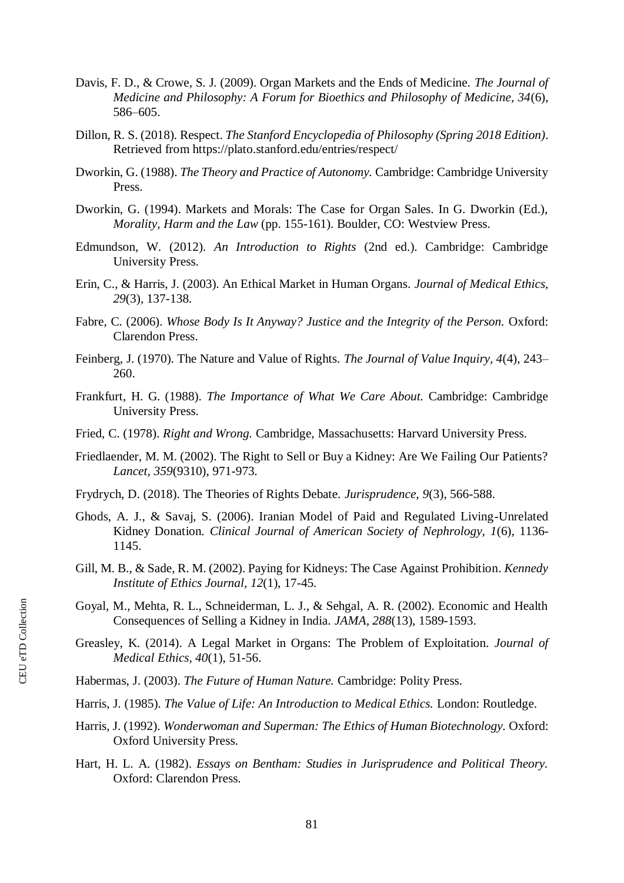Davis, F. D., & Crowe, S. J. (2009). Organ Markets and the Ends of Medicine. *The Journal of Medicine and Philosophy: A Forum for Bioethics and Philosophy of Medicine, 34*(6), 586–605.

Dillon, R. S. (2018). Respect. *The Stanford Encyclopedia of Philosophy (Spring 2018 Edition)*. Retrieved from https://plato.stanford.edu/entries/respect/

Dworkin, G. (1988). *The Theory and Practice of Autonomy.* Cambridge: Cambridge University Press.

Dworkin, G. (1994). Markets and Morals: The Case for Organ Sales. In G. Dworkin (Ed.), *Morality, Harm and the Law* (pp. 155-161). Boulder, CO: Westview Press.

Edmundson, W. (2012). *An Introduction to Rights* (2nd ed.). Cambridge: Cambridge University Press.

Erin, C., & Harris, J. (2003). An Ethical Market in Human Organs. *Journal of Medical Ethics, 29*(3), 137-138.

Fabre, C. (2006). *Whose Body Is It Anyway? Justice and the Integrity of the Person.* Oxford: Clarendon Press.

Feinberg, J. (1970). The Nature and Value of Rights. *The Journal of Value Inquiry, 4*(4), 243–260.

Frankfurt, H. G. (1988). *The Importance of What We Care About.* Cambridge: Cambridge University Press.

Fried, C. (1978). *Right and Wrong.* Cambridge, Massachusetts: Harvard University Press.

Friedlaender, M. M. (2002). The Right to Sell or Buy a Kidney: Are We Failing Our Patients? *Lancet, 359*(9310), 971-973.

Frydrych, D. (2018). The Theories of Rights Debate. *Jurisprudence, 9*(3), 566-588.

Ghods, A. J., & Savaj, S. (2006). Iranian Model of Paid and Regulated Living-Unrelated Kidney Donation. *Clinical Journal of American Society of Nephrology, 1*(6), 1136-1145.

Gill, M. B., & Sade, R. M. (2002). Paying for Kidneys: The Case Against Prohibition. *Kennedy Institute of Ethics Journal, 12*(1), 17-45.

Goyal, M., Mehta, R. L., Schneiderman, L. J., & Sehgal, A. R. (2002). Economic and Health Consequences of Selling a Kidney in India. *JAMA, 288*(13), 1589-1593.

Greasley, K. (2014). A Legal Market in Organs: The Problem of Exploitation. *Journal of Medical Ethics, 40*(1), 51-56.

Habermas, J. (2003). *The Future of Human Nature.* Cambridge: Polity Press.

Harris, J. (1985). *The Value of Life: An Introduction to Medical Ethics.* London: Routledge.

Harris, J. (1992). *Wonderwoman and Superman: The Ethics of Human Biotechnology.* Oxford: Oxford University Press.

Hart, H. L. A. (1982). *Essays on Bentham: Studies in Jurisprudence and Political Theory.* Oxford: Clarendon Press.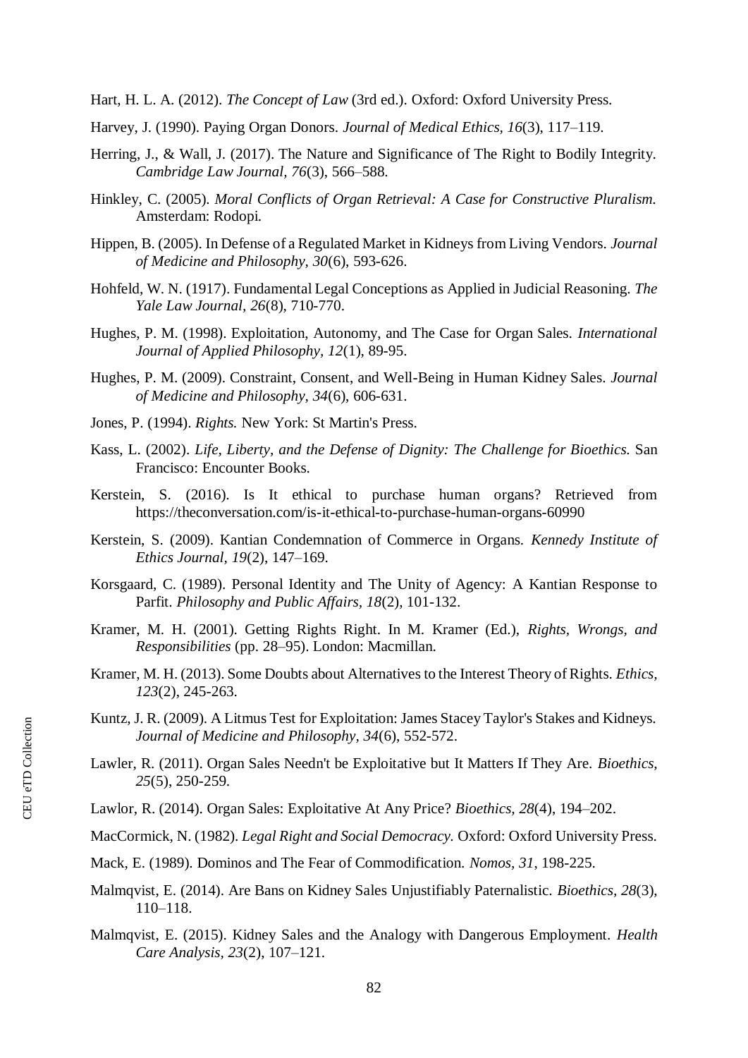Hart, H. L. A. (2012). *The Concept of Law* (3rd ed.). Oxford: Oxford University Press.

Harvey, J. (1990). Paying Organ Donors. *Journal of Medical Ethics, 16*(3), 117–119.

Herring, J., & Wall, J. (2017). The Nature and Significance of The Right to Bodily Integrity. *Cambridge Law Journal*, *76*(3), 566–588.

Hinkley, C. (2005). *Moral Conflicts of Organ Retrieval: A Case for Constructive Pluralism.* Amsterdam: Rodopi.

Hippen, B. (2005). In Defense of a Regulated Market in Kidneys from Living Vendors. *Journal of Medicine and Philosophy, 30*(6), 593-626.

Hohfeld, W. N. (1917). Fundamental Legal Conceptions as Applied in Judicial Reasoning. *The Yale Law Journal*, *26*(8), 710-770.

Hughes, P. M. (1998). Exploitation, Autonomy, and The Case for Organ Sales. *International Journal of Applied Philosophy, 12*(1), 89-95.

Hughes, P. M. (2009). Constraint, Consent, and Well-Being in Human Kidney Sales. *Journal of Medicine and Philosophy, 34*(6), 606-631.

Jones, P. (1994). *Rights.* New York: St Martin's Press.

Kass, L. (2002). *Life, Liberty, and the Defense of Dignity: The Challenge for Bioethics.* San Francisco: Encounter Books.

Kerstein, S. (2016). Is It ethical to purchase human organs? Retrieved from https://theconversation.com/is-it-ethical-to-purchase-human-organs-60990

Kerstein, S. (2009). Kantian Condemnation of Commerce in Organs. *Kennedy Institute of Ethics Journal*, *19*(2), 147–169.

Korsgaard, C. (1989). Personal Identity and The Unity of Agency: A Kantian Response to Parfit. *Philosophy and Public Affairs, 18*(2), 101-132.

Kramer, M. H. (2001). Getting Rights Right. In M. Kramer (Ed.), *Rights, Wrongs, and Responsibilities* (pp. 28–95). London: Macmillan.

Kramer, M. H. (2013). Some Doubts about Alternatives to the Interest Theory of Rights. *Ethics*, *123*(2), 245-263.

Kuntz, J. R. (2009). A Litmus Test for Exploitation: James Stacey Taylor's Stakes and Kidneys. *Journal of Medicine and Philosophy, 34*(6), 552-572.

Lawler, R. (2011). Organ Sales Needn't be Exploitative but It Matters If They Are. *Bioethics, 25*(5), 250-259.

Lawlor, R. (2014). Organ Sales: Exploitative At Any Price? *Bioethics, 28*(4), 194–202.

MacCormick, N. (1982). *Legal Right and Social Democracy.* Oxford: Oxford University Press.

Mack, E. (1989). Dominos and The Fear of Commodification. *Nomos, 31*, 198-225.

Malmqvist, E. (2014). Are Bans on Kidney Sales Unjustifiably Paternalistic. *Bioethics, 28*(3), 110–118.

Malmqvist, E. (2015). Kidney Sales and the Analogy with Dangerous Employment. *Health Care Analysis, 23*(2), 107–121.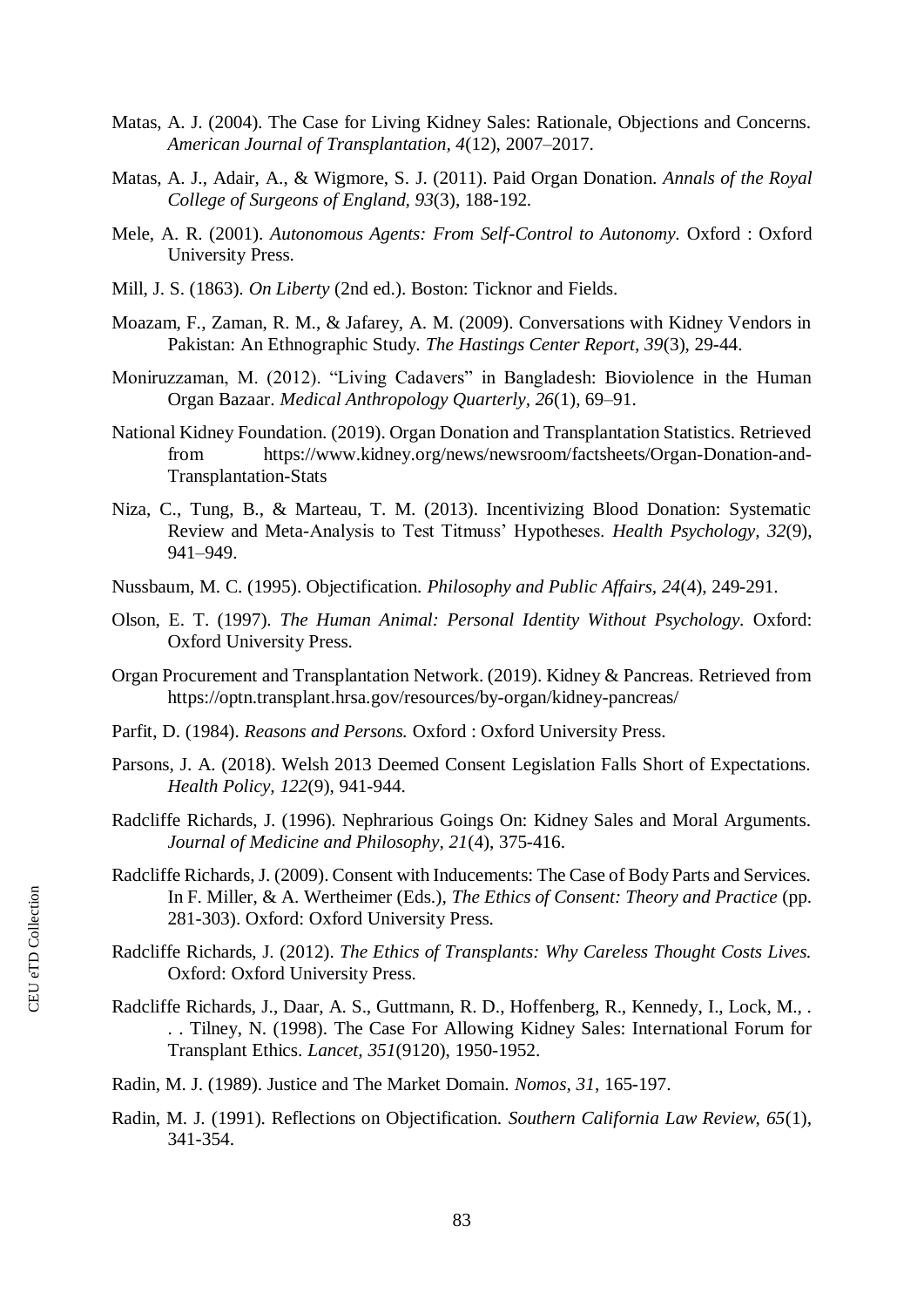Matas, A. J. (2004). The Case for Living Kidney Sales: Rationale, Objections and Concerns. *American Journal of Transplantation, 4*(12), 2007–2017.

Matas, A. J., Adair, A., & Wigmore, S. J. (2011). Paid Organ Donation. *Annals of the Royal College of Surgeons of England, 93*(3), 188-192.

Mele, A. R. (2001). *Autonomous Agents: From Self-Control to Autonomy*. Oxford : Oxford University Press.

Mill, J. S. (1863). *On Liberty* (2nd ed.). Boston: Ticknor and Fields.

Moazam, F., Zaman, R. M., & Jafarey, A. M. (2009). Conversations with Kidney Vendors in Pakistan: An Ethnographic Study. *The Hastings Center Report, 39*(3), 29-44.

Moniruzzaman, M. (2012). "Living Cadavers" in Bangladesh: Bioviolence in the Human Organ Bazaar. *Medical Anthropology Quarterly, 26*(1), 69–91.

National Kidney Foundation. (2019). Organ Donation and Transplantation Statistics. Retrieved from https://www.kidney.org/news/newsroom/factsheets/Organ-Donation-and-Transplantation-Stats

Niza, C., Tung, B., & Marteau, T. M. (2013). Incentivizing Blood Donation: Systematic Review and Meta-Analysis to Test Titmuss' Hypotheses. *Health Psychology, 32*(9), 941–949.

Nussbaum, M. C. (1995). Objectification. *Philosophy and Public Affairs, 24*(4), 249-291.

Olson, E. T. (1997). *The Human Animal: Personal Identity Without Psychology*. Oxford: Oxford University Press.

Organ Procurement and Transplantation Network. (2019). Kidney & Pancreas. Retrieved from https://optn.transplant.hrsa.gov/resources/by-organ/kidney-pancreas/

Parfit, D. (1984). *Reasons and Persons.* Oxford : Oxford University Press.

Parsons, J. A. (2018). Welsh 2013 Deemed Consent Legislation Falls Short of Expectations. *Health Policy, 122*(9), 941-944.

Radcliffe Richards, J. (1996). Nephrarious Goings On: Kidney Sales and Moral Arguments. *Journal of Medicine and Philosophy, 21*(4), 375-416.

Radcliffe Richards, J. (2009). Consent with Inducements: The Case of Body Parts and Services. In F. Miller, & A. Wertheimer (Eds.), *The Ethics of Consent: Theory and Practice* (pp. 281-303). Oxford: Oxford University Press.

Radcliffe Richards, J. (2012). *The Ethics of Transplants: Why Careless Thought Costs Lives.* Oxford: Oxford University Press.

Radcliffe Richards, J., Daar, A. S., Guttmann, R. D., Hoffenberg, R., Kennedy, I., Lock, M., . . . Tilney, N. (1998). The Case For Allowing Kidney Sales: International Forum for Transplant Ethics. *Lancet, 351*(9120), 1950-1952.

Radin, M. J. (1989). Justice and The Market Domain. *Nomos, 31*, 165-197.

Radin, M. J. (1991). Reflections on Objectification. *Southern California Law Review, 65*(1), 341-354.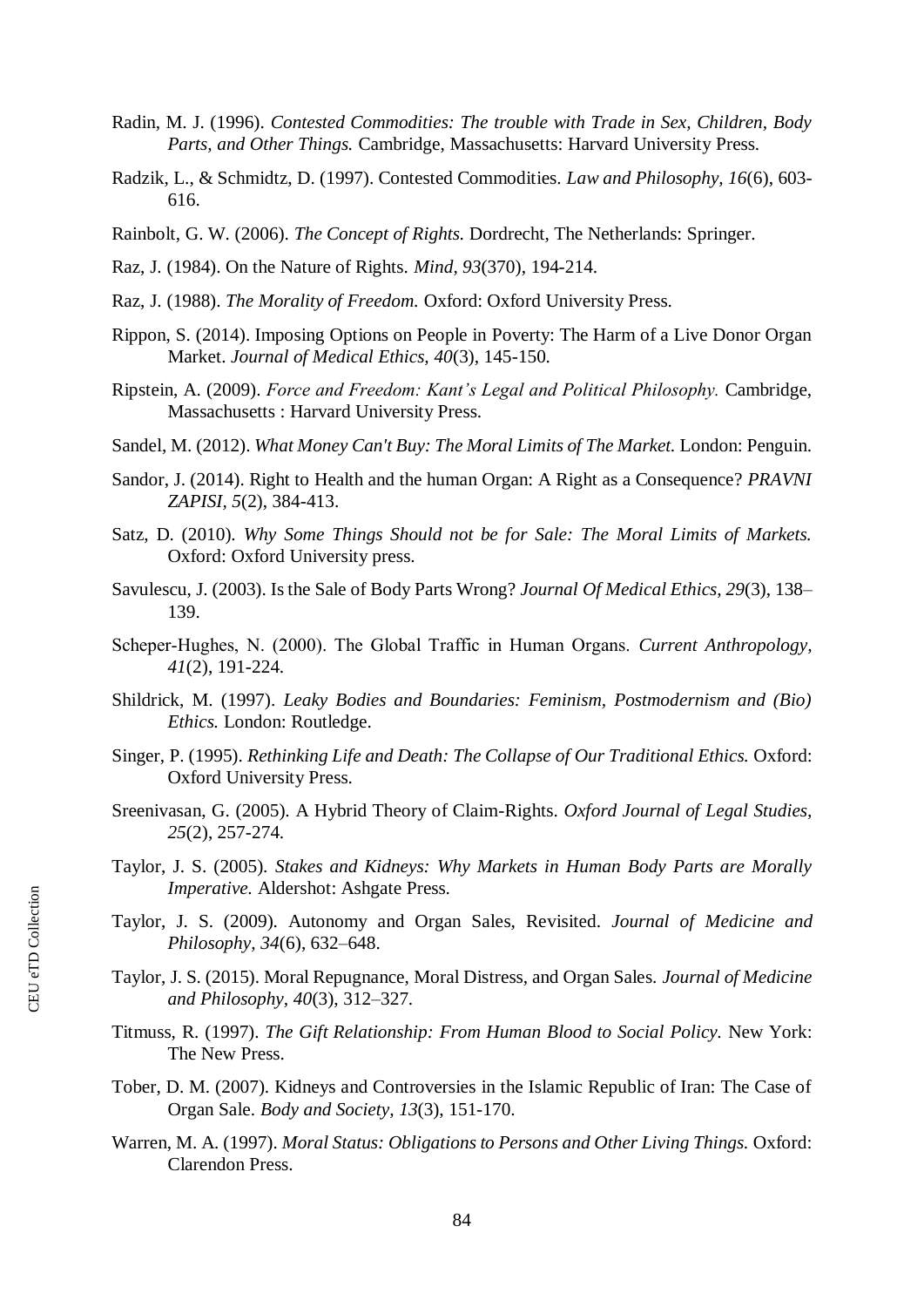Radin, M. J. (1996). *Contested Commodities: The trouble with Trade in Sex, Children, Body Parts, and Other Things.* Cambridge, Massachusetts: Harvard University Press.

Radzik, L., & Schmidtz, D. (1997). Contested Commodities. *Law and Philosophy, 16*(6), 603-616.

Rainbolt, G. W. (2006). *The Concept of Rights.* Dordrecht, The Netherlands: Springer.

Raz, J. (1984). On the Nature of Rights. *Mind, 93*(370), 194-214.

Raz, J. (1988). *The Morality of Freedom.* Oxford: Oxford University Press.

Rippon, S. (2014). Imposing Options on People in Poverty: The Harm of a Live Donor Organ Market. *Journal of Medical Ethics, 40*(3), 145-150.

Ripstein, A. (2009). *Force and Freedom: Kant's Legal and Political Philosophy.* Cambridge, Massachusetts : Harvard University Press.

Sandel, M. (2012). *What Money Can't Buy: The Moral Limits of The Market.* London: Penguin.

Sandor, J. (2014). Right to Health and the human Organ: A Right as a Consequence? *PRAVNI ZAPISI, 5*(2), 384-413.

Satz, D. (2010). *Why Some Things Should not be for Sale: The Moral Limits of Markets.* Oxford: Oxford University press.

Savulescu, J. (2003). Is the Sale of Body Parts Wrong? *Journal Of Medical Ethics, 29*(3), 138–139.

Scheper-Hughes, N. (2000). The Global Traffic in Human Organs. *Current Anthropology, 41*(2), 191-224.

Shildrick, M. (1997). *Leaky Bodies and Boundaries: Feminism, Postmodernism and (Bio) Ethics.* London: Routledge.

Singer, P. (1995). *Rethinking Life and Death: The Collapse of Our Traditional Ethics.* Oxford: Oxford University Press.

Sreenivasan, G. (2005). A Hybrid Theory of Claim-Rights. *Oxford Journal of Legal Studies, 25*(2), 257-274.

Taylor, J. S. (2005). *Stakes and Kidneys: Why Markets in Human Body Parts are Morally Imperative.* Aldershot: Ashgate Press.

Taylor, J. S. (2009). Autonomy and Organ Sales, Revisited. *Journal of Medicine and Philosophy, 34*(6), 632–648.

Taylor, J. S. (2015). Moral Repugnance, Moral Distress, and Organ Sales. *Journal of Medicine and Philosophy, 40*(3), 312–327.

Titmuss, R. (1997). *The Gift Relationship: From Human Blood to Social Policy.* New York: The New Press.

Tober, D. M. (2007). Kidneys and Controversies in the Islamic Republic of Iran: The Case of Organ Sale. *Body and Society, 13*(3), 151-170.

Warren, M. A. (1997). *Moral Status: Obligations to Persons and Other Living Things.* Oxford: Clarendon Press.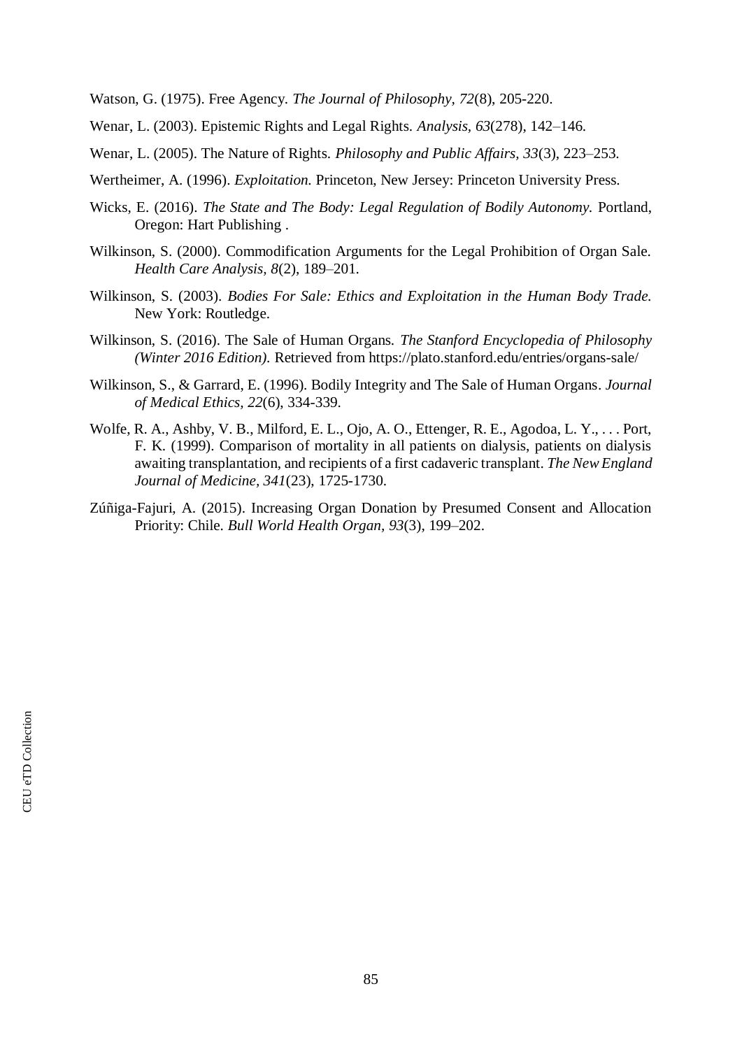Watson, G. (1975). Free Agency. *The Journal of Philosophy, 72*(8), 205-220.

Wenar, L. (2003). Epistemic Rights and Legal Rights. *Analysis, 63*(278), 142–146.

Wenar, L. (2005). The Nature of Rights. *Philosophy and Public Affairs, 33*(3), 223–253.

Wertheimer, A. (1996). *Exploitation.* Princeton, New Jersey: Princeton University Press.

Wicks, E. (2016). *The State and The Body: Legal Regulation of Bodily Autonomy.* Portland, Oregon: Hart Publishing .

Wilkinson, S. (2000). Commodification Arguments for the Legal Prohibition of Organ Sale. *Health Care Analysis, 8*(2), 189–201.

Wilkinson, S. (2003). *Bodies For Sale: Ethics and Exploitation in the Human Body Trade.* New York: Routledge.

Wilkinson, S. (2016). The Sale of Human Organs. *The Stanford Encyclopedia of Philosophy (Winter 2016 Edition).* Retrieved from https://plato.stanford.edu/entries/organs-sale/

Wilkinson, S., & Garrard, E. (1996). Bodily Integrity and The Sale of Human Organs. *Journal of Medical Ethics, 22*(6), 334-339.

Wolfe, R. A., Ashby, V. B., Milford, E. L., Ojo, A. O., Ettenger, R. E., Agodoa, L. Y., . . . Port, F. K. (1999). Comparison of mortality in all patients on dialysis, patients on dialysis awaiting transplantation, and recipients of a first cadaveric transplant. *The New England Journal of Medicine, 341*(23), 1725-1730.

Zúñiga-Fajuri, A. (2015). Increasing Organ Donation by Presumed Consent and Allocation Priority: Chile. *Bull World Health Organ, 93*(3), 199–202.